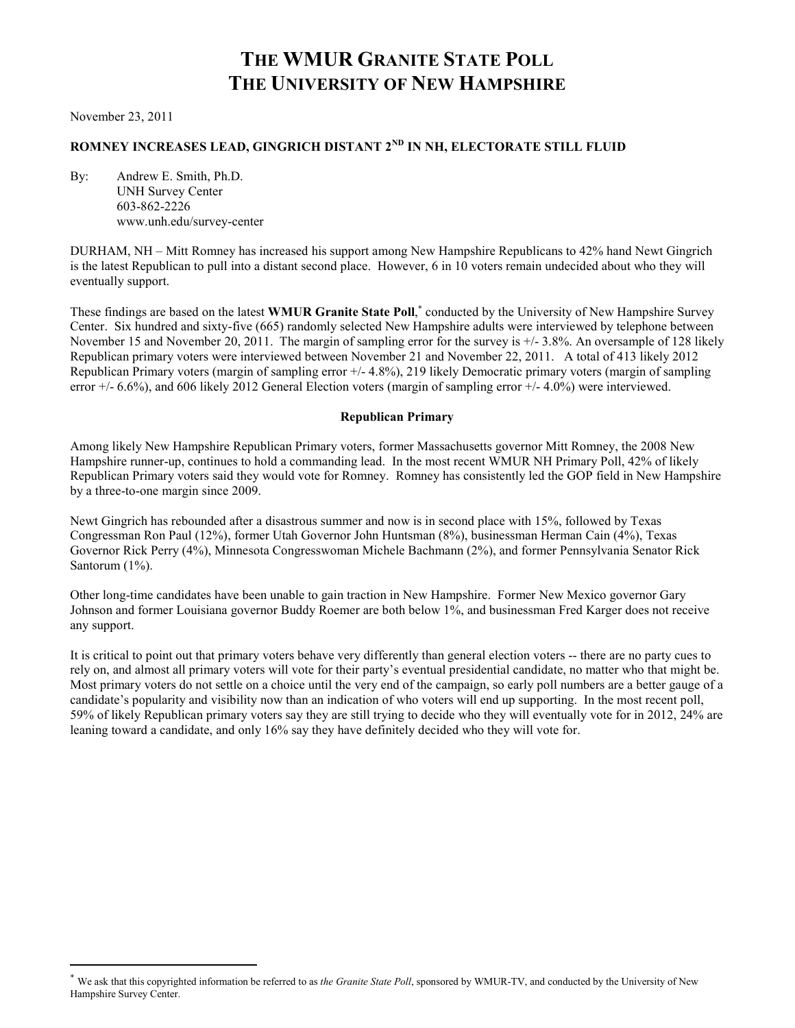# THE WMUR GRANITE STATE POLL
# THE UNIVERSITY OF NEW HAMPSHIRE

November 23, 2011

## ROMNEY INCREASES LEAD, GINGRICH DISTANT 2ND IN NH, ELECTORATE STILL FLUID

By: Andrew E. Smith, Ph.D.
UNH Survey Center
603-862-2226
www.unh.edu/survey-center

DURHAM, NH – Mitt Romney has increased his support among New Hampshire Republicans to 42% hand Newt Gingrich is the latest Republican to pull into a distant second place. However, 6 in 10 voters remain undecided about who they will eventually support.

These findings are based on the latest **WMUR Granite State Poll**,* conducted by the University of New Hampshire Survey Center. Six hundred and sixty-five (665) randomly selected New Hampshire adults were interviewed by telephone between November 15 and November 20, 2011. The margin of sampling error for the survey is +/- 3.8%. An oversample of 128 likely Republican primary voters were interviewed between November 21 and November 22, 2011. A total of 413 likely 2012 Republican Primary voters (margin of sampling error +/- 4.8%), 219 likely Democratic primary voters (margin of sampling error +/- 6.6%), and 606 likely 2012 General Election voters (margin of sampling error +/- 4.0%) were interviewed.

### Republican Primary

Among likely New Hampshire Republican Primary voters, former Massachusetts governor Mitt Romney, the 2008 New Hampshire runner-up, continues to hold a commanding lead. In the most recent WMUR NH Primary Poll, 42% of likely Republican Primary voters said they would vote for Romney. Romney has consistently led the GOP field in New Hampshire by a three-to-one margin since 2009.

Newt Gingrich has rebounded after a disastrous summer and now is in second place with 15%, followed by Texas Congressman Ron Paul (12%), former Utah Governor John Huntsman (8%), businessman Herman Cain (4%), Texas Governor Rick Perry (4%), Minnesota Congresswoman Michele Bachmann (2%), and former Pennsylvania Senator Rick Santorum (1%).

Other long-time candidates have been unable to gain traction in New Hampshire. Former New Mexico governor Gary Johnson and former Louisiana governor Buddy Roemer are both below 1%, and businessman Fred Karger does not receive any support.

It is critical to point out that primary voters behave very differently than general election voters -- there are no party cues to rely on, and almost all primary voters will vote for their party's eventual presidential candidate, no matter who that might be. Most primary voters do not settle on a choice until the very end of the campaign, so early poll numbers are a better gauge of a candidate's popularity and visibility now than an indication of who voters will end up supporting. In the most recent poll, 59% of likely Republican primary voters say they are still trying to decide who they will eventually vote for in 2012, 24% are leaning toward a candidate, and only 16% say they have definitely decided who they will vote for.

* We ask that this copyrighted information be referred to as *the Granite State Poll*, sponsored by WMUR-TV, and conducted by the University of New Hampshire Survey Center.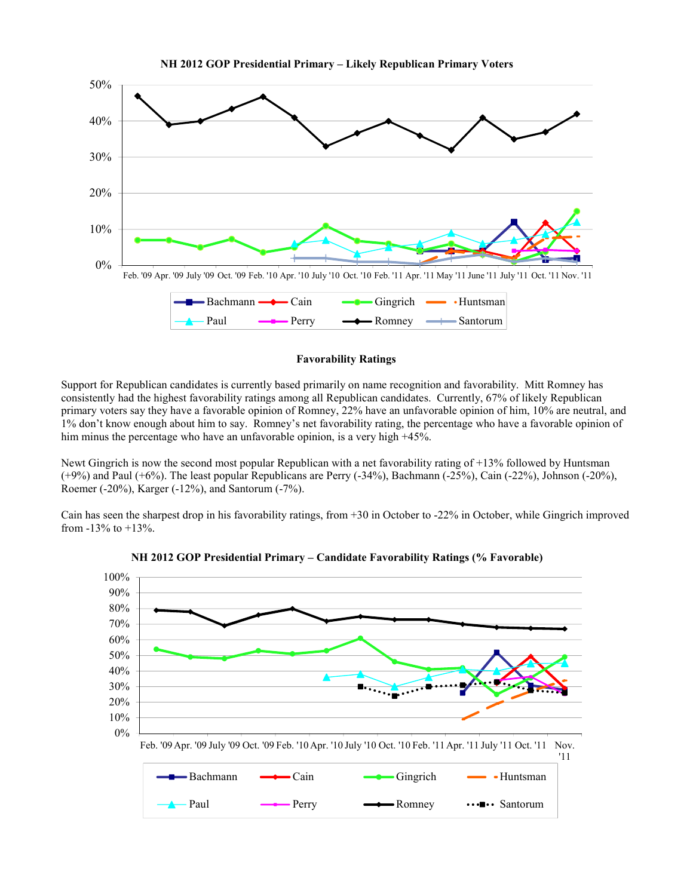**NH 2012 GOP Presidential Primary – Likely Republican Primary Voters**

**Favorability Ratings**

Support for Republican candidates is currently based primarily on name recognition and favorability. Mitt Romney has consistently had the highest favorability ratings among all Republican candidates. Currently, 67% of likely Republican primary voters say they have a favorable opinion of Romney, 22% have an unfavorable opinion of him, 10% are neutral, and 1% don't know enough about him to say. Romney's net favorability rating, the percentage who have a favorable opinion of him minus the percentage who have an unfavorable opinion, is a very high +45%.

Newt Gingrich is now the second most popular Republican with a net favorability rating of +13% followed by Huntsman (+9%) and Paul (+6%). The least popular Republicans are Perry (-34%), Bachmann (-25%), Cain (-22%), Johnson (-20%), Roemer (-20%), Karger (-12%), and Santorum (-7%).

Cain has seen the sharpest drop in his favorability ratings, from +30 in October to -22% in October, while Gingrich improved from -13% to +13%.

**NH 2012 GOP Presidential Primary – Candidate Favorability Ratings (% Favorable)**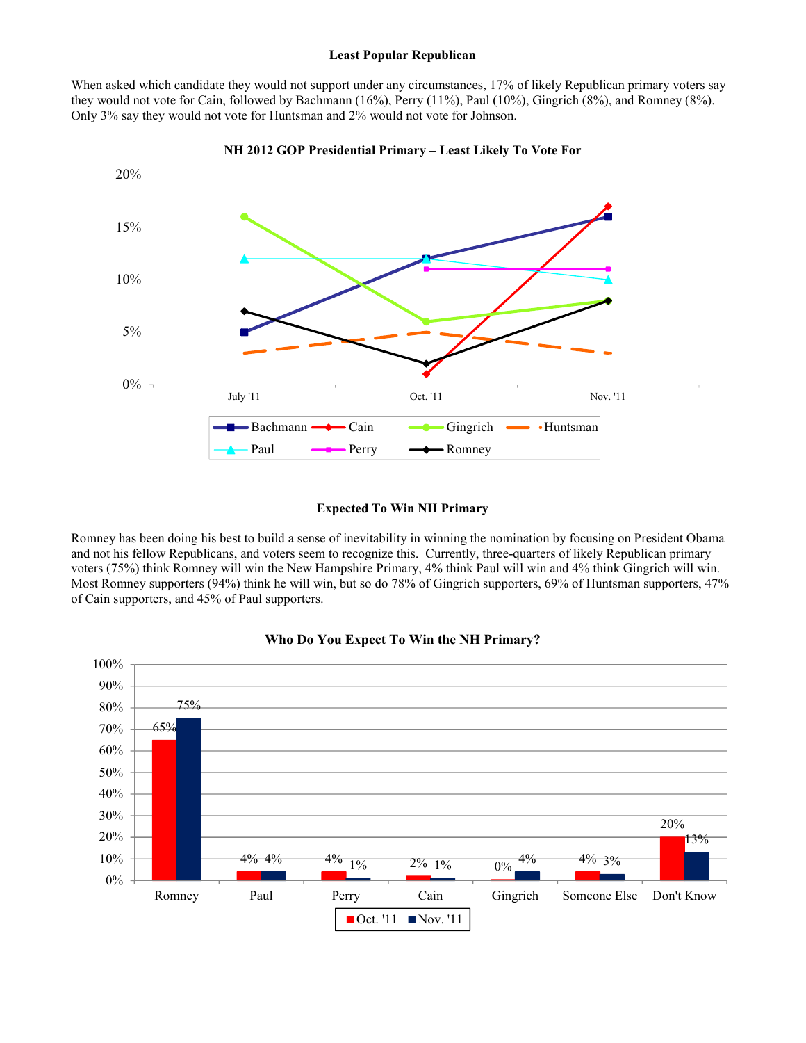**Least Popular Republican**

When asked which candidate they would not support under any circumstances, 17% of likely Republican primary voters say they would not vote for Cain, followed by Bachmann (16%), Perry (11%), Paul (10%), Gingrich (8%), and Romney (8%). Only 3% say they would not vote for Huntsman and 2% would not vote for Johnson.

**NH 2012 GOP Presidential Primary – Least Likely To Vote For**

| | July '11 | Oct. '11 | Nov. '11 |
|---|---|---|---|
| Bachmann | 5% | 12% | 16% |
| Cain | | 1% | 17% |
| Gingrich | 16% | 6% | 8% |
| Huntsman | 3% | 5% | 3% |
| Paul | 12% | 12% | 10% |
| Perry | | 11% | 11% |
| Romney | 7% | 2% | 8% |

**Expected To Win NH Primary**

Romney has been doing his best to build a sense of inevitability in winning the nomination by focusing on President Obama and not his fellow Republicans, and voters seem to recognize this. Currently, three-quarters of likely Republican primary voters (75%) think Romney will win the New Hampshire Primary, 4% think Paul will win and 4% think Gingrich will win. Most Romney supporters (94%) think he will win, but so do 78% of Gingrich supporters, 69% of Huntsman supporters, 47% of Cain supporters, and 45% of Paul supporters.

**Who Do You Expect To Win the NH Primary?**

| | Oct. '11 | Nov. '11 |
|---|---|---|
| Romney | 65% | 75% |
| Paul | 4% | 4% |
| Perry | 4% | 1% |
| Cain | 2% | 1% |
| Gingrich | 0% | 4% |
| Someone Else | 4% | 3% |
| Don't Know | 20% | 13% |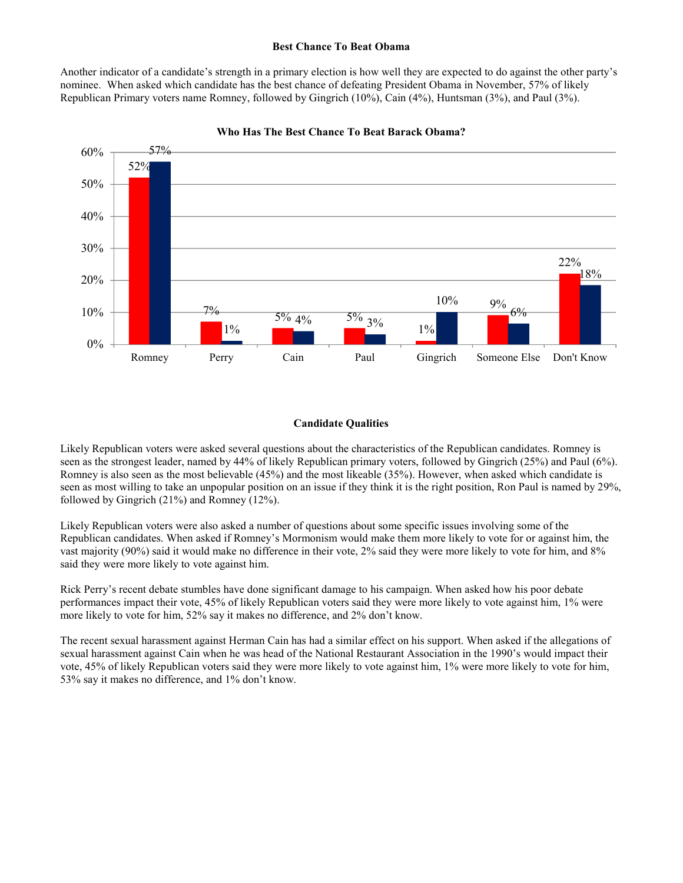### Best Chance To Beat Obama

Another indicator of a candidate's strength in a primary election is how well they are expected to do against the other party's nominee. When asked which candidate has the best chance of defeating President Obama in November, 57% of likely Republican Primary voters name Romney, followed by Gingrich (10%), Cain (4%), Huntsman (3%), and Paul (3%).

**Who Has The Best Chance To Beat Barack Obama?**

| | Romney | Perry | Cain | Paul | Gingrich | Someone Else | Don't Know |
|---|---|---|---|---|---|---|---|
| Red | 52% | 7% | 5% | 5% | 1% | 9% | 22% |
| Blue | 57% | 1% | 4% | 3% | 10% | 6% | 18% |

### Candidate Qualities

Likely Republican voters were asked several questions about the characteristics of the Republican candidates. Romney is seen as the strongest leader, named by 44% of likely Republican primary voters, followed by Gingrich (25%) and Paul (6%). Romney is also seen as the most believable (45%) and the most likeable (35%). However, when asked which candidate is seen as most willing to take an unpopular position on an issue if they think it is the right position, Ron Paul is named by 29%, followed by Gingrich (21%) and Romney (12%).

Likely Republican voters were also asked a number of questions about some specific issues involving some of the Republican candidates. When asked if Romney's Mormonism would make them more likely to vote for or against him, the vast majority (90%) said it would make no difference in their vote, 2% said they were more likely to vote for him, and 8% said they were more likely to vote against him.

Rick Perry's recent debate stumbles have done significant damage to his campaign. When asked how his poor debate performances impact their vote, 45% of likely Republican voters said they were more likely to vote against him, 1% were more likely to vote for him, 52% say it makes no difference, and 2% don't know.

The recent sexual harassment against Herman Cain has had a similar effect on his support. When asked if the allegations of sexual harassment against Cain when he was head of the National Restaurant Association in the 1990's would impact their vote, 45% of likely Republican voters said they were more likely to vote against him, 1% were more likely to vote for him, 53% say it makes no difference, and 1% don't know.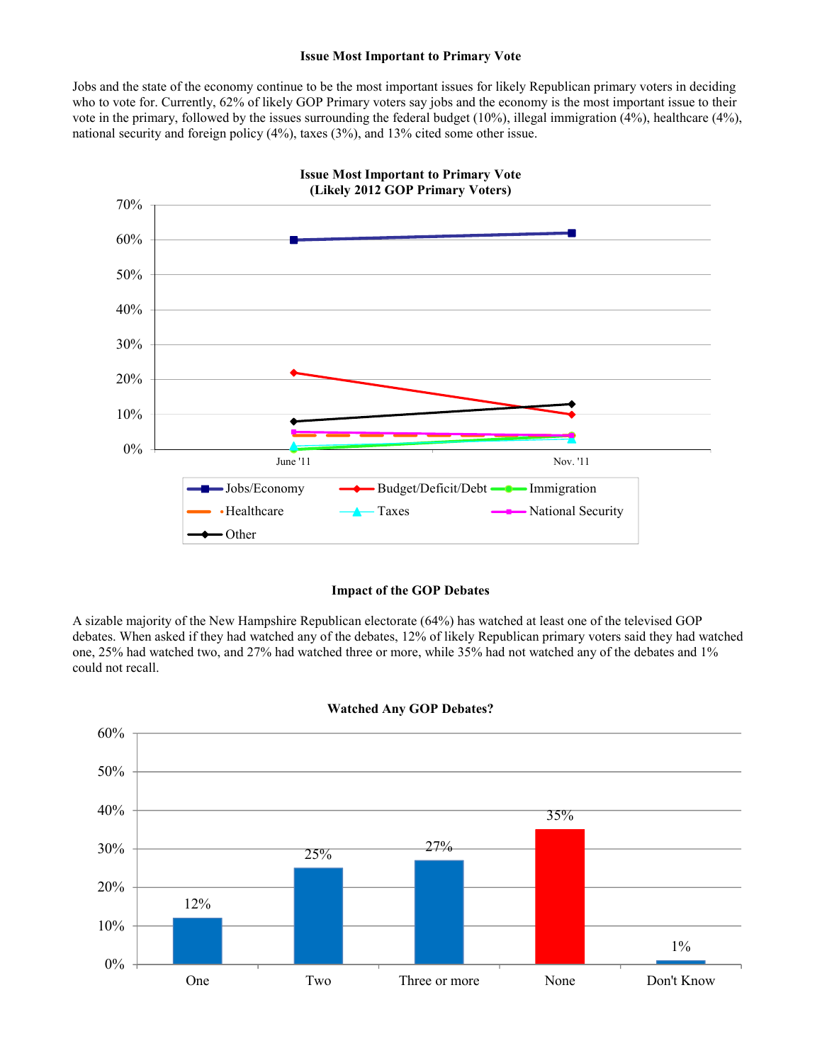**Issue Most Important to Primary Vote**

Jobs and the state of the economy continue to be the most important issues for likely Republican primary voters in deciding who to vote for. Currently, 62% of likely GOP Primary voters say jobs and the economy is the most important issue to their vote in the primary, followed by the issues surrounding the federal budget (10%), illegal immigration (4%), healthcare (4%), national security and foreign policy (4%), taxes (3%), and 13% cited some other issue.

**Issue Most Important to Primary Vote**
**(Likely 2012 GOP Primary Voters)**

| | June '11 | Nov. '11 |
|---|---|---|
| Jobs/Economy | 60% | 62% |
| Budget/Deficit/Debt | 22% | 10% |
| Immigration | 0% | 4% |
| Healthcare | 4% | 4% |
| Taxes | 1% | 3% |
| National Security | 5% | 4% |
| Other | 8% | 13% |

**Impact of the GOP Debates**

A sizable majority of the New Hampshire Republican electorate (64%) has watched at least one of the televised GOP debates. When asked if they had watched any of the debates, 12% of likely Republican primary voters said they had watched one, 25% had watched two, and 27% had watched three or more, while 35% had not watched any of the debates and 1% could not recall.

**Watched Any GOP Debates?**

| One | Two | Three or more | None | Don't Know |
|---|---|---|---|---|
| 12% | 25% | 27% | 35% | 1% |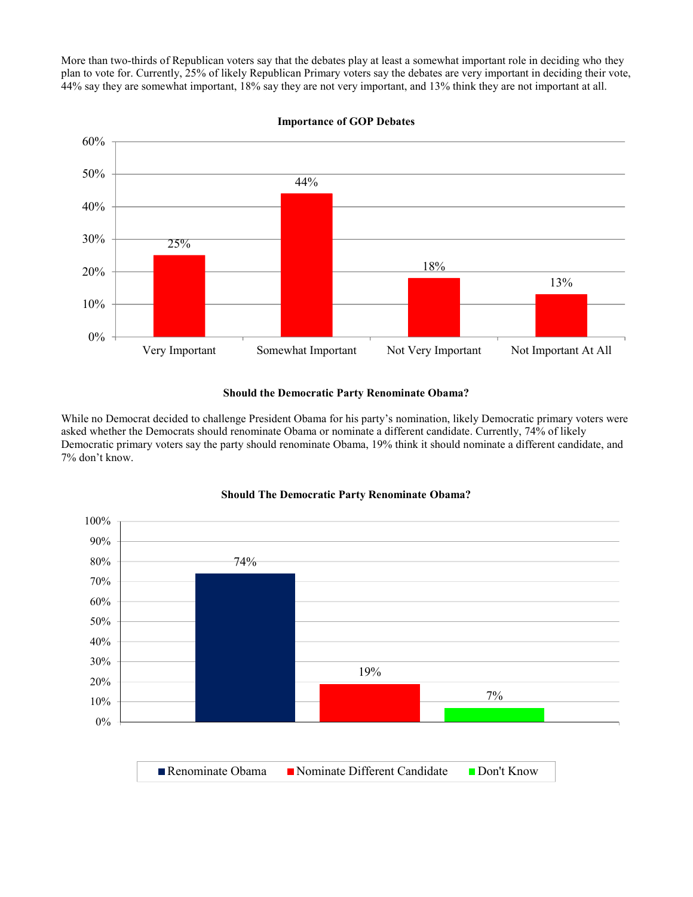More than two-thirds of Republican voters say that the debates play at least a somewhat important role in deciding who they plan to vote for. Currently, 25% of likely Republican Primary voters say the debates are very important in deciding their vote, 44% say they are somewhat important, 18% say they are not very important, and 13% think they are not important at all.

**Importance of GOP Debates**

| Very Important | Somewhat Important | Not Very Important | Not Important At All |
|---|---|---|---|
| 25% | 44% | 18% | 13% |

**Should the Democratic Party Renominate Obama?**

While no Democrat decided to challenge President Obama for his party's nomination, likely Democratic primary voters were asked whether the Democrats should renominate Obama or nominate a different candidate. Currently, 74% of likely Democratic primary voters say the party should renominate Obama, 19% think it should nominate a different candidate, and 7% don't know.

**Should The Democratic Party Renominate Obama?**

| Renominate Obama | Nominate Different Candidate | Don't Know |
|---|---|---|
| 74% | 19% | 7% |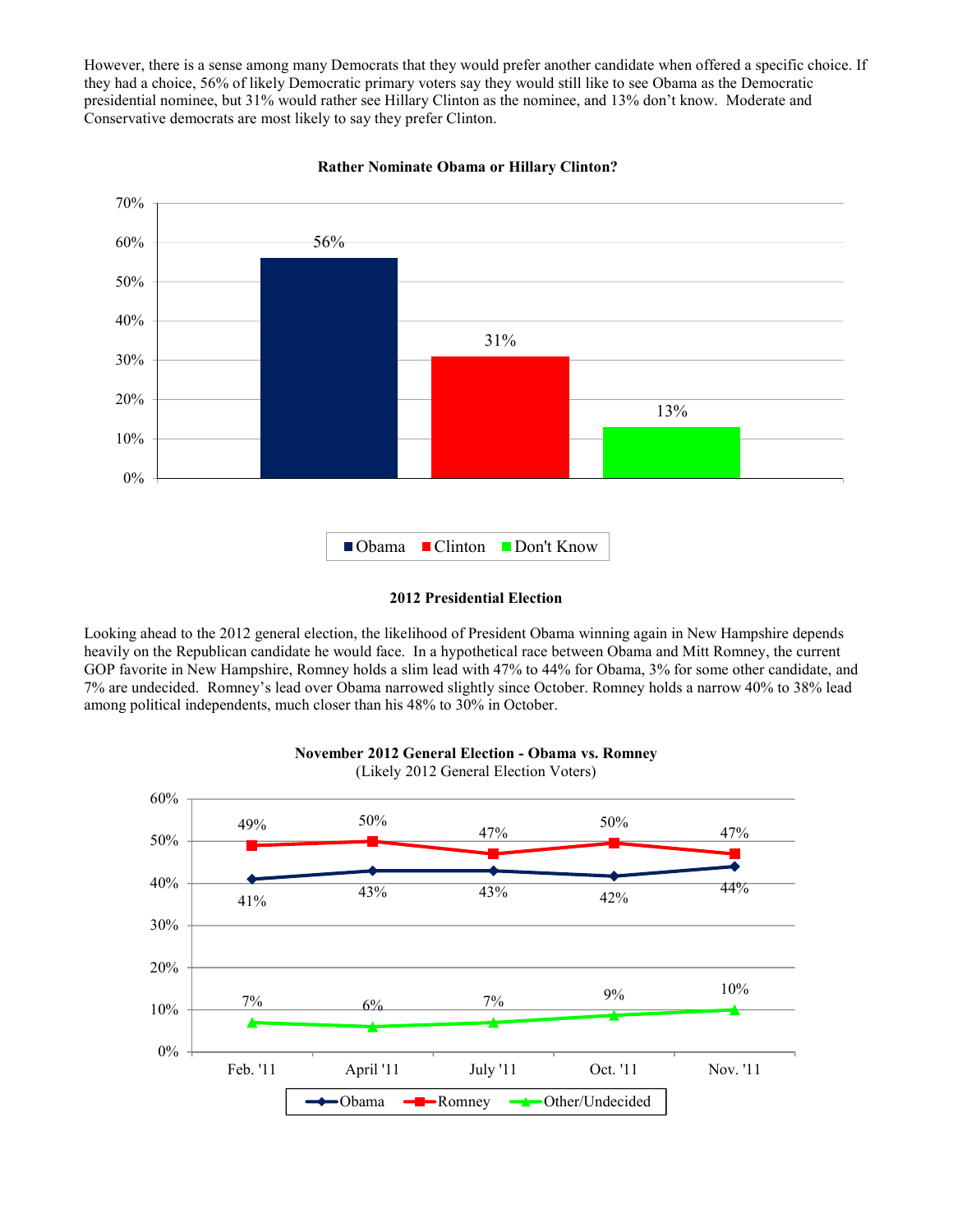However, there is a sense among many Democrats that they would prefer another candidate when offered a specific choice. If they had a choice, 56% of likely Democratic primary voters say they would still like to see Obama as the Democratic presidential nominee, but 31% would rather see Hillary Clinton as the nominee, and 13% don't know. Moderate and Conservative democrats are most likely to say they prefer Clinton.

**Rather Nominate Obama or Hillary Clinton?**

| Obama | Clinton | Don't Know |
|---|---|---|
| 56% | 31% | 13% |

**2012 Presidential Election**

Looking ahead to the 2012 general election, the likelihood of President Obama winning again in New Hampshire depends heavily on the Republican candidate he would face. In a hypothetical race between Obama and Mitt Romney, the current GOP favorite in New Hampshire, Romney holds a slim lead with 47% to 44% for Obama, 3% for some other candidate, and 7% are undecided. Romney's lead over Obama narrowed slightly since October. Romney holds a narrow 40% to 38% lead among political independents, much closer than his 48% to 30% in October.

**November 2012 General Election - Obama vs. Romney**
(Likely 2012 General Election Voters)

| | Feb. '11 | April '11 | July '11 | Oct. '11 | Nov. '11 |
|---|---|---|---|---|---|
| Obama | 41% | 43% | 43% | 42% | 44% |
| Romney | 49% | 50% | 47% | 50% | 47% |
| Other/Undecided | 7% | 6% | 7% | 9% | 10% |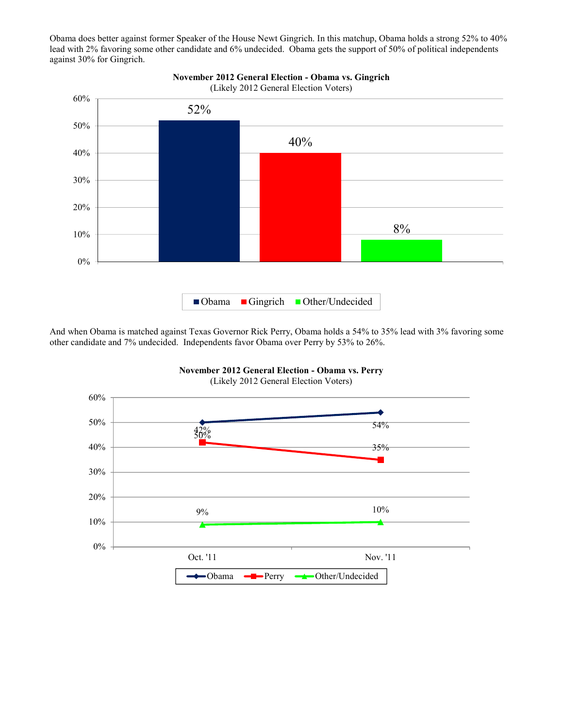Obama does better against former Speaker of the House Newt Gingrich. In this matchup, Obama holds a strong 52% to 40% lead with 2% favoring some other candidate and 6% undecided. Obama gets the support of 50% of political independents against 30% for Gingrich.

**November 2012 General Election - Obama vs. Gingrich**
(Likely 2012 General Election Voters)

| Obama | Gingrich | Other/Undecided |
|---|---|---|
| 52% | 40% | 8% |

And when Obama is matched against Texas Governor Rick Perry, Obama holds a 54% to 35% lead with 3% favoring some other candidate and 7% undecided. Independents favor Obama over Perry by 53% to 26%.

**November 2012 General Election - Obama vs. Perry**
(Likely 2012 General Election Voters)

| | Oct. '11 | Nov. '11 |
|---|---|---|
| Obama | 50% | 54% |
| Perry | 42% | 35% |
| Other/Undecided | 9% | 10% |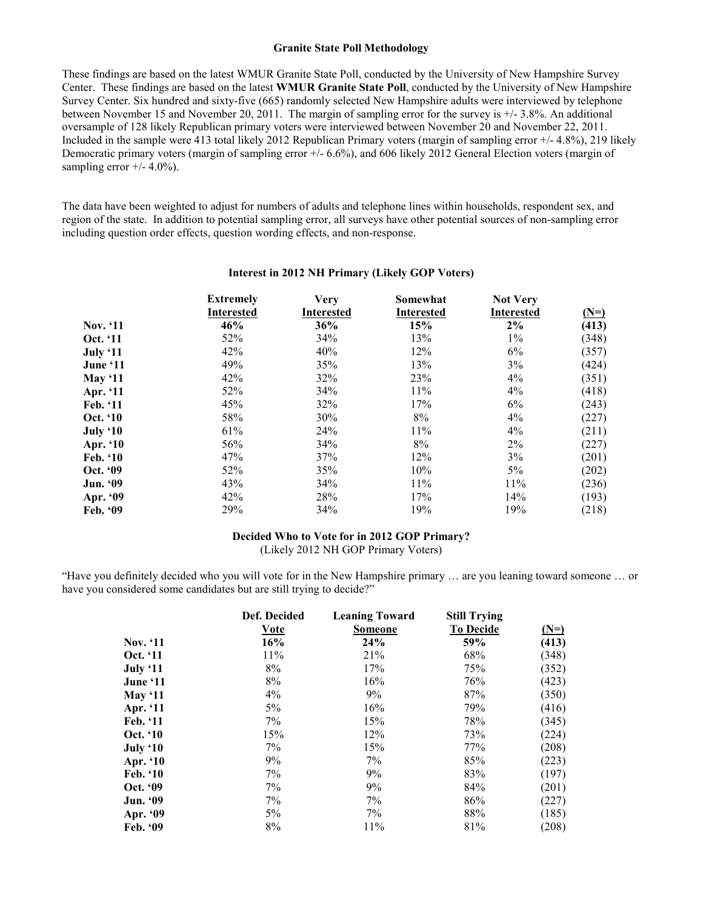## Granite State Poll Methodology

These findings are based on the latest WMUR Granite State Poll, conducted by the University of New Hampshire Survey Center. These findings are based on the latest **WMUR Granite State Poll**, conducted by the University of New Hampshire Survey Center. Six hundred and sixty-five (665) randomly selected New Hampshire adults were interviewed by telephone between November 15 and November 20, 2011. The margin of sampling error for the survey is +/- 3.8%. An additional oversample of 128 likely Republican primary voters were interviewed between November 20 and November 22, 2011. Included in the sample were 413 total likely 2012 Republican Primary voters (margin of sampling error +/- 4.8%), 219 likely Democratic primary voters (margin of sampling error +/- 6.6%), and 606 likely 2012 General Election voters (margin of sampling error +/- 4.0%).

The data have been weighted to adjust for numbers of adults and telephone lines within households, respondent sex, and region of the state. In addition to potential sampling error, all surveys have other potential sources of non-sampling error including question order effects, question wording effects, and non-response.

### Interest in 2012 NH Primary (Likely GOP Voters)

| | Extremely Interested | Very Interested | Somewhat Interested | Not Very Interested | (N=) |
|---|---|---|---|---|---|
| **Nov. '11** | **46%** | **36%** | **15%** | **2%** | **(413)** |
| **Oct. '11** | 52% | 34% | 13% | 1% | (348) |
| **July '11** | 42% | 40% | 12% | 6% | (357) |
| **June '11** | 49% | 35% | 13% | 3% | (424) |
| **May '11** | 42% | 32% | 23% | 4% | (351) |
| **Apr. '11** | 52% | 34% | 11% | 4% | (418) |
| **Feb. '11** | 45% | 32% | 17% | 6% | (243) |
| **Oct. '10** | 58% | 30% | 8% | 4% | (227) |
| **July '10** | 61% | 24% | 11% | 4% | (211) |
| **Apr. '10** | 56% | 34% | 8% | 2% | (227) |
| **Feb. '10** | 47% | 37% | 12% | 3% | (201) |
| **Oct. '09** | 52% | 35% | 10% | 5% | (202) |
| **Jun. '09** | 43% | 34% | 11% | 11% | (236) |
| **Apr. '09** | 42% | 28% | 17% | 14% | (193) |
| **Feb. '09** | 29% | 34% | 19% | 19% | (218) |

### Decided Who to Vote for in 2012 GOP Primary?

(Likely 2012 NH GOP Primary Voters)

"Have you definitely decided who you will vote for in the New Hampshire primary … are you leaning toward someone … or have you considered some candidates but are still trying to decide?"

| | Def. Decided Vote | Leaning Toward Someone | Still Trying To Decide | (N=) |
|---|---|---|---|---|
| **Nov. '11** | **16%** | **24%** | **59%** | **(413)** |
| **Oct. '11** | 11% | 21% | 68% | (348) |
| **July '11** | 8% | 17% | 75% | (352) |
| **June '11** | 8% | 16% | 76% | (423) |
| **May '11** | 4% | 9% | 87% | (350) |
| **Apr. '11** | 5% | 16% | 79% | (416) |
| **Feb. '11** | 7% | 15% | 78% | (345) |
| **Oct. '10** | 15% | 12% | 73% | (224) |
| **July '10** | 7% | 15% | 77% | (208) |
| **Apr. '10** | 9% | 7% | 85% | (223) |
| **Feb. '10** | 7% | 9% | 83% | (197) |
| **Oct. '09** | 7% | 9% | 84% | (201) |
| **Jun. '09** | 7% | 7% | 86% | (227) |
| **Apr. '09** | 5% | 7% | 88% | (185) |
| **Feb. '09** | 8% | 11% | 81% | (208) |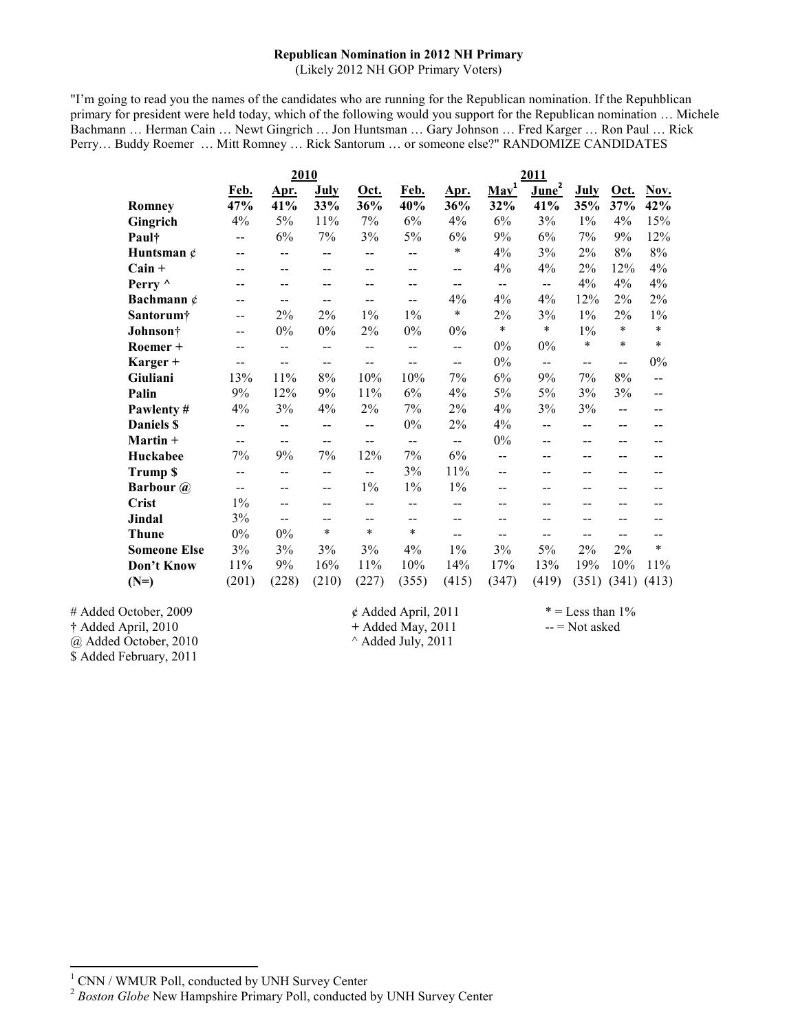**Republican Nomination in 2012 NH Primary**
(Likely 2012 NH GOP Primary Voters)

"I'm going to read you the names of the candidates who are running for the Republican nomination. If the Repuhblican primary for president were held today, which of the following would you support for the Republican nomination … Michele Bachmann … Herman Cain … Newt Gingrich … Jon Huntsman … Gary Johnson … Fred Karger … Ron Paul … Rick Perry… Buddy Roemer … Mitt Romney … Rick Santorum … or someone else?" RANDOMIZE CANDIDATES

| | 2010 | | | | 2011 | | | | | | |
|---|---|---|---|---|---|---|---|---|---|---|---|
| | **Feb.** | **Apr.** | **July** | **Oct.** | **Feb.** | **Apr.** | **May**[1] | **June**[2] | **July** | **Oct.** | **Nov.** |
| **Romney** | **47%** | **41%** | **33%** | **36%** | **40%** | **36%** | **32%** | **41%** | **35%** | **37%** | **42%** |
| **Gingrich** | 4% | 5% | 11% | 7% | 6% | 4% | 6% | 3% | 1% | 4% | 15% |
| **Paul†** | -- | 6% | 7% | 3% | 5% | 6% | 9% | 6% | 7% | 9% | 12% |
| **Huntsman ¢** | -- | -- | -- | -- | -- | * | 4% | 3% | 2% | 8% | 8% |
| **Cain +** | -- | -- | -- | -- | -- | -- | 4% | 4% | 2% | 12% | 4% |
| **Perry ^** | -- | -- | -- | -- | -- | -- | -- | -- | 4% | 4% | 4% |
| **Bachmann ¢** | -- | -- | -- | -- | -- | 4% | 4% | 4% | 12% | 2% | 2% |
| **Santorum†** | -- | 2% | 2% | 1% | 1% | * | 2% | 3% | 1% | 2% | 1% |
| **Johnson†** | -- | 0% | 0% | 2% | 0% | 0% | * | * | 1% | * | * |
| **Roemer +** | -- | -- | -- | -- | -- | -- | 0% | 0% | * | * | * |
| **Karger +** | -- | -- | -- | -- | -- | -- | 0% | -- | -- | -- | 0% |
| **Giuliani** | 13% | 11% | 8% | 10% | 10% | 7% | 6% | 9% | 7% | 8% | -- |
| **Palin** | 9% | 12% | 9% | 11% | 6% | 4% | 5% | 5% | 3% | 3% | -- |
| **Pawlenty #** | 4% | 3% | 4% | 2% | 7% | 2% | 4% | 3% | 3% | -- | -- |
| **Daniels $** | -- | -- | -- | -- | 0% | 2% | 4% | -- | -- | -- | -- |
| **Martin +** | -- | -- | -- | -- | -- | -- | 0% | -- | -- | -- | -- |
| **Huckabee** | 7% | 9% | 7% | 12% | 7% | 6% | -- | -- | -- | -- | -- |
| **Trump $** | -- | -- | -- | -- | 3% | 11% | -- | -- | -- | -- | -- |
| **Barbour @** | -- | -- | -- | 1% | 1% | 1% | -- | -- | -- | -- | -- |
| **Crist** | 1% | -- | -- | -- | -- | -- | -- | -- | -- | -- | -- |
| **Jindal** | 3% | -- | -- | -- | -- | -- | -- | -- | -- | -- | -- |
| **Thune** | 0% | 0% | * | * | * | -- | -- | -- | -- | -- | -- |
| **Someone Else** | 3% | 3% | 3% | 3% | 4% | 1% | 3% | 5% | 2% | 2% | * |
| **Don't Know** | 11% | 9% | 16% | 11% | 10% | 14% | 17% | 13% | 19% | 10% | 11% |
| **(N=)** | (201) | (228) | (210) | (227) | (355) | (415) | (347) | (419) | (351) | (341) | (413) |

# Added October, 2009
† Added April, 2010
@ Added October, 2010
$ Added February, 2011

¢ Added April, 2011
+ Added May, 2011
^ Added July, 2011

* = Less than 1%
-- = Not asked

[1] CNN / WMUR Poll, conducted by UNH Survey Center
[2] *Boston Globe* New Hampshire Primary Poll, conducted by UNH Survey Center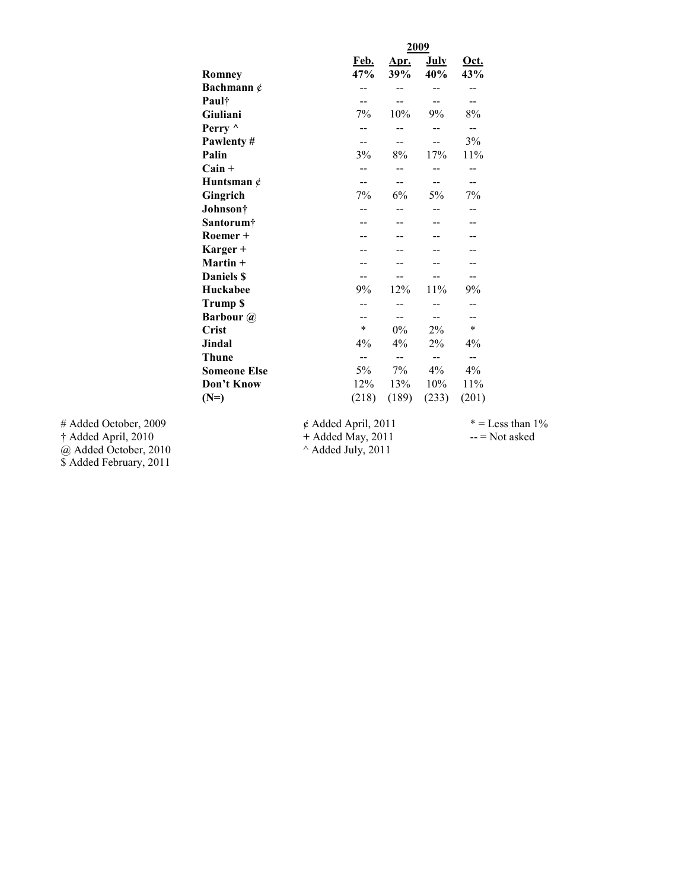| | 2009 | | | |
|---|---|---|---|---|
| | **Feb.** | **Apr.** | **July** | **Oct.** |
| **Romney** | **47%** | **39%** | **40%** | **43%** |
| **Bachmann ¢** | -- | -- | -- | -- |
| **Paul†** | -- | -- | -- | -- |
| **Giuliani** | 7% | 10% | 9% | 8% |
| **Perry ^** | -- | -- | -- | -- |
| **Pawlenty #** | -- | -- | -- | 3% |
| **Palin** | 3% | 8% | 17% | 11% |
| **Cain +** | -- | -- | -- | -- |
| **Huntsman ¢** | -- | -- | -- | -- |
| **Gingrich** | 7% | 6% | 5% | 7% |
| **Johnson†** | -- | -- | -- | -- |
| **Santorum†** | -- | -- | -- | -- |
| **Roemer +** | -- | -- | -- | -- |
| **Karger +** | -- | -- | -- | -- |
| **Martin +** | -- | -- | -- | -- |
| **Daniels $** | -- | -- | -- | -- |
| **Huckabee** | 9% | 12% | 11% | 9% |
| **Trump $** | -- | -- | -- | -- |
| **Barbour @** | -- | -- | -- | -- |
| **Crist** | * | 0% | 2% | * |
| **Jindal** | 4% | 4% | 2% | 4% |
| **Thune** | -- | -- | -- | -- |
| **Someone Else** | 5% | 7% | 4% | 4% |
| **Don't Know** | 12% | 13% | 10% | 11% |
| **(N=)** | (218) | (189) | (233) | (201) |

# Added October, 2009
† Added April, 2010
@ Added October, 2010
$ Added February, 2011

¢ Added April, 2011
+ Added May, 2011
^ Added July, 2011

* = Less than 1%
-- = Not asked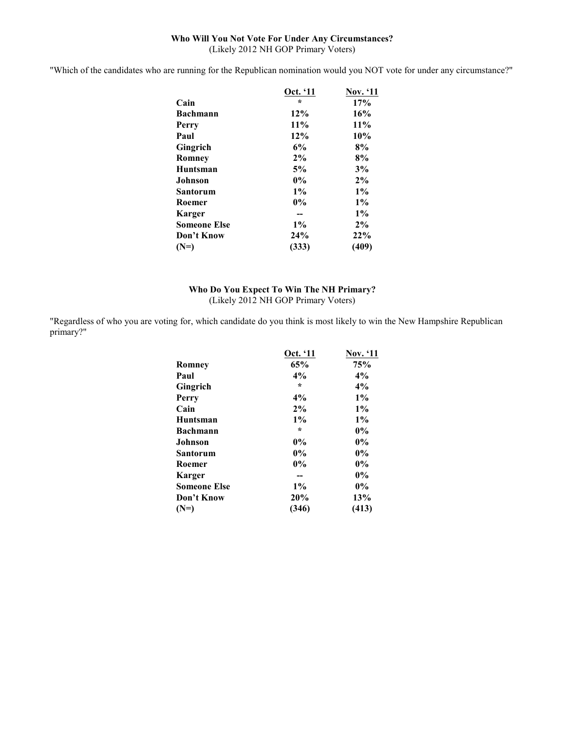**Who Will You Not Vote For Under Any Circumstances?**
(Likely 2012 NH GOP Primary Voters)

"Which of the candidates who are running for the Republican nomination would you NOT vote for under any circumstance?"

| | Oct. '11 | Nov. '11 |
|---|---|---|
| **Cain** | * | 17% |
| **Bachmann** | 12% | 16% |
| **Perry** | 11% | 11% |
| **Paul** | 12% | 10% |
| **Gingrich** | 6% | 8% |
| **Romney** | 2% | 8% |
| **Huntsman** | 5% | 3% |
| **Johnson** | 0% | 2% |
| **Santorum** | 1% | 1% |
| **Roemer** | 0% | 1% |
| **Karger** | -- | 1% |
| **Someone Else** | 1% | 2% |
| **Don't Know** | 24% | 22% |
| **(N=)** | (333) | (409) |

**Who Do You Expect To Win The NH Primary?**
(Likely 2012 NH GOP Primary Voters)

"Regardless of who you are voting for, which candidate do you think is most likely to win the New Hampshire Republican primary?"

| | Oct. '11 | Nov. '11 |
|---|---|---|
| **Romney** | 65% | 75% |
| **Paul** | 4% | 4% |
| **Gingrich** | * | 4% |
| **Perry** | 4% | 1% |
| **Cain** | 2% | 1% |
| **Huntsman** | 1% | 1% |
| **Bachmann** | * | 0% |
| **Johnson** | 0% | 0% |
| **Santorum** | 0% | 0% |
| **Roemer** | 0% | 0% |
| **Karger** | -- | 0% |
| **Someone Else** | 1% | 0% |
| **Don't Know** | 20% | 13% |
| **(N=)** | (346) | (413) |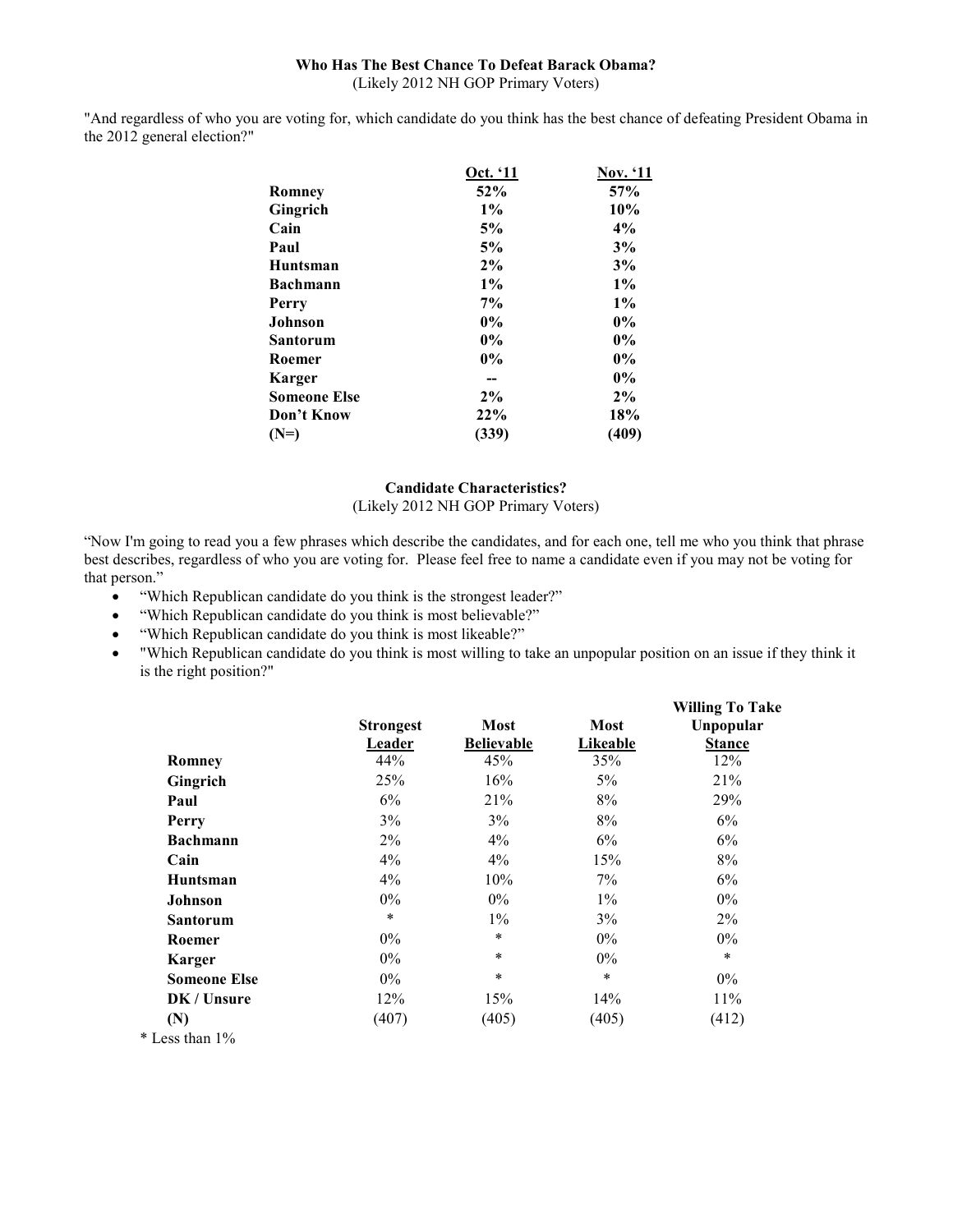## Who Has The Best Chance To Defeat Barack Obama?

(Likely 2012 NH GOP Primary Voters)

"And regardless of who you are voting for, which candidate do you think has the best chance of defeating President Obama in the 2012 general election?"

| | Oct. '11 | Nov. '11 |
|---|---|---|
| **Romney** | **52%** | **57%** |
| **Gingrich** | **1%** | **10%** |
| **Cain** | **5%** | **4%** |
| **Paul** | **5%** | **3%** |
| **Huntsman** | **2%** | **3%** |
| **Bachmann** | **1%** | **1%** |
| **Perry** | **7%** | **1%** |
| **Johnson** | **0%** | **0%** |
| **Santorum** | **0%** | **0%** |
| **Roemer** | **0%** | **0%** |
| **Karger** | **--** | **0%** |
| **Someone Else** | **2%** | **2%** |
| **Don't Know** | **22%** | **18%** |
| **(N=)** | **(339)** | **(409)** |

## Candidate Characteristics?

(Likely 2012 NH GOP Primary Voters)

"Now I'm going to read you a few phrases which describe the candidates, and for each one, tell me who you think that phrase best describes, regardless of who you are voting for. Please feel free to name a candidate even if you may not be voting for that person."

- "Which Republican candidate do you think is the strongest leader?"
- "Which Republican candidate do you think is most believable?"
- "Which Republican candidate do you think is most likeable?"
- "Which Republican candidate do you think is most willing to take an unpopular position on an issue if they think it is the right position?"

| | Strongest Leader | Most Believable | Most Likeable | Willing To Take Unpopular Stance |
|---|---|---|---|---|
| **Romney** | 44% | 45% | 35% | 12% |
| **Gingrich** | 25% | 16% | 5% | 21% |
| **Paul** | 6% | 21% | 8% | 29% |
| **Perry** | 3% | 3% | 8% | 6% |
| **Bachmann** | 2% | 4% | 6% | 6% |
| **Cain** | 4% | 4% | 15% | 8% |
| **Huntsman** | 4% | 10% | 7% | 6% |
| **Johnson** | 0% | 0% | 1% | 0% |
| **Santorum** | * | 1% | 3% | 2% |
| **Roemer** | 0% | * | 0% | 0% |
| **Karger** | 0% | * | 0% | * |
| **Someone Else** | 0% | * | * | 0% |
| **DK / Unsure** | 12% | 15% | 14% | 11% |
| **(N)** | (407) | (405) | (405) | (412) |

* Less than 1%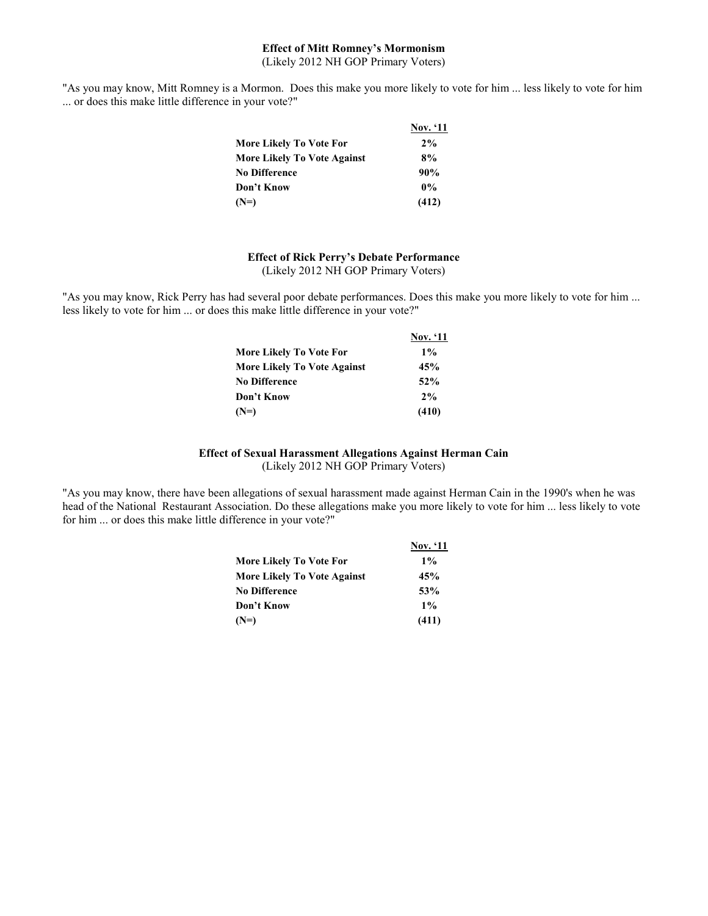**Effect of Mitt Romney's Mormonism**
(Likely 2012 NH GOP Primary Voters)

"As you may know, Mitt Romney is a Mormon. Does this make you more likely to vote for him ... less likely to vote for him ... or does this make little difference in your vote?"

| | Nov. '11 |
|---|---|
| **More Likely To Vote For** | **2%** |
| **More Likely To Vote Against** | **8%** |
| **No Difference** | **90%** |
| **Don't Know** | **0%** |
| **(N=)** | **(412)** |

**Effect of Rick Perry's Debate Performance**
(Likely 2012 NH GOP Primary Voters)

"As you may know, Rick Perry has had several poor debate performances. Does this make you more likely to vote for him ... less likely to vote for him ... or does this make little difference in your vote?"

| | Nov. '11 |
|---|---|
| **More Likely To Vote For** | **1%** |
| **More Likely To Vote Against** | **45%** |
| **No Difference** | **52%** |
| **Don't Know** | **2%** |
| **(N=)** | **(410)** |

**Effect of Sexual Harassment Allegations Against Herman Cain**
(Likely 2012 NH GOP Primary Voters)

"As you may know, there have been allegations of sexual harassment made against Herman Cain in the 1990's when he was head of the National Restaurant Association. Do these allegations make you more likely to vote for him ... less likely to vote for him ... or does this make little difference in your vote?"

| | Nov. '11 |
|---|---|
| **More Likely To Vote For** | **1%** |
| **More Likely To Vote Against** | **45%** |
| **No Difference** | **53%** |
| **Don't Know** | **1%** |
| **(N=)** | **(411)** |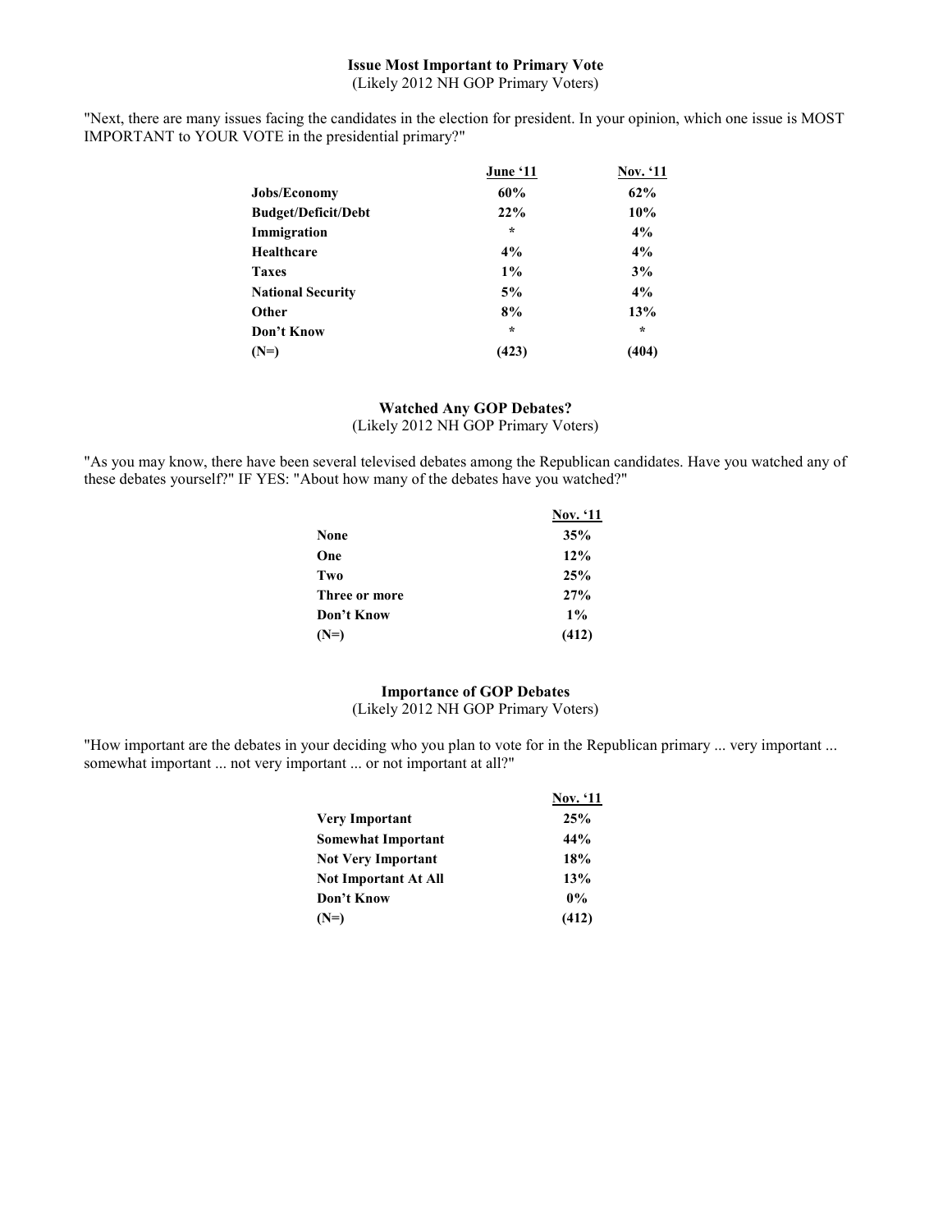## Issue Most Important to Primary Vote

(Likely 2012 NH GOP Primary Voters)

"Next, there are many issues facing the candidates in the election for president. In your opinion, which one issue is MOST IMPORTANT to YOUR VOTE in the presidential primary?"

| | June '11 | Nov. '11 |
|---|---|---|
| **Jobs/Economy** | **60%** | **62%** |
| **Budget/Deficit/Debt** | **22%** | **10%** |
| **Immigration** | * | **4%** |
| **Healthcare** | **4%** | **4%** |
| **Taxes** | **1%** | **3%** |
| **National Security** | **5%** | **4%** |
| **Other** | **8%** | **13%** |
| **Don't Know** | * | * |
| **(N=)** | **(423)** | **(404)** |

## Watched Any GOP Debates?

(Likely 2012 NH GOP Primary Voters)

"As you may know, there have been several televised debates among the Republican candidates. Have you watched any of these debates yourself?" IF YES: "About how many of the debates have you watched?"

| | Nov. '11 |
|---|---|
| **None** | **35%** |
| **One** | **12%** |
| **Two** | **25%** |
| **Three or more** | **27%** |
| **Don't Know** | **1%** |
| **(N=)** | **(412)** |

## Importance of GOP Debates

(Likely 2012 NH GOP Primary Voters)

"How important are the debates in your deciding who you plan to vote for in the Republican primary ... very important ... somewhat important ... not very important ... or not important at all?"

| | Nov. '11 |
|---|---|
| **Very Important** | **25%** |
| **Somewhat Important** | **44%** |
| **Not Very Important** | **18%** |
| **Not Important At All** | **13%** |
| **Don't Know** | **0%** |
| **(N=)** | **(412)** |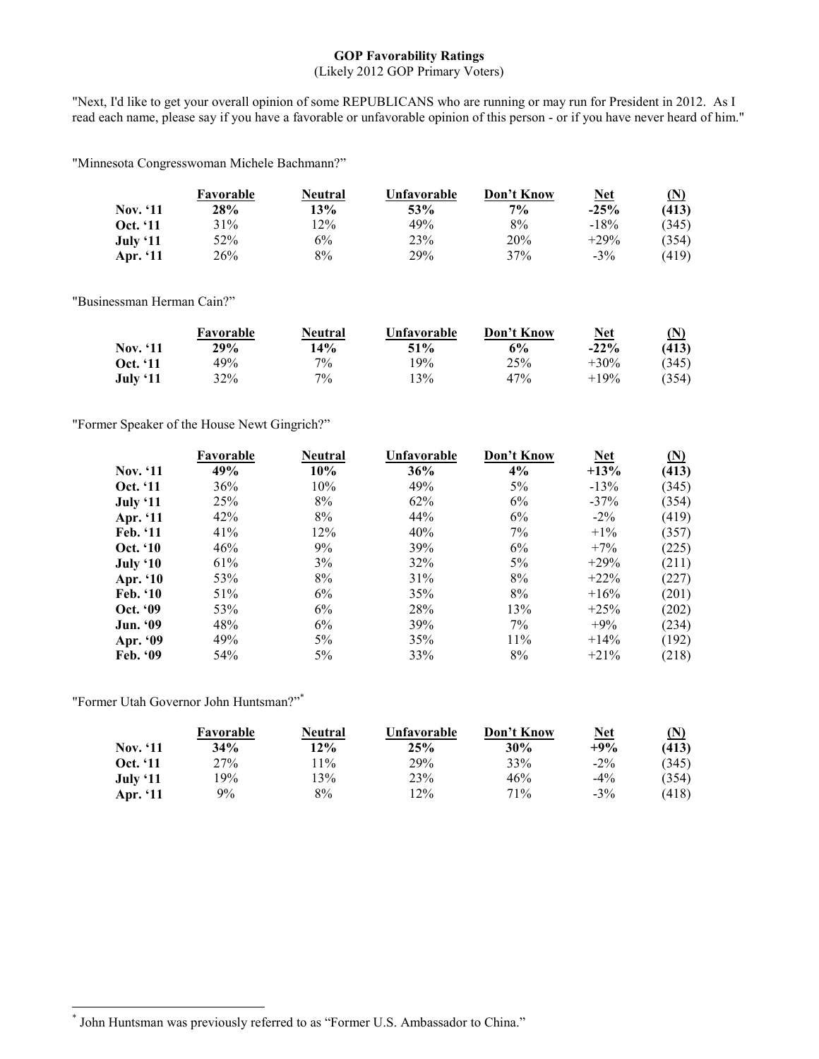**GOP Favorability Ratings**
(Likely 2012 GOP Primary Voters)

"Next, I'd like to get your overall opinion of some REPUBLICANS who are running or may run for President in 2012. As I read each name, please say if you have a favorable or unfavorable opinion of this person - or if you have never heard of him."

"Minnesota Congresswoman Michele Bachmann?"

| | Favorable | Neutral | Unfavorable | Don't Know | Net | (N) |
|---|---|---|---|---|---|---|
| **Nov. '11** | **28%** | **13%** | **53%** | **7%** | **-25%** | **(413)** |
| **Oct. '11** | 31% | 12% | 49% | 8% | -18% | (345) |
| **July '11** | 52% | 6% | 23% | 20% | +29% | (354) |
| **Apr. '11** | 26% | 8% | 29% | 37% | -3% | (419) |

"Businessman Herman Cain?"

| | Favorable | Neutral | Unfavorable | Don't Know | Net | (N) |
|---|---|---|---|---|---|---|
| **Nov. '11** | **29%** | **14%** | **51%** | **6%** | **-22%** | **(413)** |
| **Oct. '11** | 49% | 7% | 19% | 25% | +30% | (345) |
| **July '11** | 32% | 7% | 13% | 47% | +19% | (354) |

"Former Speaker of the House Newt Gingrich?"

| | Favorable | Neutral | Unfavorable | Don't Know | Net | (N) |
|---|---|---|---|---|---|---|
| **Nov. '11** | **49%** | **10%** | **36%** | **4%** | **+13%** | **(413)** |
| **Oct. '11** | 36% | 10% | 49% | 5% | -13% | (345) |
| **July '11** | 25% | 8% | 62% | 6% | -37% | (354) |
| **Apr. '11** | 42% | 8% | 44% | 6% | -2% | (419) |
| **Feb. '11** | 41% | 12% | 40% | 7% | +1% | (357) |
| **Oct. '10** | 46% | 9% | 39% | 6% | +7% | (225) |
| **July '10** | 61% | 3% | 32% | 5% | +29% | (211) |
| **Apr. '10** | 53% | 8% | 31% | 8% | +22% | (227) |
| **Feb. '10** | 51% | 6% | 35% | 8% | +16% | (201) |
| **Oct. '09** | 53% | 6% | 28% | 13% | +25% | (202) |
| **Jun. '09** | 48% | 6% | 39% | 7% | +9% | (234) |
| **Apr. '09** | 49% | 5% | 35% | 11% | +14% | (192) |
| **Feb. '09** | 54% | 5% | 33% | 8% | +21% | (218) |

"Former Utah Governor John Huntsman?"*

| | Favorable | Neutral | Unfavorable | Don't Know | Net | (N) |
|---|---|---|---|---|---|---|
| **Nov. '11** | **34%** | **12%** | **25%** | **30%** | **+9%** | **(413)** |
| **Oct. '11** | 27% | 11% | 29% | 33% | -2% | (345) |
| **July '11** | 19% | 13% | 23% | 46% | -4% | (354) |
| **Apr. '11** | 9% | 8% | 12% | 71% | -3% | (418) |

* John Huntsman was previously referred to as "Former U.S. Ambassador to China."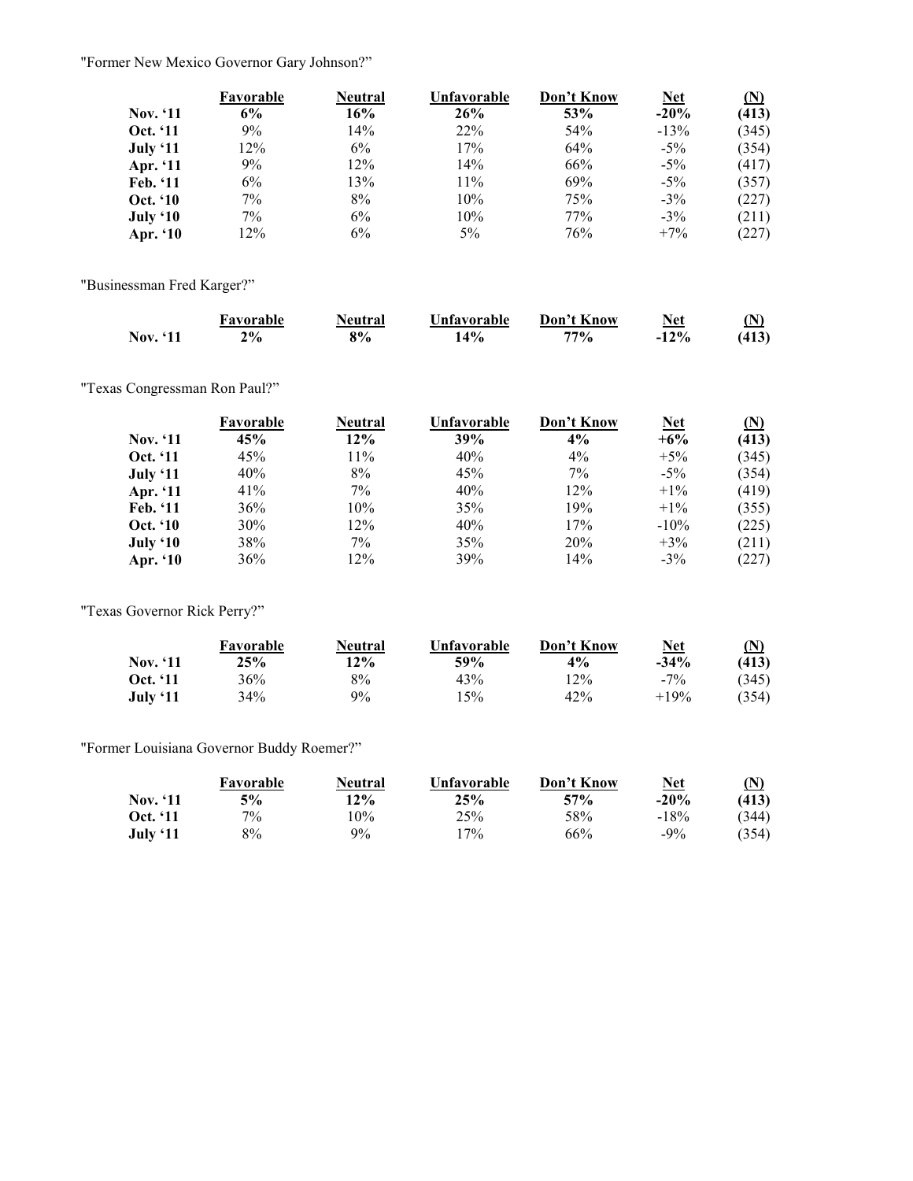"Former New Mexico Governor Gary Johnson?"

| | Favorable | Neutral | Unfavorable | Don't Know | Net | (N) |
|---|---|---|---|---|---|---|
| **Nov. '11** | **6%** | **16%** | **26%** | **53%** | **-20%** | **(413)** |
| **Oct. '11** | 9% | 14% | 22% | 54% | -13% | (345) |
| **July '11** | 12% | 6% | 17% | 64% | -5% | (354) |
| **Apr. '11** | 9% | 12% | 14% | 66% | -5% | (417) |
| **Feb. '11** | 6% | 13% | 11% | 69% | -5% | (357) |
| **Oct. '10** | 7% | 8% | 10% | 75% | -3% | (227) |
| **July '10** | 7% | 6% | 10% | 77% | -3% | (211) |
| **Apr. '10** | 12% | 6% | 5% | 76% | +7% | (227) |

"Businessman Fred Karger?"

| | Favorable | Neutral | Unfavorable | Don't Know | Net | (N) |
|---|---|---|---|---|---|---|
| **Nov. '11** | **2%** | **8%** | **14%** | **77%** | **-12%** | **(413)** |

"Texas Congressman Ron Paul?"

| | Favorable | Neutral | Unfavorable | Don't Know | Net | (N) |
|---|---|---|---|---|---|---|
| **Nov. '11** | **45%** | **12%** | **39%** | **4%** | **+6%** | **(413)** |
| **Oct. '11** | 45% | 11% | 40% | 4% | +5% | (345) |
| **July '11** | 40% | 8% | 45% | 7% | -5% | (354) |
| **Apr. '11** | 41% | 7% | 40% | 12% | +1% | (419) |
| **Feb. '11** | 36% | 10% | 35% | 19% | +1% | (355) |
| **Oct. '10** | 30% | 12% | 40% | 17% | -10% | (225) |
| **July '10** | 38% | 7% | 35% | 20% | +3% | (211) |
| **Apr. '10** | 36% | 12% | 39% | 14% | -3% | (227) |

"Texas Governor Rick Perry?"

| | Favorable | Neutral | Unfavorable | Don't Know | Net | (N) |
|---|---|---|---|---|---|---|
| **Nov. '11** | **25%** | **12%** | **59%** | **4%** | **-34%** | **(413)** |
| **Oct. '11** | 36% | 8% | 43% | 12% | -7% | (345) |
| **July '11** | 34% | 9% | 15% | 42% | +19% | (354) |

"Former Louisiana Governor Buddy Roemer?"

| | Favorable | Neutral | Unfavorable | Don't Know | Net | (N) |
|---|---|---|---|---|---|---|
| **Nov. '11** | **5%** | **12%** | **25%** | **57%** | **-20%** | **(413)** |
| **Oct. '11** | 7% | 10% | 25% | 58% | -18% | (344) |
| **July '11** | 8% | 9% | 17% | 66% | -9% | (354) |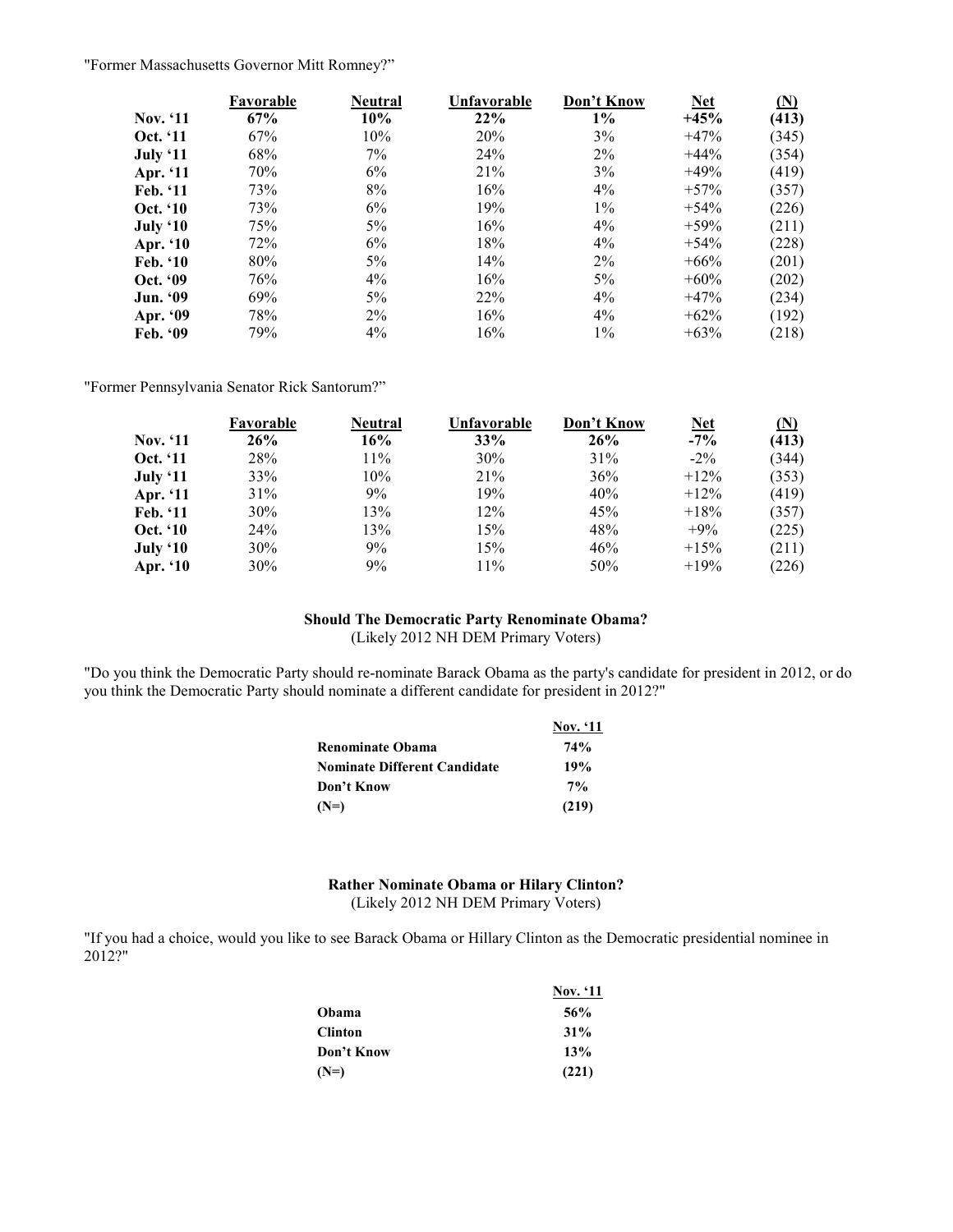"Former Massachusetts Governor Mitt Romney?"

| | Favorable | Neutral | Unfavorable | Don't Know | Net | (N) |
|---|---|---|---|---|---|---|
| **Nov. '11** | **67%** | **10%** | **22%** | **1%** | **+45%** | **(413)** |
| **Oct. '11** | 67% | 10% | 20% | 3% | +47% | (345) |
| **July '11** | 68% | 7% | 24% | 2% | +44% | (354) |
| **Apr. '11** | 70% | 6% | 21% | 3% | +49% | (419) |
| **Feb. '11** | 73% | 8% | 16% | 4% | +57% | (357) |
| **Oct. '10** | 73% | 6% | 19% | 1% | +54% | (226) |
| **July '10** | 75% | 5% | 16% | 4% | +59% | (211) |
| **Apr. '10** | 72% | 6% | 18% | 4% | +54% | (228) |
| **Feb. '10** | 80% | 5% | 14% | 2% | +66% | (201) |
| **Oct. '09** | 76% | 4% | 16% | 5% | +60% | (202) |
| **Jun. '09** | 69% | 5% | 22% | 4% | +47% | (234) |
| **Apr. '09** | 78% | 2% | 16% | 4% | +62% | (192) |
| **Feb. '09** | 79% | 4% | 16% | 1% | +63% | (218) |

"Former Pennsylvania Senator Rick Santorum?"

| | Favorable | Neutral | Unfavorable | Don't Know | Net | (N) |
|---|---|---|---|---|---|---|
| **Nov. '11** | **26%** | **16%** | **33%** | **26%** | **-7%** | **(413)** |
| **Oct. '11** | 28% | 11% | 30% | 31% | -2% | (344) |
| **July '11** | 33% | 10% | 21% | 36% | +12% | (353) |
| **Apr. '11** | 31% | 9% | 19% | 40% | +12% | (419) |
| **Feb. '11** | 30% | 13% | 12% | 45% | +18% | (357) |
| **Oct. '10** | 24% | 13% | 15% | 48% | +9% | (225) |
| **July '10** | 30% | 9% | 15% | 46% | +15% | (211) |
| **Apr. '10** | 30% | 9% | 11% | 50% | +19% | (226) |

**Should The Democratic Party Renominate Obama?**
(Likely 2012 NH DEM Primary Voters)

"Do you think the Democratic Party should re-nominate Barack Obama as the party's candidate for president in 2012, or do you think the Democratic Party should nominate a different candidate for president in 2012?"

| | Nov. '11 |
|---|---|
| **Renominate Obama** | **74%** |
| **Nominate Different Candidate** | **19%** |
| **Don't Know** | **7%** |
| **(N=)** | **(219)** |

**Rather Nominate Obama or Hilary Clinton?**
(Likely 2012 NH DEM Primary Voters)

"If you had a choice, would you like to see Barack Obama or Hillary Clinton as the Democratic presidential nominee in 2012?"

| | Nov. '11 |
|---|---|
| **Obama** | **56%** |
| **Clinton** | **31%** |
| **Don't Know** | **13%** |
| **(N=)** | **(221)** |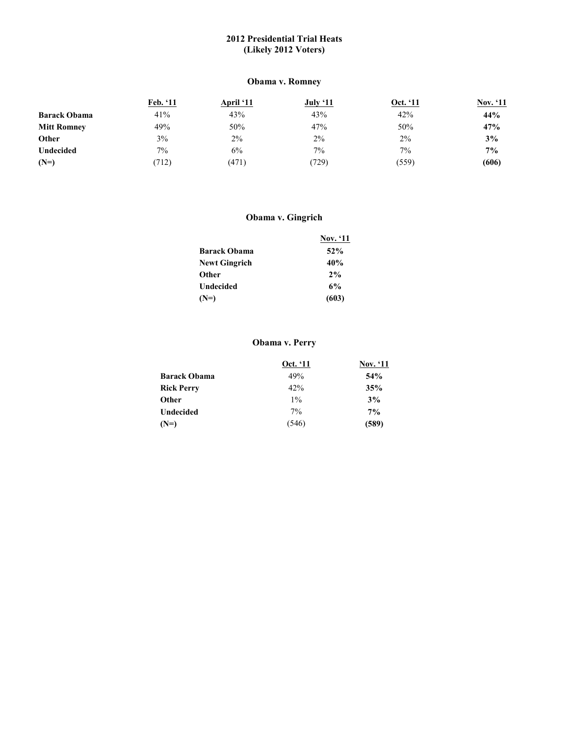# 2012 Presidential Trial Heats
## (Likely 2012 Voters)

### Obama v. Romney

| | Feb. '11 | April '11 | July '11 | Oct. '11 | Nov. '11 |
|---|---|---|---|---|---|
| **Barack Obama** | 41% | 43% | 43% | 42% | **44%** |
| **Mitt Romney** | 49% | 50% | 47% | 50% | **47%** |
| **Other** | 3% | 2% | 2% | 2% | **3%** |
| **Undecided** | 7% | 6% | 7% | 7% | **7%** |
| **(N=)** | (712) | (471) | (729) | (559) | **(606)** |

### Obama v. Gingrich

| | Nov. '11 |
|---|---|
| **Barack Obama** | **52%** |
| **Newt Gingrich** | **40%** |
| **Other** | **2%** |
| **Undecided** | **6%** |
| **(N=)** | **(603)** |

### Obama v. Perry

| | Oct. '11 | Nov. '11 |
|---|---|---|
| **Barack Obama** | 49% | **54%** |
| **Rick Perry** | 42% | **35%** |
| **Other** | 1% | **3%** |
| **Undecided** | 7% | **7%** |
| **(N=)** | (546) | **(589)** |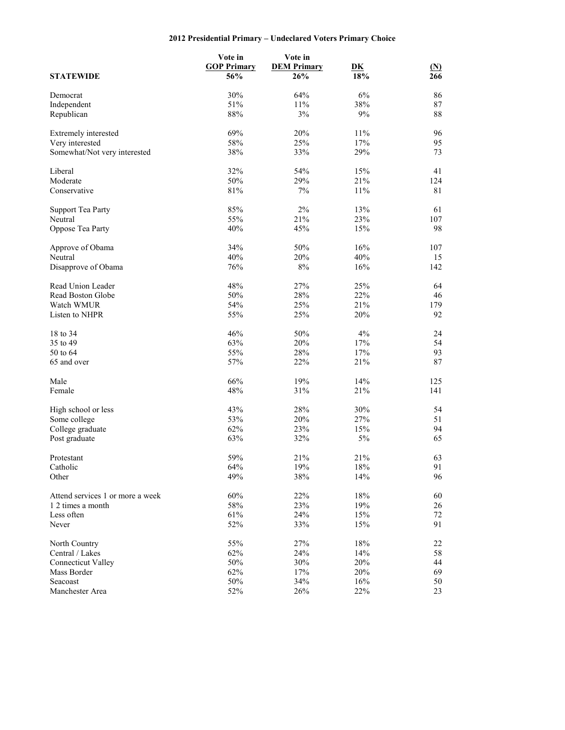**2012 Presidential Primary – Undeclared Voters Primary Choice**

| STATEWIDE | Vote in GOP Primary 56% | Vote in DEM Primary 26% | DK 18% | (N) 266 |
|---|---|---|---|---|
| Democrat | 30% | 64% | 6% | 86 |
| Independent | 51% | 11% | 38% | 87 |
| Republican | 88% | 3% | 9% | 88 |
| | | | | |
| Extremely interested | 69% | 20% | 11% | 96 |
| Very interested | 58% | 25% | 17% | 95 |
| Somewhat/Not very interested | 38% | 33% | 29% | 73 |
| | | | | |
| Liberal | 32% | 54% | 15% | 41 |
| Moderate | 50% | 29% | 21% | 124 |
| Conservative | 81% | 7% | 11% | 81 |
| | | | | |
| Support Tea Party | 85% | 2% | 13% | 61 |
| Neutral | 55% | 21% | 23% | 107 |
| Oppose Tea Party | 40% | 45% | 15% | 98 |
| | | | | |
| Approve of Obama | 34% | 50% | 16% | 107 |
| Neutral | 40% | 20% | 40% | 15 |
| Disapprove of Obama | 76% | 8% | 16% | 142 |
| | | | | |
| Read Union Leader | 48% | 27% | 25% | 64 |
| Read Boston Globe | 50% | 28% | 22% | 46 |
| Watch WMUR | 54% | 25% | 21% | 179 |
| Listen to NHPR | 55% | 25% | 20% | 92 |
| | | | | |
| 18 to 34 | 46% | 50% | 4% | 24 |
| 35 to 49 | 63% | 20% | 17% | 54 |
| 50 to 64 | 55% | 28% | 17% | 93 |
| 65 and over | 57% | 22% | 21% | 87 |
| | | | | |
| Male | 66% | 19% | 14% | 125 |
| Female | 48% | 31% | 21% | 141 |
| | | | | |
| High school or less | 43% | 28% | 30% | 54 |
| Some college | 53% | 20% | 27% | 51 |
| College graduate | 62% | 23% | 15% | 94 |
| Post graduate | 63% | 32% | 5% | 65 |
| | | | | |
| Protestant | 59% | 21% | 21% | 63 |
| Catholic | 64% | 19% | 18% | 91 |
| Other | 49% | 38% | 14% | 96 |
| | | | | |
| Attend services 1 or more a week | 60% | 22% | 18% | 60 |
| 1 2 times a month | 58% | 23% | 19% | 26 |
| Less often | 61% | 24% | 15% | 72 |
| Never | 52% | 33% | 15% | 91 |
| | | | | |
| North Country | 55% | 27% | 18% | 22 |
| Central / Lakes | 62% | 24% | 14% | 58 |
| Connecticut Valley | 50% | 30% | 20% | 44 |
| Mass Border | 62% | 17% | 20% | 69 |
| Seacoast | 50% | 34% | 16% | 50 |
| Manchester Area | 52% | 26% | 22% | 23 |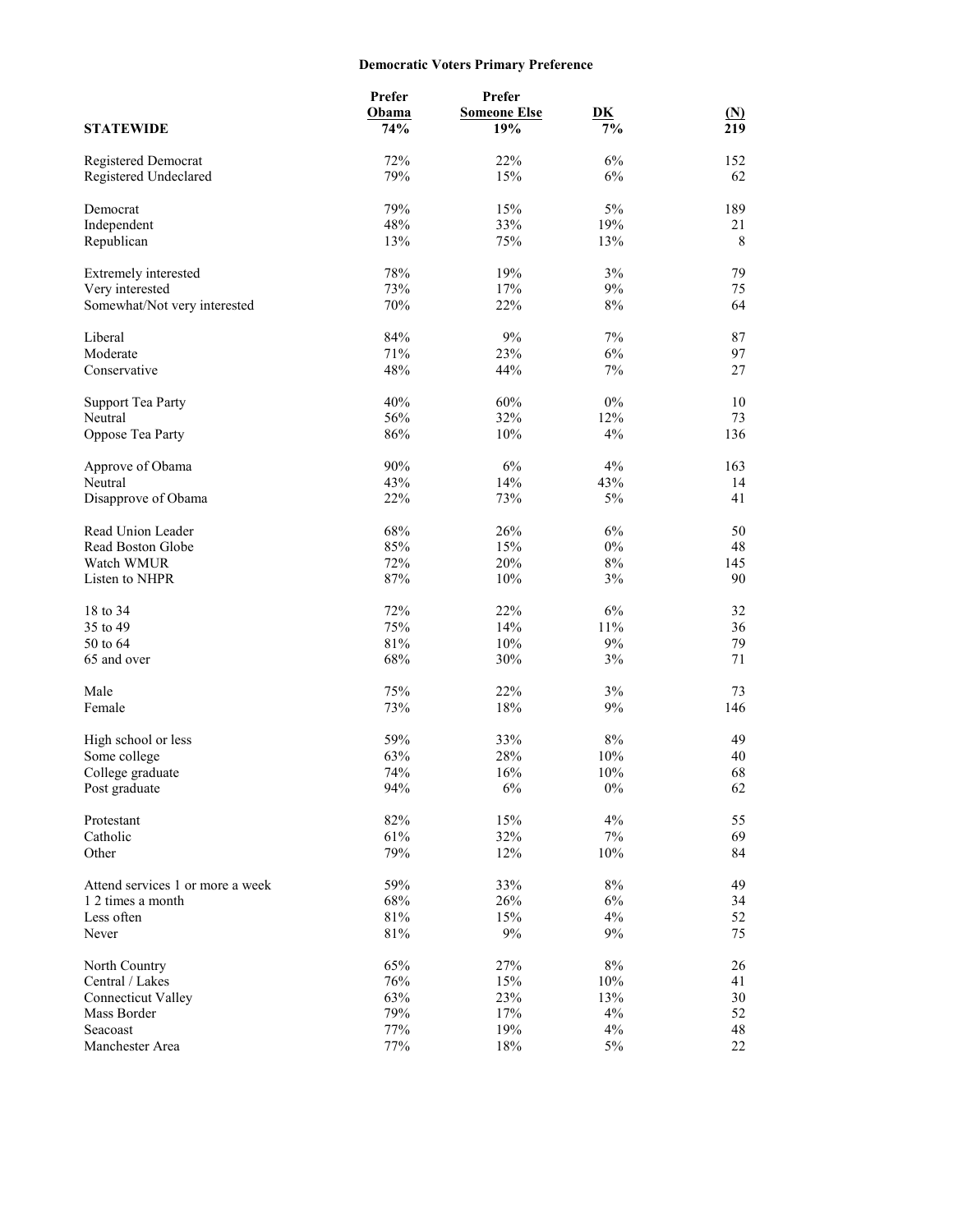**Democratic Voters Primary Preference**

| | Prefer Obama | Prefer Someone Else | DK | (N) |
|---|---|---|---|---|
| **STATEWIDE** | **74%** | **19%** | **7%** | **219** |
| Registered Democrat | 72% | 22% | 6% | 152 |
| Registered Undeclared | 79% | 15% | 6% | 62 |
| Democrat | 79% | 15% | 5% | 189 |
| Independent | 48% | 33% | 19% | 21 |
| Republican | 13% | 75% | 13% | 8 |
| Extremely interested | 78% | 19% | 3% | 79 |
| Very interested | 73% | 17% | 9% | 75 |
| Somewhat/Not very interested | 70% | 22% | 8% | 64 |
| Liberal | 84% | 9% | 7% | 87 |
| Moderate | 71% | 23% | 6% | 97 |
| Conservative | 48% | 44% | 7% | 27 |
| Support Tea Party | 40% | 60% | 0% | 10 |
| Neutral | 56% | 32% | 12% | 73 |
| Oppose Tea Party | 86% | 10% | 4% | 136 |
| Approve of Obama | 90% | 6% | 4% | 163 |
| Neutral | 43% | 14% | 43% | 14 |
| Disapprove of Obama | 22% | 73% | 5% | 41 |
| Read Union Leader | 68% | 26% | 6% | 50 |
| Read Boston Globe | 85% | 15% | 0% | 48 |
| Watch WMUR | 72% | 20% | 8% | 145 |
| Listen to NHPR | 87% | 10% | 3% | 90 |
| 18 to 34 | 72% | 22% | 6% | 32 |
| 35 to 49 | 75% | 14% | 11% | 36 |
| 50 to 64 | 81% | 10% | 9% | 79 |
| 65 and over | 68% | 30% | 3% | 71 |
| Male | 75% | 22% | 3% | 73 |
| Female | 73% | 18% | 9% | 146 |
| High school or less | 59% | 33% | 8% | 49 |
| Some college | 63% | 28% | 10% | 40 |
| College graduate | 74% | 16% | 10% | 68 |
| Post graduate | 94% | 6% | 0% | 62 |
| Protestant | 82% | 15% | 4% | 55 |
| Catholic | 61% | 32% | 7% | 69 |
| Other | 79% | 12% | 10% | 84 |
| Attend services 1 or more a week | 59% | 33% | 8% | 49 |
| 1 2 times a month | 68% | 26% | 6% | 34 |
| Less often | 81% | 15% | 4% | 52 |
| Never | 81% | 9% | 9% | 75 |
| North Country | 65% | 27% | 8% | 26 |
| Central / Lakes | 76% | 15% | 10% | 41 |
| Connecticut Valley | 63% | 23% | 13% | 30 |
| Mass Border | 79% | 17% | 4% | 52 |
| Seacoast | 77% | 19% | 4% | 48 |
| Manchester Area | 77% | 18% | 5% | 22 |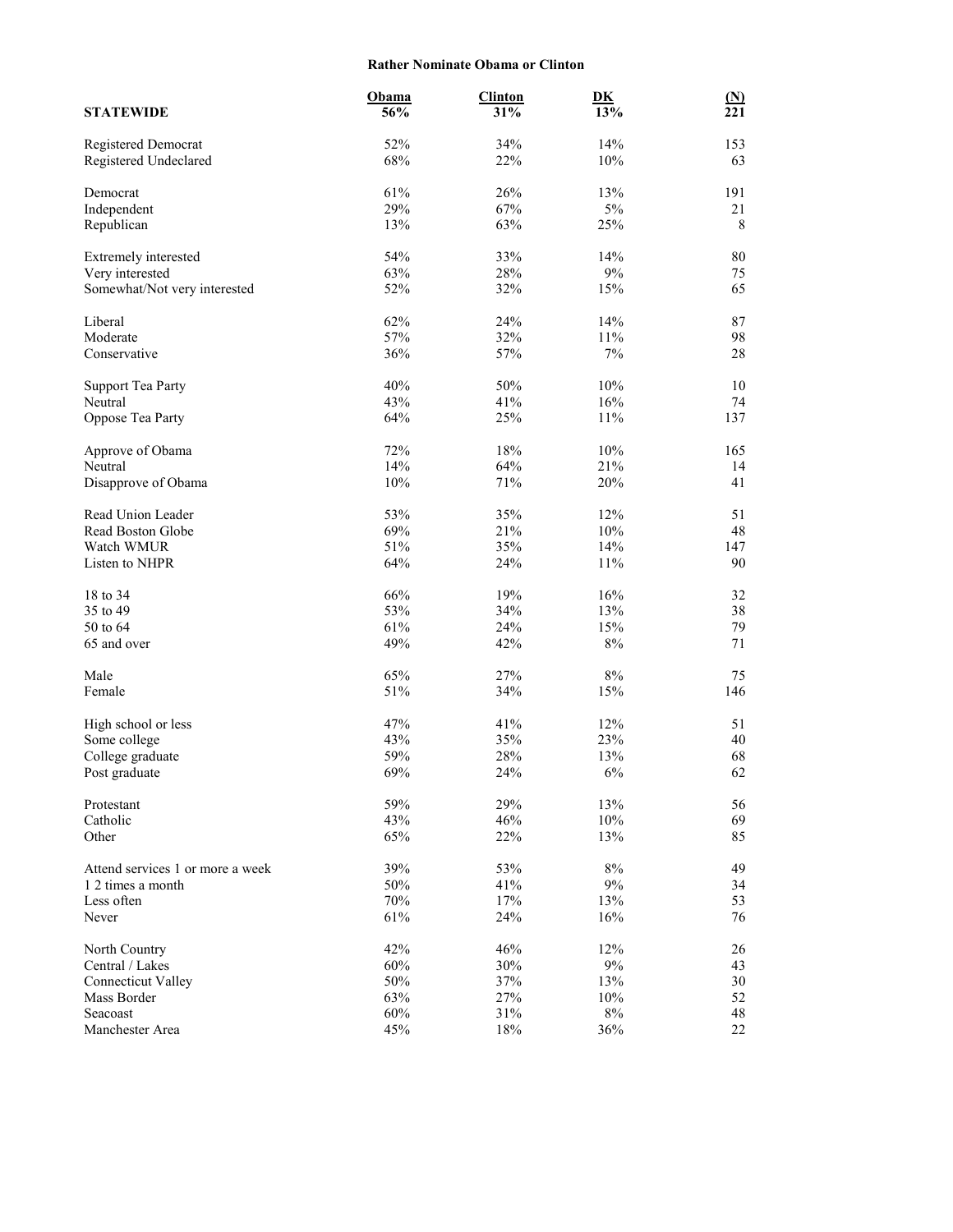**Rather Nominate Obama or Clinton**

| STATEWIDE | Obama 56% | Clinton 31% | DK 13% | (N) 221 |
|---|---|---|---|---|
| Registered Democrat | 52% | 34% | 14% | 153 |
| Registered Undeclared | 68% | 22% | 10% | 63 |
| | | | | |
| Democrat | 61% | 26% | 13% | 191 |
| Independent | 29% | 67% | 5% | 21 |
| Republican | 13% | 63% | 25% | 8 |
| | | | | |
| Extremely interested | 54% | 33% | 14% | 80 |
| Very interested | 63% | 28% | 9% | 75 |
| Somewhat/Not very interested | 52% | 32% | 15% | 65 |
| | | | | |
| Liberal | 62% | 24% | 14% | 87 |
| Moderate | 57% | 32% | 11% | 98 |
| Conservative | 36% | 57% | 7% | 28 |
| | | | | |
| Support Tea Party | 40% | 50% | 10% | 10 |
| Neutral | 43% | 41% | 16% | 74 |
| Oppose Tea Party | 64% | 25% | 11% | 137 |
| | | | | |
| Approve of Obama | 72% | 18% | 10% | 165 |
| Neutral | 14% | 64% | 21% | 14 |
| Disapprove of Obama | 10% | 71% | 20% | 41 |
| | | | | |
| Read Union Leader | 53% | 35% | 12% | 51 |
| Read Boston Globe | 69% | 21% | 10% | 48 |
| Watch WMUR | 51% | 35% | 14% | 147 |
| Listen to NHPR | 64% | 24% | 11% | 90 |
| | | | | |
| 18 to 34 | 66% | 19% | 16% | 32 |
| 35 to 49 | 53% | 34% | 13% | 38 |
| 50 to 64 | 61% | 24% | 15% | 79 |
| 65 and over | 49% | 42% | 8% | 71 |
| | | | | |
| Male | 65% | 27% | 8% | 75 |
| Female | 51% | 34% | 15% | 146 |
| | | | | |
| High school or less | 47% | 41% | 12% | 51 |
| Some college | 43% | 35% | 23% | 40 |
| College graduate | 59% | 28% | 13% | 68 |
| Post graduate | 69% | 24% | 6% | 62 |
| | | | | |
| Protestant | 59% | 29% | 13% | 56 |
| Catholic | 43% | 46% | 10% | 69 |
| Other | 65% | 22% | 13% | 85 |
| | | | | |
| Attend services 1 or more a week | 39% | 53% | 8% | 49 |
| 1 2 times a month | 50% | 41% | 9% | 34 |
| Less often | 70% | 17% | 13% | 53 |
| Never | 61% | 24% | 16% | 76 |
| | | | | |
| North Country | 42% | 46% | 12% | 26 |
| Central / Lakes | 60% | 30% | 9% | 43 |
| Connecticut Valley | 50% | 37% | 13% | 30 |
| Mass Border | 63% | 27% | 10% | 52 |
| Seacoast | 60% | 31% | 8% | 48 |
| Manchester Area | 45% | 18% | 36% | 22 |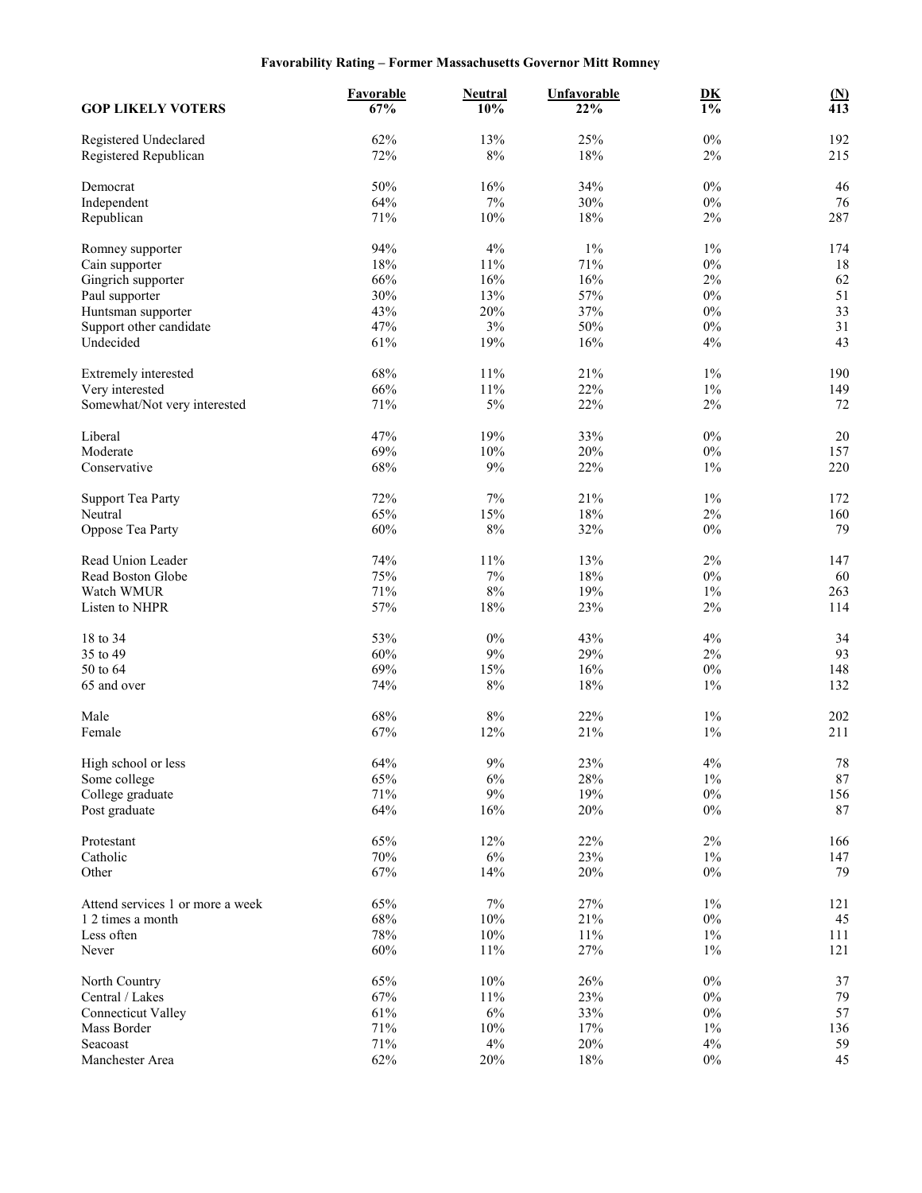**Favorability Rating – Former Massachusetts Governor Mitt Romney**

| GOP LIKELY VOTERS | Favorable 67% | Neutral 10% | Unfavorable 22% | DK 1% | (N) 413 |
|---|---|---|---|---|---|
| Registered Undeclared | 62% | 13% | 25% | 0% | 192 |
| Registered Republican | 72% | 8% | 18% | 2% | 215 |
| Democrat | 50% | 16% | 34% | 0% | 46 |
| Independent | 64% | 7% | 30% | 0% | 76 |
| Republican | 71% | 10% | 18% | 2% | 287 |
| Romney supporter | 94% | 4% | 1% | 1% | 174 |
| Cain supporter | 18% | 11% | 71% | 0% | 18 |
| Gingrich supporter | 66% | 16% | 16% | 2% | 62 |
| Paul supporter | 30% | 13% | 57% | 0% | 51 |
| Huntsman supporter | 43% | 20% | 37% | 0% | 33 |
| Support other candidate | 47% | 3% | 50% | 0% | 31 |
| Undecided | 61% | 19% | 16% | 4% | 43 |
| Extremely interested | 68% | 11% | 21% | 1% | 190 |
| Very interested | 66% | 11% | 22% | 1% | 149 |
| Somewhat/Not very interested | 71% | 5% | 22% | 2% | 72 |
| Liberal | 47% | 19% | 33% | 0% | 20 |
| Moderate | 69% | 10% | 20% | 0% | 157 |
| Conservative | 68% | 9% | 22% | 1% | 220 |
| Support Tea Party | 72% | 7% | 21% | 1% | 172 |
| Neutral | 65% | 15% | 18% | 2% | 160 |
| Oppose Tea Party | 60% | 8% | 32% | 0% | 79 |
| Read Union Leader | 74% | 11% | 13% | 2% | 147 |
| Read Boston Globe | 75% | 7% | 18% | 0% | 60 |
| Watch WMUR | 71% | 8% | 19% | 1% | 263 |
| Listen to NHPR | 57% | 18% | 23% | 2% | 114 |
| 18 to 34 | 53% | 0% | 43% | 4% | 34 |
| 35 to 49 | 60% | 9% | 29% | 2% | 93 |
| 50 to 64 | 69% | 15% | 16% | 0% | 148 |
| 65 and over | 74% | 8% | 18% | 1% | 132 |
| Male | 68% | 8% | 22% | 1% | 202 |
| Female | 67% | 12% | 21% | 1% | 211 |
| High school or less | 64% | 9% | 23% | 4% | 78 |
| Some college | 65% | 6% | 28% | 1% | 87 |
| College graduate | 71% | 9% | 19% | 0% | 156 |
| Post graduate | 64% | 16% | 20% | 0% | 87 |
| Protestant | 65% | 12% | 22% | 2% | 166 |
| Catholic | 70% | 6% | 23% | 1% | 147 |
| Other | 67% | 14% | 20% | 0% | 79 |
| Attend services 1 or more a week | 65% | 7% | 27% | 1% | 121 |
| 1 2 times a month | 68% | 10% | 21% | 0% | 45 |
| Less often | 78% | 10% | 11% | 1% | 111 |
| Never | 60% | 11% | 27% | 1% | 121 |
| North Country | 65% | 10% | 26% | 0% | 37 |
| Central / Lakes | 67% | 11% | 23% | 0% | 79 |
| Connecticut Valley | 61% | 6% | 33% | 0% | 57 |
| Mass Border | 71% | 10% | 17% | 1% | 136 |
| Seacoast | 71% | 4% | 20% | 4% | 59 |
| Manchester Area | 62% | 20% | 18% | 0% | 45 |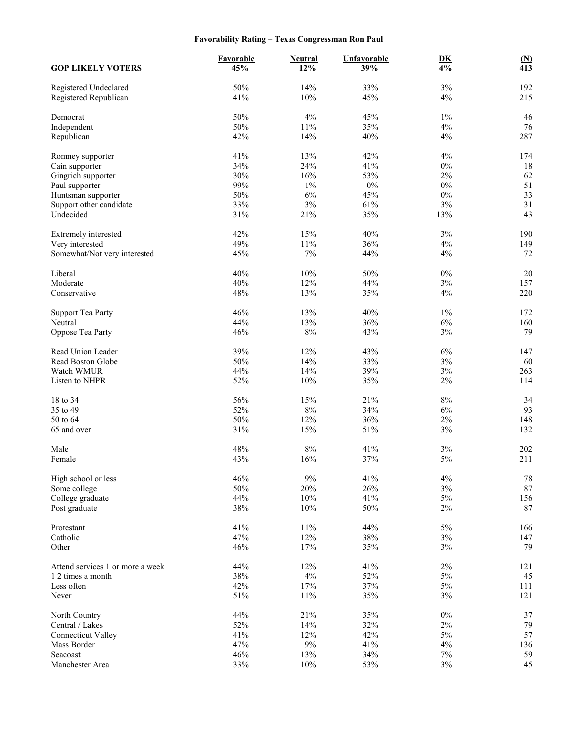# Favorability Rating – Texas Congressman Ron Paul

| GOP LIKELY VOTERS | Favorable 45% | Neutral 12% | Unfavorable 39% | DK 4% | (N) 413 |
|---|---|---|---|---|---|
| Registered Undeclared | 50% | 14% | 33% | 3% | 192 |
| Registered Republican | 41% | 10% | 45% | 4% | 215 |
| Democrat | 50% | 4% | 45% | 1% | 46 |
| Independent | 50% | 11% | 35% | 4% | 76 |
| Republican | 42% | 14% | 40% | 4% | 287 |
| Romney supporter | 41% | 13% | 42% | 4% | 174 |
| Cain supporter | 34% | 24% | 41% | 0% | 18 |
| Gingrich supporter | 30% | 16% | 53% | 2% | 62 |
| Paul supporter | 99% | 1% | 0% | 0% | 51 |
| Huntsman supporter | 50% | 6% | 45% | 0% | 33 |
| Support other candidate | 33% | 3% | 61% | 3% | 31 |
| Undecided | 31% | 21% | 35% | 13% | 43 |
| Extremely interested | 42% | 15% | 40% | 3% | 190 |
| Very interested | 49% | 11% | 36% | 4% | 149 |
| Somewhat/Not very interested | 45% | 7% | 44% | 4% | 72 |
| Liberal | 40% | 10% | 50% | 0% | 20 |
| Moderate | 40% | 12% | 44% | 3% | 157 |
| Conservative | 48% | 13% | 35% | 4% | 220 |
| Support Tea Party | 46% | 13% | 40% | 1% | 172 |
| Neutral | 44% | 13% | 36% | 6% | 160 |
| Oppose Tea Party | 46% | 8% | 43% | 3% | 79 |
| Read Union Leader | 39% | 12% | 43% | 6% | 147 |
| Read Boston Globe | 50% | 14% | 33% | 3% | 60 |
| Watch WMUR | 44% | 14% | 39% | 3% | 263 |
| Listen to NHPR | 52% | 10% | 35% | 2% | 114 |
| 18 to 34 | 56% | 15% | 21% | 8% | 34 |
| 35 to 49 | 52% | 8% | 34% | 6% | 93 |
| 50 to 64 | 50% | 12% | 36% | 2% | 148 |
| 65 and over | 31% | 15% | 51% | 3% | 132 |
| Male | 48% | 8% | 41% | 3% | 202 |
| Female | 43% | 16% | 37% | 5% | 211 |
| High school or less | 46% | 9% | 41% | 4% | 78 |
| Some college | 50% | 20% | 26% | 3% | 87 |
| College graduate | 44% | 10% | 41% | 5% | 156 |
| Post graduate | 38% | 10% | 50% | 2% | 87 |
| Protestant | 41% | 11% | 44% | 5% | 166 |
| Catholic | 47% | 12% | 38% | 3% | 147 |
| Other | 46% | 17% | 35% | 3% | 79 |
| Attend services 1 or more a week | 44% | 12% | 41% | 2% | 121 |
| 1 2 times a month | 38% | 4% | 52% | 5% | 45 |
| Less often | 42% | 17% | 37% | 5% | 111 |
| Never | 51% | 11% | 35% | 3% | 121 |
| North Country | 44% | 21% | 35% | 0% | 37 |
| Central / Lakes | 52% | 14% | 32% | 2% | 79 |
| Connecticut Valley | 41% | 12% | 42% | 5% | 57 |
| Mass Border | 47% | 9% | 41% | 4% | 136 |
| Seacoast | 46% | 13% | 34% | 7% | 59 |
| Manchester Area | 33% | 10% | 53% | 3% | 45 |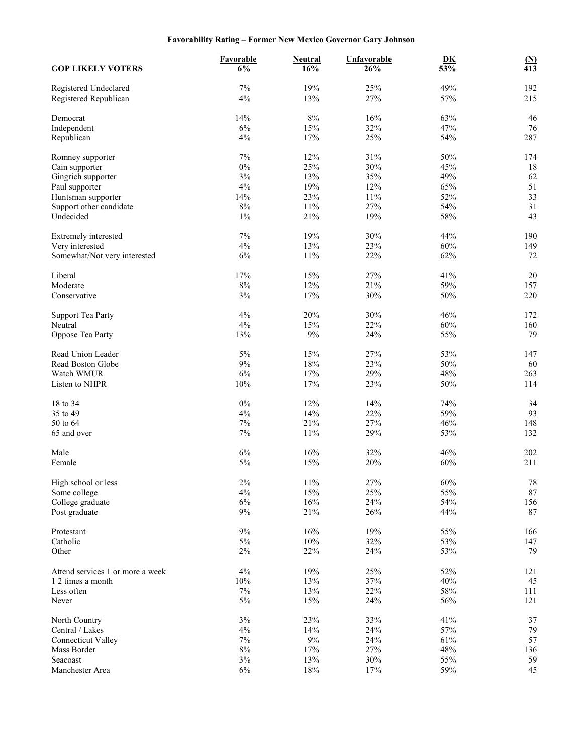**Favorability Rating – Former New Mexico Governor Gary Johnson**

| GOP LIKELY VOTERS | Favorable 6% | Neutral 16% | Unfavorable 26% | DK 53% | (N) 413 |
|---|---|---|---|---|---|
| Registered Undeclared | 7% | 19% | 25% | 49% | 192 |
| Registered Republican | 4% | 13% | 27% | 57% | 215 |
| Democrat | 14% | 8% | 16% | 63% | 46 |
| Independent | 6% | 15% | 32% | 47% | 76 |
| Republican | 4% | 17% | 25% | 54% | 287 |
| Romney supporter | 7% | 12% | 31% | 50% | 174 |
| Cain supporter | 0% | 25% | 30% | 45% | 18 |
| Gingrich supporter | 3% | 13% | 35% | 49% | 62 |
| Paul supporter | 4% | 19% | 12% | 65% | 51 |
| Huntsman supporter | 14% | 23% | 11% | 52% | 33 |
| Support other candidate | 8% | 11% | 27% | 54% | 31 |
| Undecided | 1% | 21% | 19% | 58% | 43 |
| Extremely interested | 7% | 19% | 30% | 44% | 190 |
| Very interested | 4% | 13% | 23% | 60% | 149 |
| Somewhat/Not very interested | 6% | 11% | 22% | 62% | 72 |
| Liberal | 17% | 15% | 27% | 41% | 20 |
| Moderate | 8% | 12% | 21% | 59% | 157 |
| Conservative | 3% | 17% | 30% | 50% | 220 |
| Support Tea Party | 4% | 20% | 30% | 46% | 172 |
| Neutral | 4% | 15% | 22% | 60% | 160 |
| Oppose Tea Party | 13% | 9% | 24% | 55% | 79 |
| Read Union Leader | 5% | 15% | 27% | 53% | 147 |
| Read Boston Globe | 9% | 18% | 23% | 50% | 60 |
| Watch WMUR | 6% | 17% | 29% | 48% | 263 |
| Listen to NHPR | 10% | 17% | 23% | 50% | 114 |
| 18 to 34 | 0% | 12% | 14% | 74% | 34 |
| 35 to 49 | 4% | 14% | 22% | 59% | 93 |
| 50 to 64 | 7% | 21% | 27% | 46% | 148 |
| 65 and over | 7% | 11% | 29% | 53% | 132 |
| Male | 6% | 16% | 32% | 46% | 202 |
| Female | 5% | 15% | 20% | 60% | 211 |
| High school or less | 2% | 11% | 27% | 60% | 78 |
| Some college | 4% | 15% | 25% | 55% | 87 |
| College graduate | 6% | 16% | 24% | 54% | 156 |
| Post graduate | 9% | 21% | 26% | 44% | 87 |
| Protestant | 9% | 16% | 19% | 55% | 166 |
| Catholic | 5% | 10% | 32% | 53% | 147 |
| Other | 2% | 22% | 24% | 53% | 79 |
| Attend services 1 or more a week | 4% | 19% | 25% | 52% | 121 |
| 1 2 times a month | 10% | 13% | 37% | 40% | 45 |
| Less often | 7% | 13% | 22% | 58% | 111 |
| Never | 5% | 15% | 24% | 56% | 121 |
| North Country | 3% | 23% | 33% | 41% | 37 |
| Central / Lakes | 4% | 14% | 24% | 57% | 79 |
| Connecticut Valley | 7% | 9% | 24% | 61% | 57 |
| Mass Border | 8% | 17% | 27% | 48% | 136 |
| Seacoast | 3% | 13% | 30% | 55% | 59 |
| Manchester Area | 6% | 18% | 17% | 59% | 45 |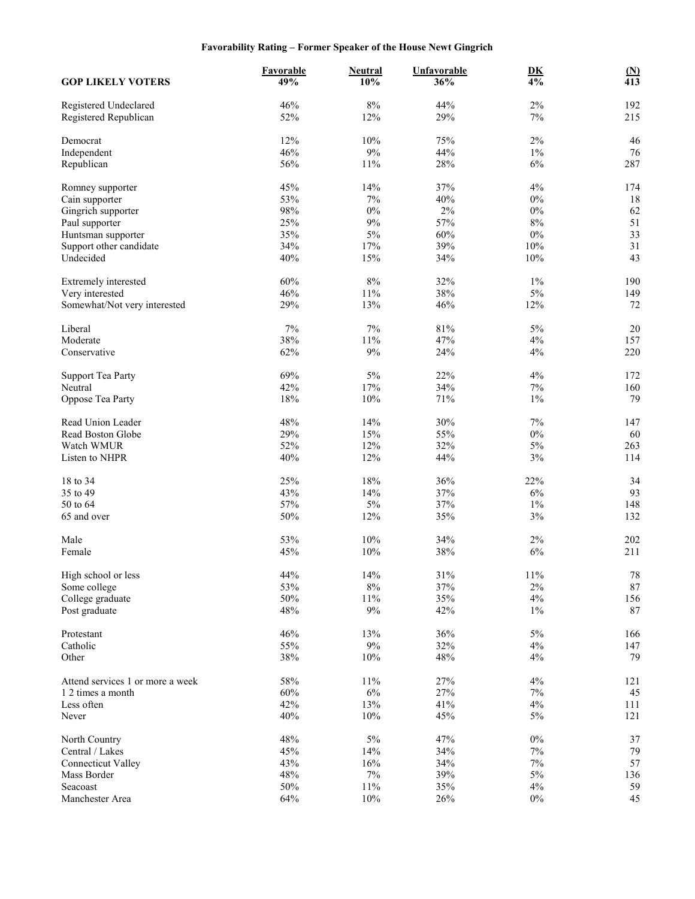**Favorability Rating – Former Speaker of the House Newt Gingrich**

| GOP LIKELY VOTERS | Favorable 49% | Neutral 10% | Unfavorable 36% | DK 4% | (N) 413 |
|---|---|---|---|---|---|
| Registered Undeclared | 46% | 8% | 44% | 2% | 192 |
| Registered Republican | 52% | 12% | 29% | 7% | 215 |
| Democrat | 12% | 10% | 75% | 2% | 46 |
| Independent | 46% | 9% | 44% | 1% | 76 |
| Republican | 56% | 11% | 28% | 6% | 287 |
| Romney supporter | 45% | 14% | 37% | 4% | 174 |
| Cain supporter | 53% | 7% | 40% | 0% | 18 |
| Gingrich supporter | 98% | 0% | 2% | 0% | 62 |
| Paul supporter | 25% | 9% | 57% | 8% | 51 |
| Huntsman supporter | 35% | 5% | 60% | 0% | 33 |
| Support other candidate | 34% | 17% | 39% | 10% | 31 |
| Undecided | 40% | 15% | 34% | 10% | 43 |
| Extremely interested | 60% | 8% | 32% | 1% | 190 |
| Very interested | 46% | 11% | 38% | 5% | 149 |
| Somewhat/Not very interested | 29% | 13% | 46% | 12% | 72 |
| Liberal | 7% | 7% | 81% | 5% | 20 |
| Moderate | 38% | 11% | 47% | 4% | 157 |
| Conservative | 62% | 9% | 24% | 4% | 220 |
| Support Tea Party | 69% | 5% | 22% | 4% | 172 |
| Neutral | 42% | 17% | 34% | 7% | 160 |
| Oppose Tea Party | 18% | 10% | 71% | 1% | 79 |
| Read Union Leader | 48% | 14% | 30% | 7% | 147 |
| Read Boston Globe | 29% | 15% | 55% | 0% | 60 |
| Watch WMUR | 52% | 12% | 32% | 5% | 263 |
| Listen to NHPR | 40% | 12% | 44% | 3% | 114 |
| 18 to 34 | 25% | 18% | 36% | 22% | 34 |
| 35 to 49 | 43% | 14% | 37% | 6% | 93 |
| 50 to 64 | 57% | 5% | 37% | 1% | 148 |
| 65 and over | 50% | 12% | 35% | 3% | 132 |
| Male | 53% | 10% | 34% | 2% | 202 |
| Female | 45% | 10% | 38% | 6% | 211 |
| High school or less | 44% | 14% | 31% | 11% | 78 |
| Some college | 53% | 8% | 37% | 2% | 87 |
| College graduate | 50% | 11% | 35% | 4% | 156 |
| Post graduate | 48% | 9% | 42% | 1% | 87 |
| Protestant | 46% | 13% | 36% | 5% | 166 |
| Catholic | 55% | 9% | 32% | 4% | 147 |
| Other | 38% | 10% | 48% | 4% | 79 |
| Attend services 1 or more a week | 58% | 11% | 27% | 4% | 121 |
| 1 2 times a month | 60% | 6% | 27% | 7% | 45 |
| Less often | 42% | 13% | 41% | 4% | 111 |
| Never | 40% | 10% | 45% | 5% | 121 |
| North Country | 48% | 5% | 47% | 0% | 37 |
| Central / Lakes | 45% | 14% | 34% | 7% | 79 |
| Connecticut Valley | 43% | 16% | 34% | 7% | 57 |
| Mass Border | 48% | 7% | 39% | 5% | 136 |
| Seacoast | 50% | 11% | 35% | 4% | 59 |
| Manchester Area | 64% | 10% | 26% | 0% | 45 |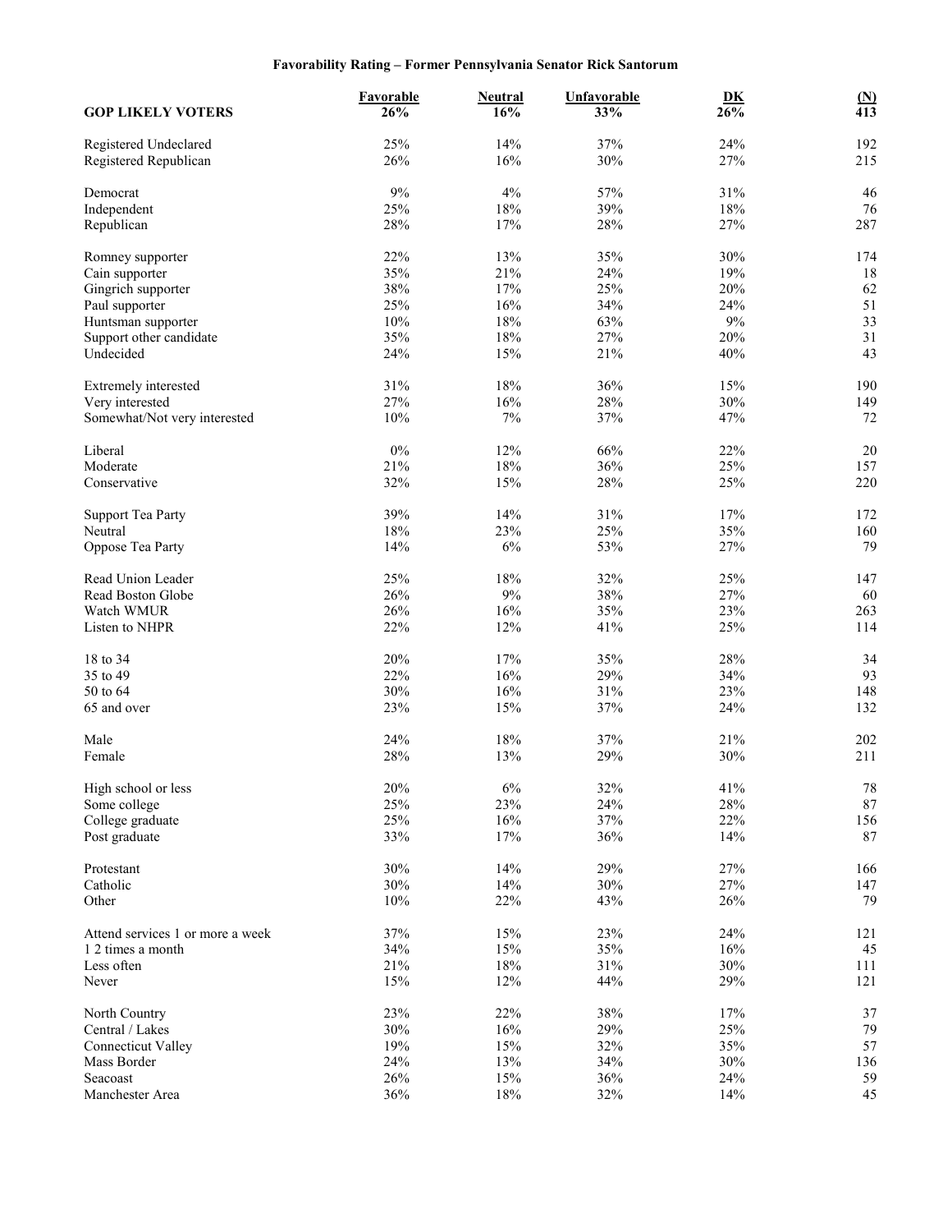**Favorability Rating – Former Pennsylvania Senator Rick Santorum**

| GOP LIKELY VOTERS | Favorable 26% | Neutral 16% | Unfavorable 33% | DK 26% | (N) 413 |
|---|---|---|---|---|---|
| Registered Undeclared | 25% | 14% | 37% | 24% | 192 |
| Registered Republican | 26% | 16% | 30% | 27% | 215 |
| Democrat | 9% | 4% | 57% | 31% | 46 |
| Independent | 25% | 18% | 39% | 18% | 76 |
| Republican | 28% | 17% | 28% | 27% | 287 |
| Romney supporter | 22% | 13% | 35% | 30% | 174 |
| Cain supporter | 35% | 21% | 24% | 19% | 18 |
| Gingrich supporter | 38% | 17% | 25% | 20% | 62 |
| Paul supporter | 25% | 16% | 34% | 24% | 51 |
| Huntsman supporter | 10% | 18% | 63% | 9% | 33 |
| Support other candidate | 35% | 18% | 27% | 20% | 31 |
| Undecided | 24% | 15% | 21% | 40% | 43 |
| Extremely interested | 31% | 18% | 36% | 15% | 190 |
| Very interested | 27% | 16% | 28% | 30% | 149 |
| Somewhat/Not very interested | 10% | 7% | 37% | 47% | 72 |
| Liberal | 0% | 12% | 66% | 22% | 20 |
| Moderate | 21% | 18% | 36% | 25% | 157 |
| Conservative | 32% | 15% | 28% | 25% | 220 |
| Support Tea Party | 39% | 14% | 31% | 17% | 172 |
| Neutral | 18% | 23% | 25% | 35% | 160 |
| Oppose Tea Party | 14% | 6% | 53% | 27% | 79 |
| Read Union Leader | 25% | 18% | 32% | 25% | 147 |
| Read Boston Globe | 26% | 9% | 38% | 27% | 60 |
| Watch WMUR | 26% | 16% | 35% | 23% | 263 |
| Listen to NHPR | 22% | 12% | 41% | 25% | 114 |
| 18 to 34 | 20% | 17% | 35% | 28% | 34 |
| 35 to 49 | 22% | 16% | 29% | 34% | 93 |
| 50 to 64 | 30% | 16% | 31% | 23% | 148 |
| 65 and over | 23% | 15% | 37% | 24% | 132 |
| Male | 24% | 18% | 37% | 21% | 202 |
| Female | 28% | 13% | 29% | 30% | 211 |
| High school or less | 20% | 6% | 32% | 41% | 78 |
| Some college | 25% | 23% | 24% | 28% | 87 |
| College graduate | 25% | 16% | 37% | 22% | 156 |
| Post graduate | 33% | 17% | 36% | 14% | 87 |
| Protestant | 30% | 14% | 29% | 27% | 166 |
| Catholic | 30% | 14% | 30% | 27% | 147 |
| Other | 10% | 22% | 43% | 26% | 79 |
| Attend services 1 or more a week | 37% | 15% | 23% | 24% | 121 |
| 1 2 times a month | 34% | 15% | 35% | 16% | 45 |
| Less often | 21% | 18% | 31% | 30% | 111 |
| Never | 15% | 12% | 44% | 29% | 121 |
| North Country | 23% | 22% | 38% | 17% | 37 |
| Central / Lakes | 30% | 16% | 29% | 25% | 79 |
| Connecticut Valley | 19% | 15% | 32% | 35% | 57 |
| Mass Border | 24% | 13% | 34% | 30% | 136 |
| Seacoast | 26% | 15% | 36% | 24% | 59 |
| Manchester Area | 36% | 18% | 32% | 14% | 45 |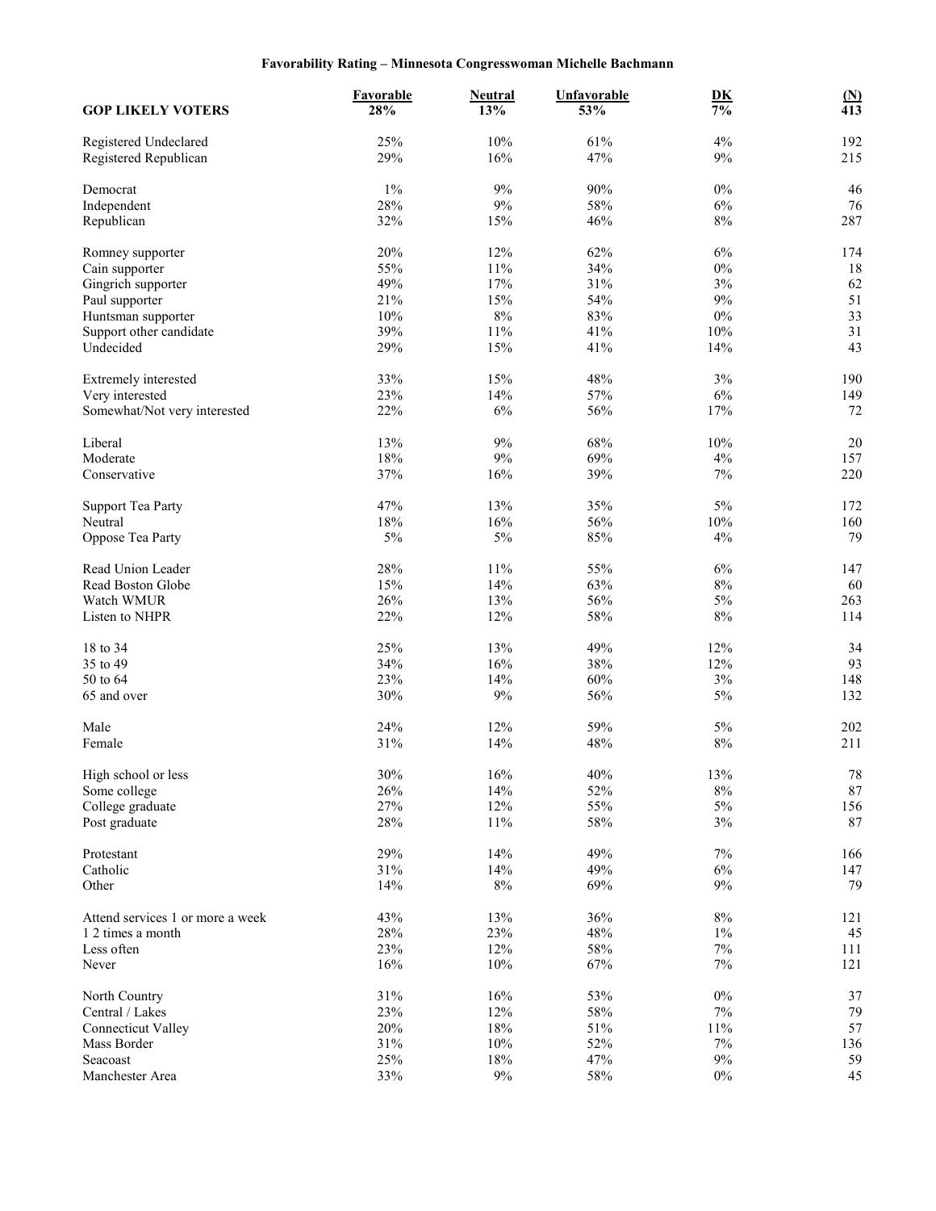**Favorability Rating – Minnesota Congresswoman Michelle Bachmann**

| GOP LIKELY VOTERS | Favorable 28% | Neutral 13% | Unfavorable 53% | DK 7% | (N) 413 |
|---|---|---|---|---|---|
| Registered Undeclared | 25% | 10% | 61% | 4% | 192 |
| Registered Republican | 29% | 16% | 47% | 9% | 215 |
| | | | | | |
| Democrat | 1% | 9% | 90% | 0% | 46 |
| Independent | 28% | 9% | 58% | 6% | 76 |
| Republican | 32% | 15% | 46% | 8% | 287 |
| | | | | | |
| Romney supporter | 20% | 12% | 62% | 6% | 174 |
| Cain supporter | 55% | 11% | 34% | 0% | 18 |
| Gingrich supporter | 49% | 17% | 31% | 3% | 62 |
| Paul supporter | 21% | 15% | 54% | 9% | 51 |
| Huntsman supporter | 10% | 8% | 83% | 0% | 33 |
| Support other candidate | 39% | 11% | 41% | 10% | 31 |
| Undecided | 29% | 15% | 41% | 14% | 43 |
| | | | | | |
| Extremely interested | 33% | 15% | 48% | 3% | 190 |
| Very interested | 23% | 14% | 57% | 6% | 149 |
| Somewhat/Not very interested | 22% | 6% | 56% | 17% | 72 |
| | | | | | |
| Liberal | 13% | 9% | 68% | 10% | 20 |
| Moderate | 18% | 9% | 69% | 4% | 157 |
| Conservative | 37% | 16% | 39% | 7% | 220 |
| | | | | | |
| Support Tea Party | 47% | 13% | 35% | 5% | 172 |
| Neutral | 18% | 16% | 56% | 10% | 160 |
| Oppose Tea Party | 5% | 5% | 85% | 4% | 79 |
| | | | | | |
| Read Union Leader | 28% | 11% | 55% | 6% | 147 |
| Read Boston Globe | 15% | 14% | 63% | 8% | 60 |
| Watch WMUR | 26% | 13% | 56% | 5% | 263 |
| Listen to NHPR | 22% | 12% | 58% | 8% | 114 |
| | | | | | |
| 18 to 34 | 25% | 13% | 49% | 12% | 34 |
| 35 to 49 | 34% | 16% | 38% | 12% | 93 |
| 50 to 64 | 23% | 14% | 60% | 3% | 148 |
| 65 and over | 30% | 9% | 56% | 5% | 132 |
| | | | | | |
| Male | 24% | 12% | 59% | 5% | 202 |
| Female | 31% | 14% | 48% | 8% | 211 |
| | | | | | |
| High school or less | 30% | 16% | 40% | 13% | 78 |
| Some college | 26% | 14% | 52% | 8% | 87 |
| College graduate | 27% | 12% | 55% | 5% | 156 |
| Post graduate | 28% | 11% | 58% | 3% | 87 |
| | | | | | |
| Protestant | 29% | 14% | 49% | 7% | 166 |
| Catholic | 31% | 14% | 49% | 6% | 147 |
| Other | 14% | 8% | 69% | 9% | 79 |
| | | | | | |
| Attend services 1 or more a week | 43% | 13% | 36% | 8% | 121 |
| 1 2 times a month | 28% | 23% | 48% | 1% | 45 |
| Less often | 23% | 12% | 58% | 7% | 111 |
| Never | 16% | 10% | 67% | 7% | 121 |
| | | | | | |
| North Country | 31% | 16% | 53% | 0% | 37 |
| Central / Lakes | 23% | 12% | 58% | 7% | 79 |
| Connecticut Valley | 20% | 18% | 51% | 11% | 57 |
| Mass Border | 31% | 10% | 52% | 7% | 136 |
| Seacoast | 25% | 18% | 47% | 9% | 59 |
| Manchester Area | 33% | 9% | 58% | 0% | 45 |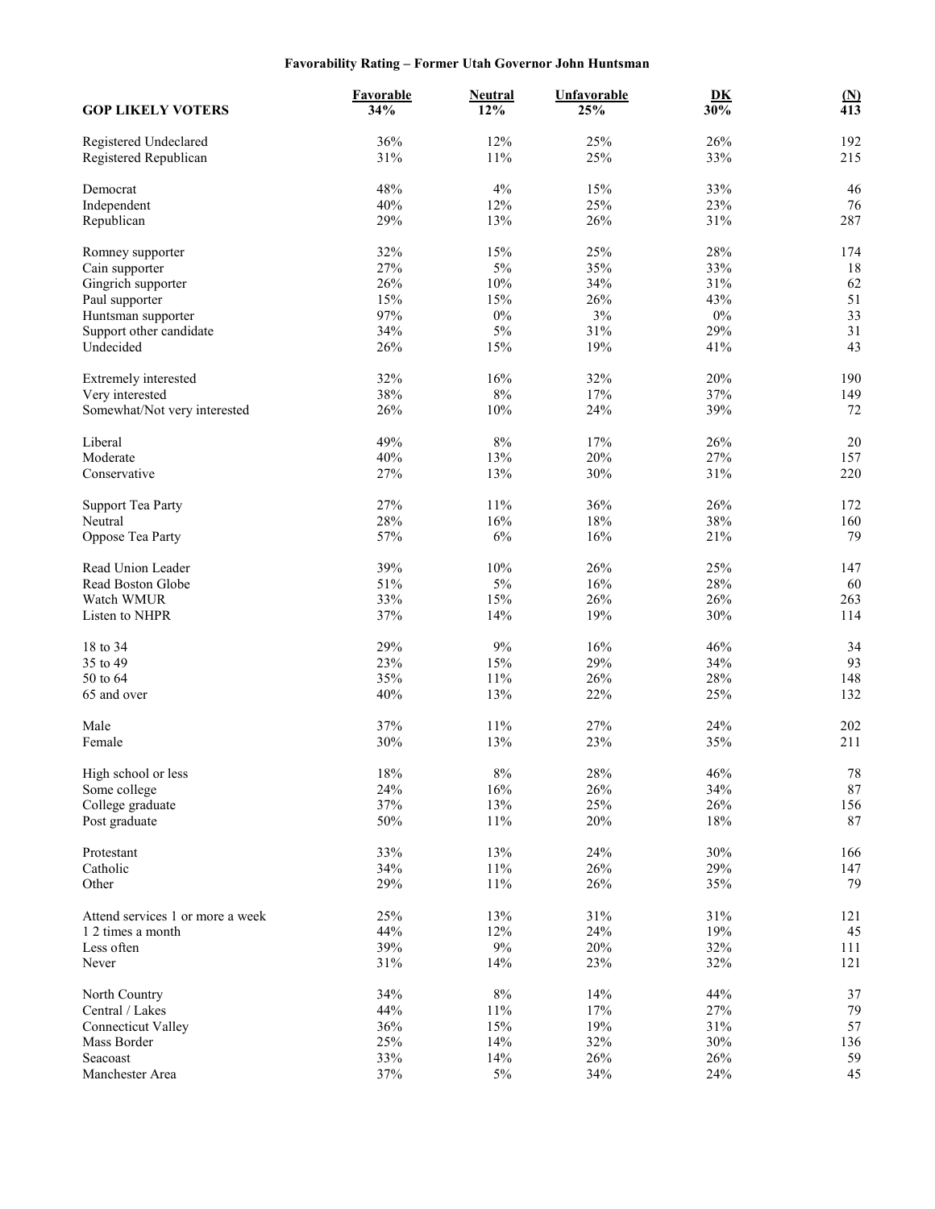**Favorability Rating – Former Utah Governor John Huntsman**

| GOP LIKELY VOTERS | Favorable 34% | Neutral 12% | Unfavorable 25% | DK 30% | (N) 413 |
|---|---|---|---|---|---|
| Registered Undeclared | 36% | 12% | 25% | 26% | 192 |
| Registered Republican | 31% | 11% | 25% | 33% | 215 |
| Democrat | 48% | 4% | 15% | 33% | 46 |
| Independent | 40% | 12% | 25% | 23% | 76 |
| Republican | 29% | 13% | 26% | 31% | 287 |
| Romney supporter | 32% | 15% | 25% | 28% | 174 |
| Cain supporter | 27% | 5% | 35% | 33% | 18 |
| Gingrich supporter | 26% | 10% | 34% | 31% | 62 |
| Paul supporter | 15% | 15% | 26% | 43% | 51 |
| Huntsman supporter | 97% | 0% | 3% | 0% | 33 |
| Support other candidate | 34% | 5% | 31% | 29% | 31 |
| Undecided | 26% | 15% | 19% | 41% | 43 |
| Extremely interested | 32% | 16% | 32% | 20% | 190 |
| Very interested | 38% | 8% | 17% | 37% | 149 |
| Somewhat/Not very interested | 26% | 10% | 24% | 39% | 72 |
| Liberal | 49% | 8% | 17% | 26% | 20 |
| Moderate | 40% | 13% | 20% | 27% | 157 |
| Conservative | 27% | 13% | 30% | 31% | 220 |
| Support Tea Party | 27% | 11% | 36% | 26% | 172 |
| Neutral | 28% | 16% | 18% | 38% | 160 |
| Oppose Tea Party | 57% | 6% | 16% | 21% | 79 |
| Read Union Leader | 39% | 10% | 26% | 25% | 147 |
| Read Boston Globe | 51% | 5% | 16% | 28% | 60 |
| Watch WMUR | 33% | 15% | 26% | 26% | 263 |
| Listen to NHPR | 37% | 14% | 19% | 30% | 114 |
| 18 to 34 | 29% | 9% | 16% | 46% | 34 |
| 35 to 49 | 23% | 15% | 29% | 34% | 93 |
| 50 to 64 | 35% | 11% | 26% | 28% | 148 |
| 65 and over | 40% | 13% | 22% | 25% | 132 |
| Male | 37% | 11% | 27% | 24% | 202 |
| Female | 30% | 13% | 23% | 35% | 211 |
| High school or less | 18% | 8% | 28% | 46% | 78 |
| Some college | 24% | 16% | 26% | 34% | 87 |
| College graduate | 37% | 13% | 25% | 26% | 156 |
| Post graduate | 50% | 11% | 20% | 18% | 87 |
| Protestant | 33% | 13% | 24% | 30% | 166 |
| Catholic | 34% | 11% | 26% | 29% | 147 |
| Other | 29% | 11% | 26% | 35% | 79 |
| Attend services 1 or more a week | 25% | 13% | 31% | 31% | 121 |
| 1 2 times a month | 44% | 12% | 24% | 19% | 45 |
| Less often | 39% | 9% | 20% | 32% | 111 |
| Never | 31% | 14% | 23% | 32% | 121 |
| North Country | 34% | 8% | 14% | 44% | 37 |
| Central / Lakes | 44% | 11% | 17% | 27% | 79 |
| Connecticut Valley | 36% | 15% | 19% | 31% | 57 |
| Mass Border | 25% | 14% | 32% | 30% | 136 |
| Seacoast | 33% | 14% | 26% | 26% | 59 |
| Manchester Area | 37% | 5% | 34% | 24% | 45 |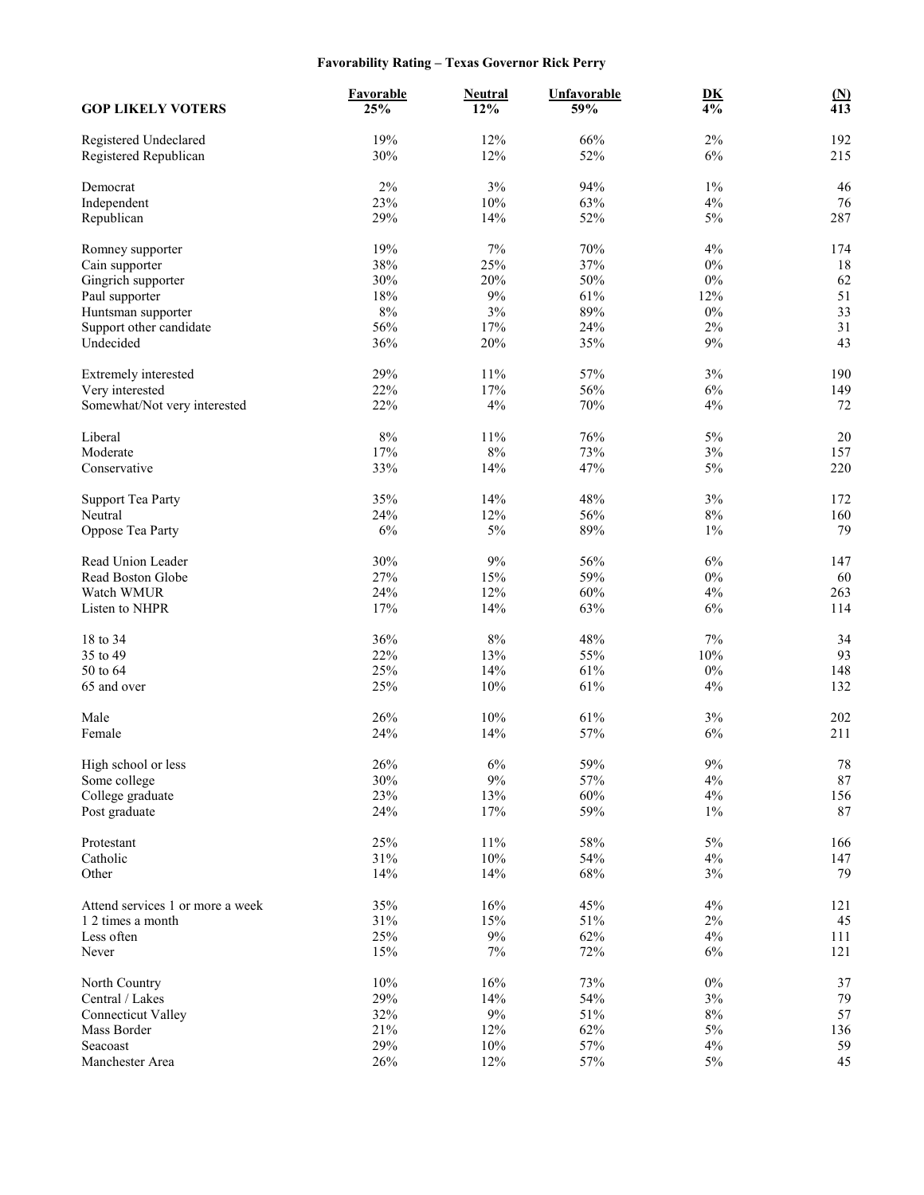### Favorability Rating – Texas Governor Rick Perry

| GOP LIKELY VOTERS | Favorable 25% | Neutral 12% | Unfavorable 59% | DK 4% | (N) 413 |
|---|---|---|---|---|---|
| Registered Undeclared | 19% | 12% | 66% | 2% | 192 |
| Registered Republican | 30% | 12% | 52% | 6% | 215 |
| Democrat | 2% | 3% | 94% | 1% | 46 |
| Independent | 23% | 10% | 63% | 4% | 76 |
| Republican | 29% | 14% | 52% | 5% | 287 |
| Romney supporter | 19% | 7% | 70% | 4% | 174 |
| Cain supporter | 38% | 25% | 37% | 0% | 18 |
| Gingrich supporter | 30% | 20% | 50% | 0% | 62 |
| Paul supporter | 18% | 9% | 61% | 12% | 51 |
| Huntsman supporter | 8% | 3% | 89% | 0% | 33 |
| Support other candidate | 56% | 17% | 24% | 2% | 31 |
| Undecided | 36% | 20% | 35% | 9% | 43 |
| Extremely interested | 29% | 11% | 57% | 3% | 190 |
| Very interested | 22% | 17% | 56% | 6% | 149 |
| Somewhat/Not very interested | 22% | 4% | 70% | 4% | 72 |
| Liberal | 8% | 11% | 76% | 5% | 20 |
| Moderate | 17% | 8% | 73% | 3% | 157 |
| Conservative | 33% | 14% | 47% | 5% | 220 |
| Support Tea Party | 35% | 14% | 48% | 3% | 172 |
| Neutral | 24% | 12% | 56% | 8% | 160 |
| Oppose Tea Party | 6% | 5% | 89% | 1% | 79 |
| Read Union Leader | 30% | 9% | 56% | 6% | 147 |
| Read Boston Globe | 27% | 15% | 59% | 0% | 60 |
| Watch WMUR | 24% | 12% | 60% | 4% | 263 |
| Listen to NHPR | 17% | 14% | 63% | 6% | 114 |
| 18 to 34 | 36% | 8% | 48% | 7% | 34 |
| 35 to 49 | 22% | 13% | 55% | 10% | 93 |
| 50 to 64 | 25% | 14% | 61% | 0% | 148 |
| 65 and over | 25% | 10% | 61% | 4% | 132 |
| Male | 26% | 10% | 61% | 3% | 202 |
| Female | 24% | 14% | 57% | 6% | 211 |
| High school or less | 26% | 6% | 59% | 9% | 78 |
| Some college | 30% | 9% | 57% | 4% | 87 |
| College graduate | 23% | 13% | 60% | 4% | 156 |
| Post graduate | 24% | 17% | 59% | 1% | 87 |
| Protestant | 25% | 11% | 58% | 5% | 166 |
| Catholic | 31% | 10% | 54% | 4% | 147 |
| Other | 14% | 14% | 68% | 3% | 79 |
| Attend services 1 or more a week | 35% | 16% | 45% | 4% | 121 |
| 1 2 times a month | 31% | 15% | 51% | 2% | 45 |
| Less often | 25% | 9% | 62% | 4% | 111 |
| Never | 15% | 7% | 72% | 6% | 121 |
| North Country | 10% | 16% | 73% | 0% | 37 |
| Central / Lakes | 29% | 14% | 54% | 3% | 79 |
| Connecticut Valley | 32% | 9% | 51% | 8% | 57 |
| Mass Border | 21% | 12% | 62% | 5% | 136 |
| Seacoast | 29% | 10% | 57% | 4% | 59 |
| Manchester Area | 26% | 12% | 57% | 5% | 45 |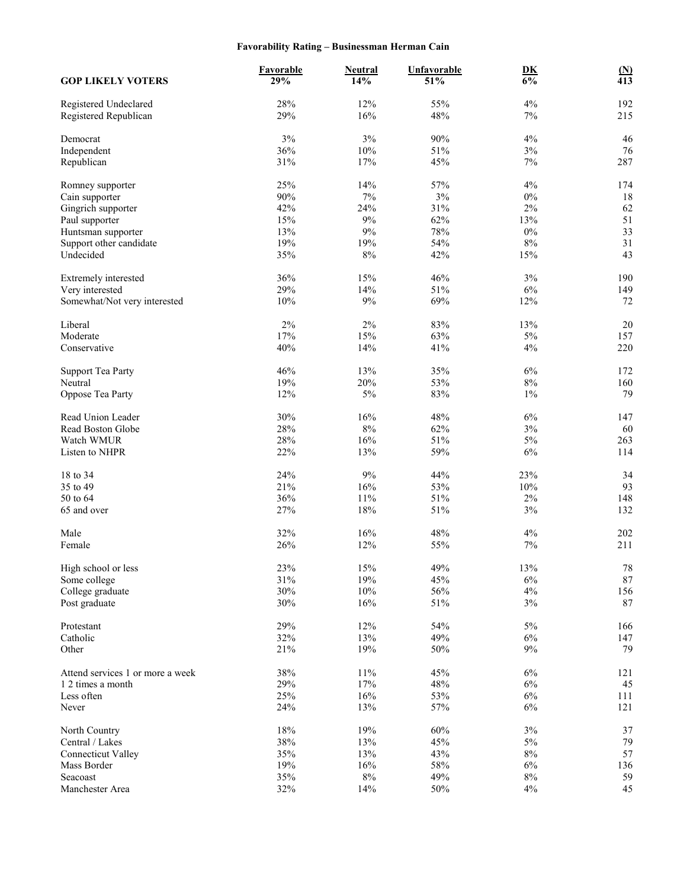# Favorability Rating – Businessman Herman Cain

| GOP LIKELY VOTERS | Favorable 29% | Neutral 14% | Unfavorable 51% | DK 6% | (N) 413 |
|---|---|---|---|---|---|
| Registered Undeclared | 28% | 12% | 55% | 4% | 192 |
| Registered Republican | 29% | 16% | 48% | 7% | 215 |
| Democrat | 3% | 3% | 90% | 4% | 46 |
| Independent | 36% | 10% | 51% | 3% | 76 |
| Republican | 31% | 17% | 45% | 7% | 287 |
| Romney supporter | 25% | 14% | 57% | 4% | 174 |
| Cain supporter | 90% | 7% | 3% | 0% | 18 |
| Gingrich supporter | 42% | 24% | 31% | 2% | 62 |
| Paul supporter | 15% | 9% | 62% | 13% | 51 |
| Huntsman supporter | 13% | 9% | 78% | 0% | 33 |
| Support other candidate | 19% | 19% | 54% | 8% | 31 |
| Undecided | 35% | 8% | 42% | 15% | 43 |
| Extremely interested | 36% | 15% | 46% | 3% | 190 |
| Very interested | 29% | 14% | 51% | 6% | 149 |
| Somewhat/Not very interested | 10% | 9% | 69% | 12% | 72 |
| Liberal | 2% | 2% | 83% | 13% | 20 |
| Moderate | 17% | 15% | 63% | 5% | 157 |
| Conservative | 40% | 14% | 41% | 4% | 220 |
| Support Tea Party | 46% | 13% | 35% | 6% | 172 |
| Neutral | 19% | 20% | 53% | 8% | 160 |
| Oppose Tea Party | 12% | 5% | 83% | 1% | 79 |
| Read Union Leader | 30% | 16% | 48% | 6% | 147 |
| Read Boston Globe | 28% | 8% | 62% | 3% | 60 |
| Watch WMUR | 28% | 16% | 51% | 5% | 263 |
| Listen to NHPR | 22% | 13% | 59% | 6% | 114 |
| 18 to 34 | 24% | 9% | 44% | 23% | 34 |
| 35 to 49 | 21% | 16% | 53% | 10% | 93 |
| 50 to 64 | 36% | 11% | 51% | 2% | 148 |
| 65 and over | 27% | 18% | 51% | 3% | 132 |
| Male | 32% | 16% | 48% | 4% | 202 |
| Female | 26% | 12% | 55% | 7% | 211 |
| High school or less | 23% | 15% | 49% | 13% | 78 |
| Some college | 31% | 19% | 45% | 6% | 87 |
| College graduate | 30% | 10% | 56% | 4% | 156 |
| Post graduate | 30% | 16% | 51% | 3% | 87 |
| Protestant | 29% | 12% | 54% | 5% | 166 |
| Catholic | 32% | 13% | 49% | 6% | 147 |
| Other | 21% | 19% | 50% | 9% | 79 |
| Attend services 1 or more a week | 38% | 11% | 45% | 6% | 121 |
| 1 2 times a month | 29% | 17% | 48% | 6% | 45 |
| Less often | 25% | 16% | 53% | 6% | 111 |
| Never | 24% | 13% | 57% | 6% | 121 |
| North Country | 18% | 19% | 60% | 3% | 37 |
| Central / Lakes | 38% | 13% | 45% | 5% | 79 |
| Connecticut Valley | 35% | 13% | 43% | 8% | 57 |
| Mass Border | 19% | 16% | 58% | 6% | 136 |
| Seacoast | 35% | 8% | 49% | 8% | 59 |
| Manchester Area | 32% | 14% | 50% | 4% | 45 |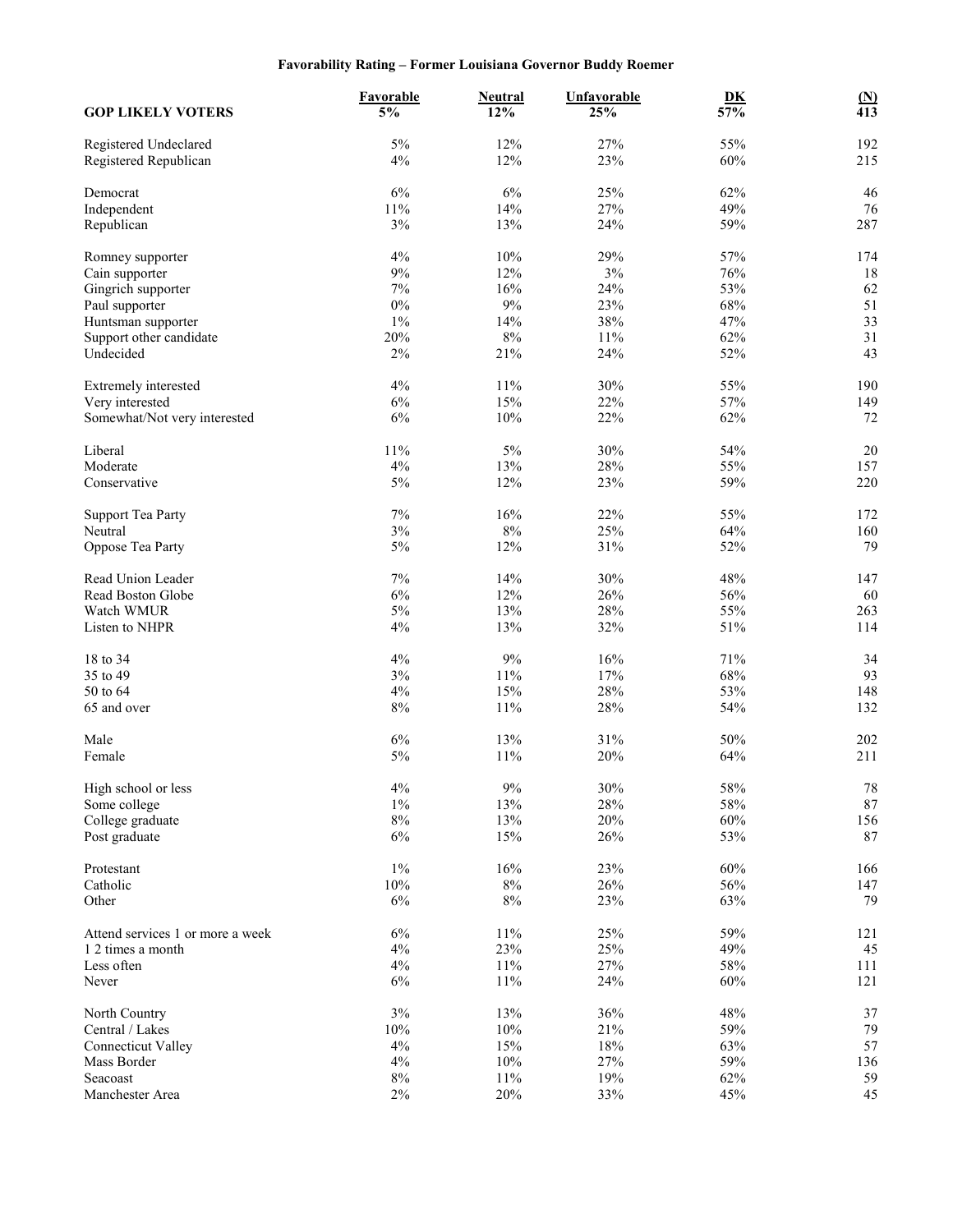# Favorability Rating – Former Louisiana Governor Buddy Roemer

| GOP LIKELY VOTERS | Favorable 5% | Neutral 12% | Unfavorable 25% | DK 57% | (N) 413 |
|---|---|---|---|---|---|
| Registered Undeclared | 5% | 12% | 27% | 55% | 192 |
| Registered Republican | 4% | 12% | 23% | 60% | 215 |
| | | | | | |
| Democrat | 6% | 6% | 25% | 62% | 46 |
| Independent | 11% | 14% | 27% | 49% | 76 |
| Republican | 3% | 13% | 24% | 59% | 287 |
| | | | | | |
| Romney supporter | 4% | 10% | 29% | 57% | 174 |
| Cain supporter | 9% | 12% | 3% | 76% | 18 |
| Gingrich supporter | 7% | 16% | 24% | 53% | 62 |
| Paul supporter | 0% | 9% | 23% | 68% | 51 |
| Huntsman supporter | 1% | 14% | 38% | 47% | 33 |
| Support other candidate | 20% | 8% | 11% | 62% | 31 |
| Undecided | 2% | 21% | 24% | 52% | 43 |
| | | | | | |
| Extremely interested | 4% | 11% | 30% | 55% | 190 |
| Very interested | 6% | 15% | 22% | 57% | 149 |
| Somewhat/Not very interested | 6% | 10% | 22% | 62% | 72 |
| | | | | | |
| Liberal | 11% | 5% | 30% | 54% | 20 |
| Moderate | 4% | 13% | 28% | 55% | 157 |
| Conservative | 5% | 12% | 23% | 59% | 220 |
| | | | | | |
| Support Tea Party | 7% | 16% | 22% | 55% | 172 |
| Neutral | 3% | 8% | 25% | 64% | 160 |
| Oppose Tea Party | 5% | 12% | 31% | 52% | 79 |
| | | | | | |
| Read Union Leader | 7% | 14% | 30% | 48% | 147 |
| Read Boston Globe | 6% | 12% | 26% | 56% | 60 |
| Watch WMUR | 5% | 13% | 28% | 55% | 263 |
| Listen to NHPR | 4% | 13% | 32% | 51% | 114 |
| | | | | | |
| 18 to 34 | 4% | 9% | 16% | 71% | 34 |
| 35 to 49 | 3% | 11% | 17% | 68% | 93 |
| 50 to 64 | 4% | 15% | 28% | 53% | 148 |
| 65 and over | 8% | 11% | 28% | 54% | 132 |
| | | | | | |
| Male | 6% | 13% | 31% | 50% | 202 |
| Female | 5% | 11% | 20% | 64% | 211 |
| | | | | | |
| High school or less | 4% | 9% | 30% | 58% | 78 |
| Some college | 1% | 13% | 28% | 58% | 87 |
| College graduate | 8% | 13% | 20% | 60% | 156 |
| Post graduate | 6% | 15% | 26% | 53% | 87 |
| | | | | | |
| Protestant | 1% | 16% | 23% | 60% | 166 |
| Catholic | 10% | 8% | 26% | 56% | 147 |
| Other | 6% | 8% | 23% | 63% | 79 |
| | | | | | |
| Attend services 1 or more a week | 6% | 11% | 25% | 59% | 121 |
| 1 2 times a month | 4% | 23% | 25% | 49% | 45 |
| Less often | 4% | 11% | 27% | 58% | 111 |
| Never | 6% | 11% | 24% | 60% | 121 |
| | | | | | |
| North Country | 3% | 13% | 36% | 48% | 37 |
| Central / Lakes | 10% | 10% | 21% | 59% | 79 |
| Connecticut Valley | 4% | 15% | 18% | 63% | 57 |
| Mass Border | 4% | 10% | 27% | 59% | 136 |
| Seacoast | 8% | 11% | 19% | 62% | 59 |
| Manchester Area | 2% | 20% | 33% | 45% | 45 |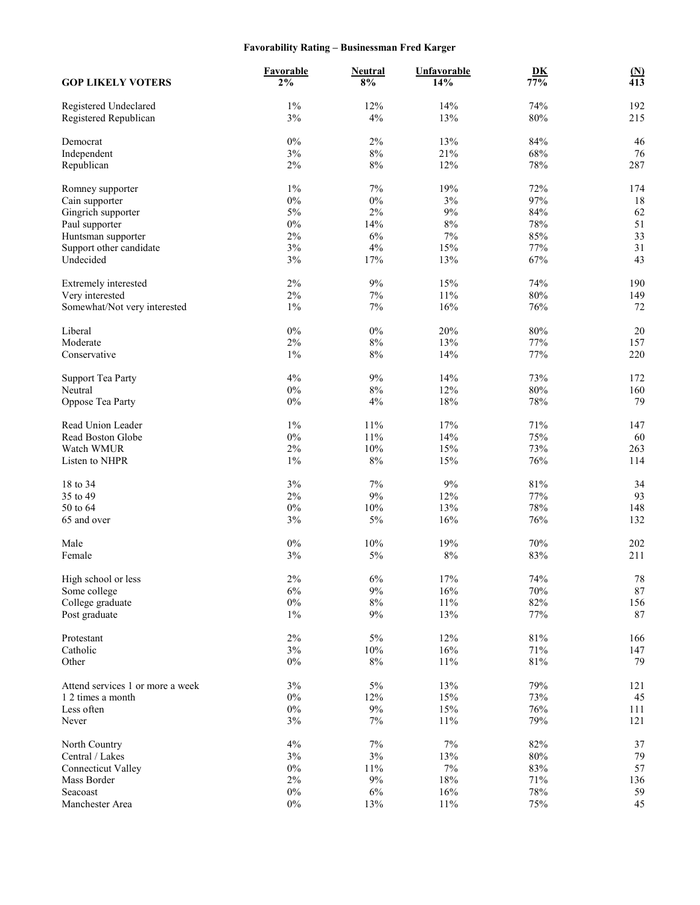**Favorability Rating – Businessman Fred Karger**

| GOP LIKELY VOTERS | Favorable 2% | Neutral 8% | Unfavorable 14% | DK 77% | (N) 413 |
|---|---|---|---|---|---|
| Registered Undeclared | 1% | 12% | 14% | 74% | 192 |
| Registered Republican | 3% | 4% | 13% | 80% | 215 |
| Democrat | 0% | 2% | 13% | 84% | 46 |
| Independent | 3% | 8% | 21% | 68% | 76 |
| Republican | 2% | 8% | 12% | 78% | 287 |
| Romney supporter | 1% | 7% | 19% | 72% | 174 |
| Cain supporter | 0% | 0% | 3% | 97% | 18 |
| Gingrich supporter | 5% | 2% | 9% | 84% | 62 |
| Paul supporter | 0% | 14% | 8% | 78% | 51 |
| Huntsman supporter | 2% | 6% | 7% | 85% | 33 |
| Support other candidate | 3% | 4% | 15% | 77% | 31 |
| Undecided | 3% | 17% | 13% | 67% | 43 |
| Extremely interested | 2% | 9% | 15% | 74% | 190 |
| Very interested | 2% | 7% | 11% | 80% | 149 |
| Somewhat/Not very interested | 1% | 7% | 16% | 76% | 72 |
| Liberal | 0% | 0% | 20% | 80% | 20 |
| Moderate | 2% | 8% | 13% | 77% | 157 |
| Conservative | 1% | 8% | 14% | 77% | 220 |
| Support Tea Party | 4% | 9% | 14% | 73% | 172 |
| Neutral | 0% | 8% | 12% | 80% | 160 |
| Oppose Tea Party | 0% | 4% | 18% | 78% | 79 |
| Read Union Leader | 1% | 11% | 17% | 71% | 147 |
| Read Boston Globe | 0% | 11% | 14% | 75% | 60 |
| Watch WMUR | 2% | 10% | 15% | 73% | 263 |
| Listen to NHPR | 1% | 8% | 15% | 76% | 114 |
| 18 to 34 | 3% | 7% | 9% | 81% | 34 |
| 35 to 49 | 2% | 9% | 12% | 77% | 93 |
| 50 to 64 | 0% | 10% | 13% | 78% | 148 |
| 65 and over | 3% | 5% | 16% | 76% | 132 |
| Male | 0% | 10% | 19% | 70% | 202 |
| Female | 3% | 5% | 8% | 83% | 211 |
| High school or less | 2% | 6% | 17% | 74% | 78 |
| Some college | 6% | 9% | 16% | 70% | 87 |
| College graduate | 0% | 8% | 11% | 82% | 156 |
| Post graduate | 1% | 9% | 13% | 77% | 87 |
| Protestant | 2% | 5% | 12% | 81% | 166 |
| Catholic | 3% | 10% | 16% | 71% | 147 |
| Other | 0% | 8% | 11% | 81% | 79 |
| Attend services 1 or more a week | 3% | 5% | 13% | 79% | 121 |
| 1 2 times a month | 0% | 12% | 15% | 73% | 45 |
| Less often | 0% | 9% | 15% | 76% | 111 |
| Never | 3% | 7% | 11% | 79% | 121 |
| North Country | 4% | 7% | 7% | 82% | 37 |
| Central / Lakes | 3% | 3% | 13% | 80% | 79 |
| Connecticut Valley | 0% | 11% | 7% | 83% | 57 |
| Mass Border | 2% | 9% | 18% | 71% | 136 |
| Seacoast | 0% | 6% | 16% | 78% | 59 |
| Manchester Area | 0% | 13% | 11% | 75% | 45 |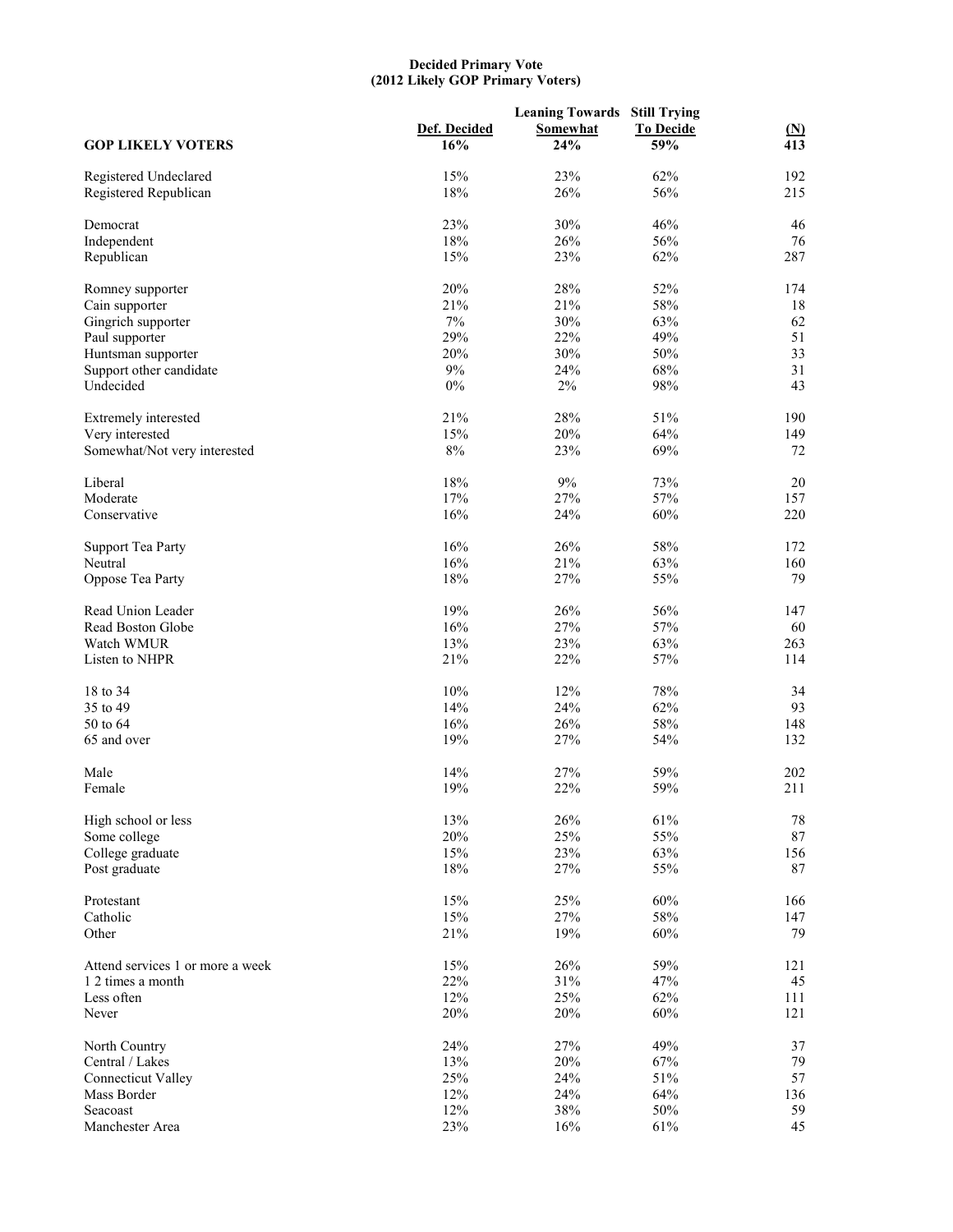**Decided Primary Vote**
**(2012 Likely GOP Primary Voters)**

| GOP LIKELY VOTERS | Def. Decided 16% | Leaning Towards Somewhat 24% | Still Trying To Decide 59% | (N) 413 |
|---|---|---|---|---|
| Registered Undeclared | 15% | 23% | 62% | 192 |
| Registered Republican | 18% | 26% | 56% | 215 |
| | | | | |
| Democrat | 23% | 30% | 46% | 46 |
| Independent | 18% | 26% | 56% | 76 |
| Republican | 15% | 23% | 62% | 287 |
| | | | | |
| Romney supporter | 20% | 28% | 52% | 174 |
| Cain supporter | 21% | 21% | 58% | 18 |
| Gingrich supporter | 7% | 30% | 63% | 62 |
| Paul supporter | 29% | 22% | 49% | 51 |
| Huntsman supporter | 20% | 30% | 50% | 33 |
| Support other candidate | 9% | 24% | 68% | 31 |
| Undecided | 0% | 2% | 98% | 43 |
| | | | | |
| Extremely interested | 21% | 28% | 51% | 190 |
| Very interested | 15% | 20% | 64% | 149 |
| Somewhat/Not very interested | 8% | 23% | 69% | 72 |
| | | | | |
| Liberal | 18% | 9% | 73% | 20 |
| Moderate | 17% | 27% | 57% | 157 |
| Conservative | 16% | 24% | 60% | 220 |
| | | | | |
| Support Tea Party | 16% | 26% | 58% | 172 |
| Neutral | 16% | 21% | 63% | 160 |
| Oppose Tea Party | 18% | 27% | 55% | 79 |
| | | | | |
| Read Union Leader | 19% | 26% | 56% | 147 |
| Read Boston Globe | 16% | 27% | 57% | 60 |
| Watch WMUR | 13% | 23% | 63% | 263 |
| Listen to NHPR | 21% | 22% | 57% | 114 |
| | | | | |
| 18 to 34 | 10% | 12% | 78% | 34 |
| 35 to 49 | 14% | 24% | 62% | 93 |
| 50 to 64 | 16% | 26% | 58% | 148 |
| 65 and over | 19% | 27% | 54% | 132 |
| | | | | |
| Male | 14% | 27% | 59% | 202 |
| Female | 19% | 22% | 59% | 211 |
| | | | | |
| High school or less | 13% | 26% | 61% | 78 |
| Some college | 20% | 25% | 55% | 87 |
| College graduate | 15% | 23% | 63% | 156 |
| Post graduate | 18% | 27% | 55% | 87 |
| | | | | |
| Protestant | 15% | 25% | 60% | 166 |
| Catholic | 15% | 27% | 58% | 147 |
| Other | 21% | 19% | 60% | 79 |
| | | | | |
| Attend services 1 or more a week | 15% | 26% | 59% | 121 |
| 1 2 times a month | 22% | 31% | 47% | 45 |
| Less often | 12% | 25% | 62% | 111 |
| Never | 20% | 20% | 60% | 121 |
| | | | | |
| North Country | 24% | 27% | 49% | 37 |
| Central / Lakes | 13% | 20% | 67% | 79 |
| Connecticut Valley | 25% | 24% | 51% | 57 |
| Mass Border | 12% | 24% | 64% | 136 |
| Seacoast | 12% | 38% | 50% | 59 |
| Manchester Area | 23% | 16% | 61% | 45 |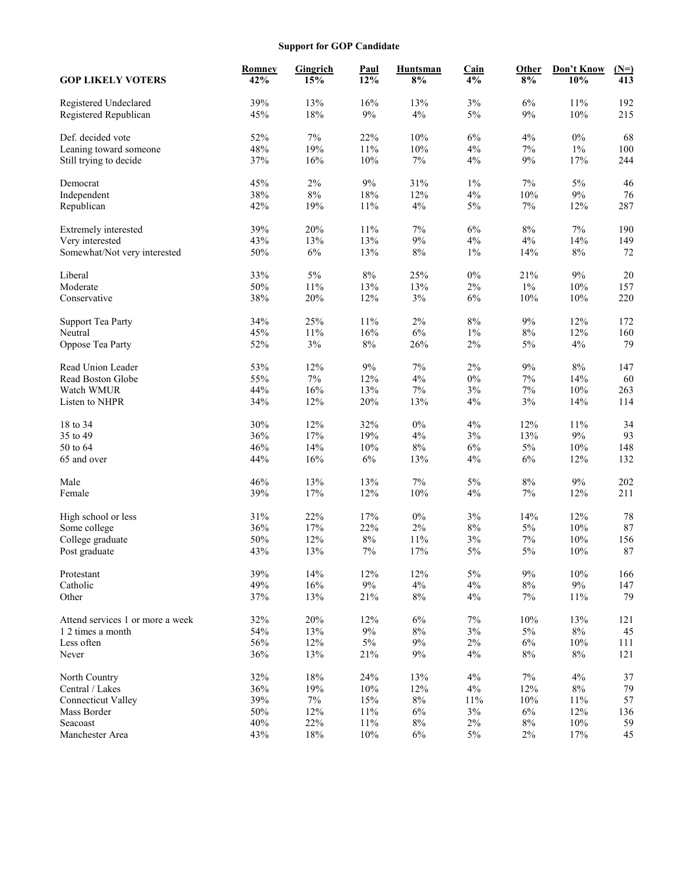**Support for GOP Candidate**

| GOP LIKELY VOTERS | Romney 42% | Gingrich 15% | Paul 12% | Huntsman 8% | Cain 4% | Other 8% | Don't Know 10% | (N=) 413 |
|---|---|---|---|---|---|---|---|---|
| Registered Undeclared | 39% | 13% | 16% | 13% | 3% | 6% | 11% | 192 |
| Registered Republican | 45% | 18% | 9% | 4% | 5% | 9% | 10% | 215 |
| Def. decided vote | 52% | 7% | 22% | 10% | 6% | 4% | 0% | 68 |
| Leaning toward someone | 48% | 19% | 11% | 10% | 4% | 7% | 1% | 100 |
| Still trying to decide | 37% | 16% | 10% | 7% | 4% | 9% | 17% | 244 |
| Democrat | 45% | 2% | 9% | 31% | 1% | 7% | 5% | 46 |
| Independent | 38% | 8% | 18% | 12% | 4% | 10% | 9% | 76 |
| Republican | 42% | 19% | 11% | 4% | 5% | 7% | 12% | 287 |
| Extremely interested | 39% | 20% | 11% | 7% | 6% | 8% | 7% | 190 |
| Very interested | 43% | 13% | 13% | 9% | 4% | 4% | 14% | 149 |
| Somewhat/Not very interested | 50% | 6% | 13% | 8% | 1% | 14% | 8% | 72 |
| Liberal | 33% | 5% | 8% | 25% | 0% | 21% | 9% | 20 |
| Moderate | 50% | 11% | 13% | 13% | 2% | 1% | 10% | 157 |
| Conservative | 38% | 20% | 12% | 3% | 6% | 10% | 10% | 220 |
| Support Tea Party | 34% | 25% | 11% | 2% | 8% | 9% | 12% | 172 |
| Neutral | 45% | 11% | 16% | 6% | 1% | 8% | 12% | 160 |
| Oppose Tea Party | 52% | 3% | 8% | 26% | 2% | 5% | 4% | 79 |
| Read Union Leader | 53% | 12% | 9% | 7% | 2% | 9% | 8% | 147 |
| Read Boston Globe | 55% | 7% | 12% | 4% | 0% | 7% | 14% | 60 |
| Watch WMUR | 44% | 16% | 13% | 7% | 3% | 7% | 10% | 263 |
| Listen to NHPR | 34% | 12% | 20% | 13% | 4% | 3% | 14% | 114 |
| 18 to 34 | 30% | 12% | 32% | 0% | 4% | 12% | 11% | 34 |
| 35 to 49 | 36% | 17% | 19% | 4% | 3% | 13% | 9% | 93 |
| 50 to 64 | 46% | 14% | 10% | 8% | 6% | 5% | 10% | 148 |
| 65 and over | 44% | 16% | 6% | 13% | 4% | 6% | 12% | 132 |
| Male | 46% | 13% | 13% | 7% | 5% | 8% | 9% | 202 |
| Female | 39% | 17% | 12% | 10% | 4% | 7% | 12% | 211 |
| High school or less | 31% | 22% | 17% | 0% | 3% | 14% | 12% | 78 |
| Some college | 36% | 17% | 22% | 2% | 8% | 5% | 10% | 87 |
| College graduate | 50% | 12% | 8% | 11% | 3% | 7% | 10% | 156 |
| Post graduate | 43% | 13% | 7% | 17% | 5% | 5% | 10% | 87 |
| Protestant | 39% | 14% | 12% | 12% | 5% | 9% | 10% | 166 |
| Catholic | 49% | 16% | 9% | 4% | 4% | 8% | 9% | 147 |
| Other | 37% | 13% | 21% | 8% | 4% | 7% | 11% | 79 |
| Attend services 1 or more a week | 32% | 20% | 12% | 6% | 7% | 10% | 13% | 121 |
| 1 2 times a month | 54% | 13% | 9% | 8% | 3% | 5% | 8% | 45 |
| Less often | 56% | 12% | 5% | 9% | 2% | 6% | 10% | 111 |
| Never | 36% | 13% | 21% | 9% | 4% | 8% | 8% | 121 |
| North Country | 32% | 18% | 24% | 13% | 4% | 7% | 4% | 37 |
| Central / Lakes | 36% | 19% | 10% | 12% | 4% | 12% | 8% | 79 |
| Connecticut Valley | 39% | 7% | 15% | 8% | 11% | 10% | 11% | 57 |
| Mass Border | 50% | 12% | 11% | 6% | 3% | 6% | 12% | 136 |
| Seacoast | 40% | 22% | 11% | 8% | 2% | 8% | 10% | 59 |
| Manchester Area | 43% | 18% | 10% | 6% | 5% | 2% | 17% | 45 |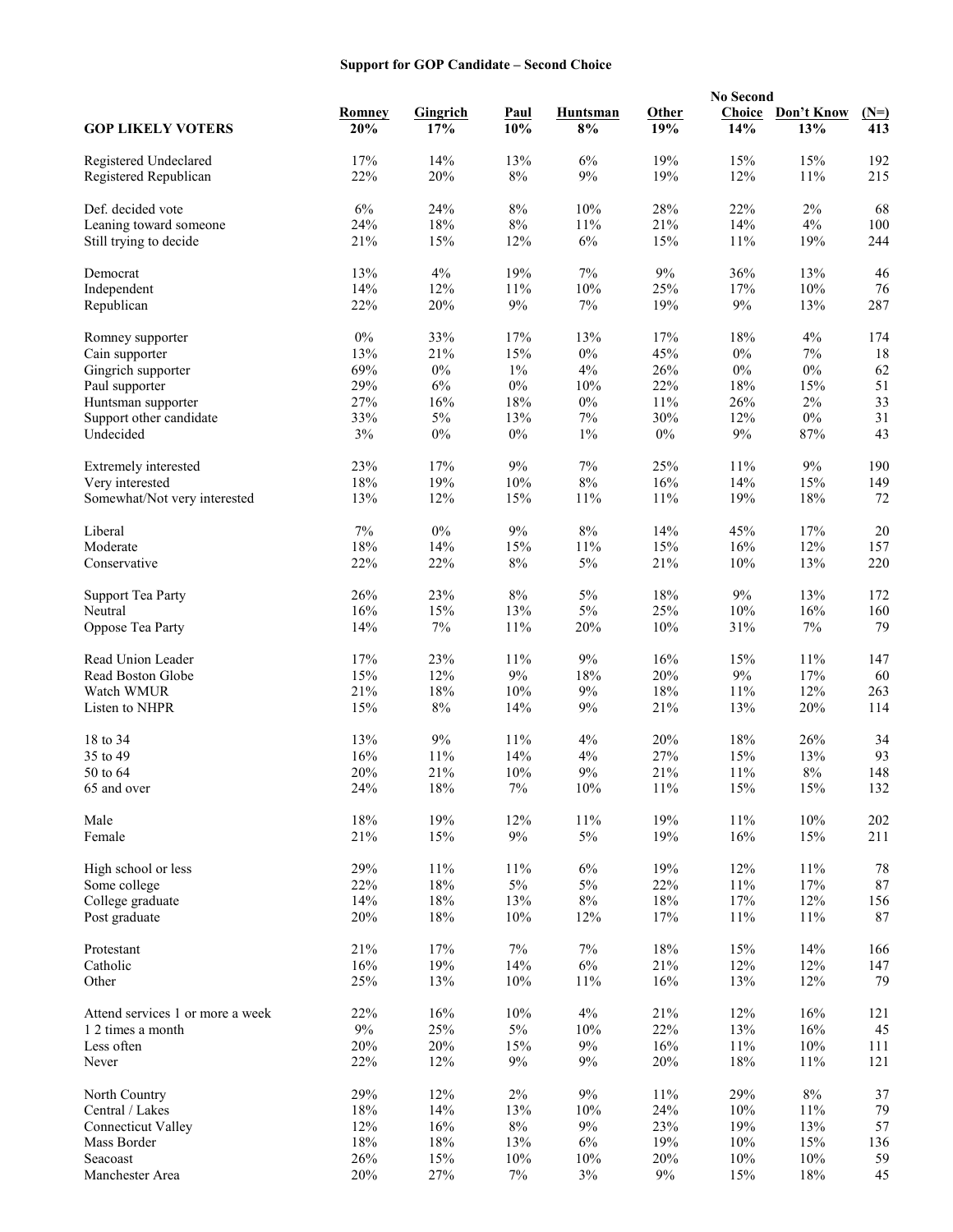**Support for GOP Candidate – Second Choice**

| GOP LIKELY VOTERS | Romney 20% | Gingrich 17% | Paul 10% | Huntsman 8% | Other 19% | No Second Choice 14% | Don't Know 13% | (N=) 413 |
|---|---|---|---|---|---|---|---|---|
| Registered Undeclared | 17% | 14% | 13% | 6% | 19% | 15% | 15% | 192 |
| Registered Republican | 22% | 20% | 8% | 9% | 19% | 12% | 11% | 215 |
| Def. decided vote | 6% | 24% | 8% | 10% | 28% | 22% | 2% | 68 |
| Leaning toward someone | 24% | 18% | 8% | 11% | 21% | 14% | 4% | 100 |
| Still trying to decide | 21% | 15% | 12% | 6% | 15% | 11% | 19% | 244 |
| Democrat | 13% | 4% | 19% | 7% | 9% | 36% | 13% | 46 |
| Independent | 14% | 12% | 11% | 10% | 25% | 17% | 10% | 76 |
| Republican | 22% | 20% | 9% | 7% | 19% | 9% | 13% | 287 |
| Romney supporter | 0% | 33% | 17% | 13% | 17% | 18% | 4% | 174 |
| Cain supporter | 13% | 21% | 15% | 0% | 45% | 0% | 7% | 18 |
| Gingrich supporter | 69% | 0% | 1% | 4% | 26% | 0% | 0% | 62 |
| Paul supporter | 29% | 6% | 0% | 10% | 22% | 18% | 15% | 51 |
| Huntsman supporter | 27% | 16% | 18% | 0% | 11% | 26% | 2% | 33 |
| Support other candidate | 33% | 5% | 13% | 7% | 30% | 12% | 0% | 31 |
| Undecided | 3% | 0% | 0% | 1% | 0% | 9% | 87% | 43 |
| Extremely interested | 23% | 17% | 9% | 7% | 25% | 11% | 9% | 190 |
| Very interested | 18% | 19% | 10% | 8% | 16% | 14% | 15% | 149 |
| Somewhat/Not very interested | 13% | 12% | 15% | 11% | 11% | 19% | 18% | 72 |
| Liberal | 7% | 0% | 9% | 8% | 14% | 45% | 17% | 20 |
| Moderate | 18% | 14% | 15% | 11% | 15% | 16% | 12% | 157 |
| Conservative | 22% | 22% | 8% | 5% | 21% | 10% | 13% | 220 |
| Support Tea Party | 26% | 23% | 8% | 5% | 18% | 9% | 13% | 172 |
| Neutral | 16% | 15% | 13% | 5% | 25% | 10% | 16% | 160 |
| Oppose Tea Party | 14% | 7% | 11% | 20% | 10% | 31% | 7% | 79 |
| Read Union Leader | 17% | 23% | 11% | 9% | 16% | 15% | 11% | 147 |
| Read Boston Globe | 15% | 12% | 9% | 18% | 20% | 9% | 17% | 60 |
| Watch WMUR | 21% | 18% | 10% | 9% | 18% | 11% | 12% | 263 |
| Listen to NHPR | 15% | 8% | 14% | 9% | 21% | 13% | 20% | 114 |
| 18 to 34 | 13% | 9% | 11% | 4% | 20% | 18% | 26% | 34 |
| 35 to 49 | 16% | 11% | 14% | 4% | 27% | 15% | 13% | 93 |
| 50 to 64 | 20% | 21% | 10% | 9% | 21% | 11% | 8% | 148 |
| 65 and over | 24% | 18% | 7% | 10% | 11% | 15% | 15% | 132 |
| Male | 18% | 19% | 12% | 11% | 19% | 11% | 10% | 202 |
| Female | 21% | 15% | 9% | 5% | 19% | 16% | 15% | 211 |
| High school or less | 29% | 11% | 11% | 6% | 19% | 12% | 11% | 78 |
| Some college | 22% | 18% | 5% | 5% | 22% | 11% | 17% | 87 |
| College graduate | 14% | 18% | 13% | 8% | 18% | 17% | 12% | 156 |
| Post graduate | 20% | 18% | 10% | 12% | 17% | 11% | 11% | 87 |
| Protestant | 21% | 17% | 7% | 7% | 18% | 15% | 14% | 166 |
| Catholic | 16% | 19% | 14% | 6% | 21% | 12% | 12% | 147 |
| Other | 25% | 13% | 10% | 11% | 16% | 13% | 12% | 79 |
| Attend services 1 or more a week | 22% | 16% | 10% | 4% | 21% | 12% | 16% | 121 |
| 1 2 times a month | 9% | 25% | 5% | 10% | 22% | 13% | 16% | 45 |
| Less often | 20% | 20% | 15% | 9% | 16% | 11% | 10% | 111 |
| Never | 22% | 12% | 9% | 9% | 20% | 18% | 11% | 121 |
| North Country | 29% | 12% | 2% | 9% | 11% | 29% | 8% | 37 |
| Central / Lakes | 18% | 14% | 13% | 10% | 24% | 10% | 11% | 79 |
| Connecticut Valley | 12% | 16% | 8% | 9% | 23% | 19% | 13% | 57 |
| Mass Border | 18% | 18% | 13% | 6% | 19% | 10% | 15% | 136 |
| Seacoast | 26% | 15% | 10% | 10% | 20% | 10% | 10% | 59 |
| Manchester Area | 20% | 27% | 7% | 3% | 9% | 15% | 18% | 45 |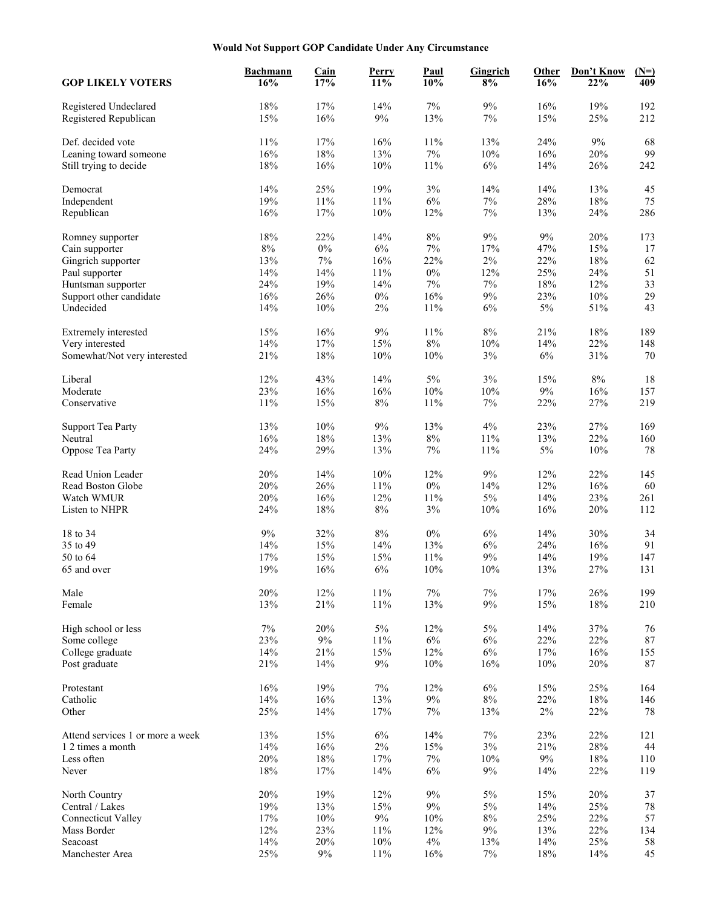**Would Not Support GOP Candidate Under Any Circumstance**

| GOP LIKELY VOTERS | Bachmann 16% | Cain 17% | Perry 11% | Paul 10% | Gingrich 8% | Other 16% | Don't Know 22% | (N=) 409 |
|---|---|---|---|---|---|---|---|---|
| Registered Undeclared | 18% | 17% | 14% | 7% | 9% | 16% | 19% | 192 |
| Registered Republican | 15% | 16% | 9% | 13% | 7% | 15% | 25% | 212 |
| | | | | | | | | |
| Def. decided vote | 11% | 17% | 16% | 11% | 13% | 24% | 9% | 68 |
| Leaning toward someone | 16% | 18% | 13% | 7% | 10% | 16% | 20% | 99 |
| Still trying to decide | 18% | 16% | 10% | 11% | 6% | 14% | 26% | 242 |
| | | | | | | | | |
| Democrat | 14% | 25% | 19% | 3% | 14% | 14% | 13% | 45 |
| Independent | 19% | 11% | 11% | 6% | 7% | 28% | 18% | 75 |
| Republican | 16% | 17% | 10% | 12% | 7% | 13% | 24% | 286 |
| | | | | | | | | |
| Romney supporter | 18% | 22% | 14% | 8% | 9% | 9% | 20% | 173 |
| Cain supporter | 8% | 0% | 6% | 7% | 17% | 47% | 15% | 17 |
| Gingrich supporter | 13% | 7% | 16% | 22% | 2% | 22% | 18% | 62 |
| Paul supporter | 14% | 14% | 11% | 0% | 12% | 25% | 24% | 51 |
| Huntsman supporter | 24% | 19% | 14% | 7% | 7% | 18% | 12% | 33 |
| Support other candidate | 16% | 26% | 0% | 16% | 9% | 23% | 10% | 29 |
| Undecided | 14% | 10% | 2% | 11% | 6% | 5% | 51% | 43 |
| | | | | | | | | |
| Extremely interested | 15% | 16% | 9% | 11% | 8% | 21% | 18% | 189 |
| Very interested | 14% | 17% | 15% | 8% | 10% | 14% | 22% | 148 |
| Somewhat/Not very interested | 21% | 18% | 10% | 10% | 3% | 6% | 31% | 70 |
| | | | | | | | | |
| Liberal | 12% | 43% | 14% | 5% | 3% | 15% | 8% | 18 |
| Moderate | 23% | 16% | 16% | 10% | 10% | 9% | 16% | 157 |
| Conservative | 11% | 15% | 8% | 11% | 7% | 22% | 27% | 219 |
| | | | | | | | | |
| Support Tea Party | 13% | 10% | 9% | 13% | 4% | 23% | 27% | 169 |
| Neutral | 16% | 18% | 13% | 8% | 11% | 13% | 22% | 160 |
| Oppose Tea Party | 24% | 29% | 13% | 7% | 11% | 5% | 10% | 78 |
| | | | | | | | | |
| Read Union Leader | 20% | 14% | 10% | 12% | 9% | 12% | 22% | 145 |
| Read Boston Globe | 20% | 26% | 11% | 0% | 14% | 12% | 16% | 60 |
| Watch WMUR | 20% | 16% | 12% | 11% | 5% | 14% | 23% | 261 |
| Listen to NHPR | 24% | 18% | 8% | 3% | 10% | 16% | 20% | 112 |
| | | | | | | | | |
| 18 to 34 | 9% | 32% | 8% | 0% | 6% | 14% | 30% | 34 |
| 35 to 49 | 14% | 15% | 14% | 13% | 6% | 24% | 16% | 91 |
| 50 to 64 | 17% | 15% | 15% | 11% | 9% | 14% | 19% | 147 |
| 65 and over | 19% | 16% | 6% | 10% | 10% | 13% | 27% | 131 |
| | | | | | | | | |
| Male | 20% | 12% | 11% | 7% | 7% | 17% | 26% | 199 |
| Female | 13% | 21% | 11% | 13% | 9% | 15% | 18% | 210 |
| | | | | | | | | |
| High school or less | 7% | 20% | 5% | 12% | 5% | 14% | 37% | 76 |
| Some college | 23% | 9% | 11% | 6% | 6% | 22% | 22% | 87 |
| College graduate | 14% | 21% | 15% | 12% | 6% | 17% | 16% | 155 |
| Post graduate | 21% | 14% | 9% | 10% | 16% | 10% | 20% | 87 |
| | | | | | | | | |
| Protestant | 16% | 19% | 7% | 12% | 6% | 15% | 25% | 164 |
| Catholic | 14% | 16% | 13% | 9% | 8% | 22% | 18% | 146 |
| Other | 25% | 14% | 17% | 7% | 13% | 2% | 22% | 78 |
| | | | | | | | | |
| Attend services 1 or more a week | 13% | 15% | 6% | 14% | 7% | 23% | 22% | 121 |
| 1 2 times a month | 14% | 16% | 2% | 15% | 3% | 21% | 28% | 44 |
| Less often | 20% | 18% | 17% | 7% | 10% | 9% | 18% | 110 |
| Never | 18% | 17% | 14% | 6% | 9% | 14% | 22% | 119 |
| | | | | | | | | |
| North Country | 20% | 19% | 12% | 9% | 5% | 15% | 20% | 37 |
| Central / Lakes | 19% | 13% | 15% | 9% | 5% | 14% | 25% | 78 |
| Connecticut Valley | 17% | 10% | 9% | 10% | 8% | 25% | 22% | 57 |
| Mass Border | 12% | 23% | 11% | 12% | 9% | 13% | 22% | 134 |
| Seacoast | 14% | 20% | 10% | 4% | 13% | 14% | 25% | 58 |
| Manchester Area | 25% | 9% | 11% | 16% | 7% | 18% | 14% | 45 |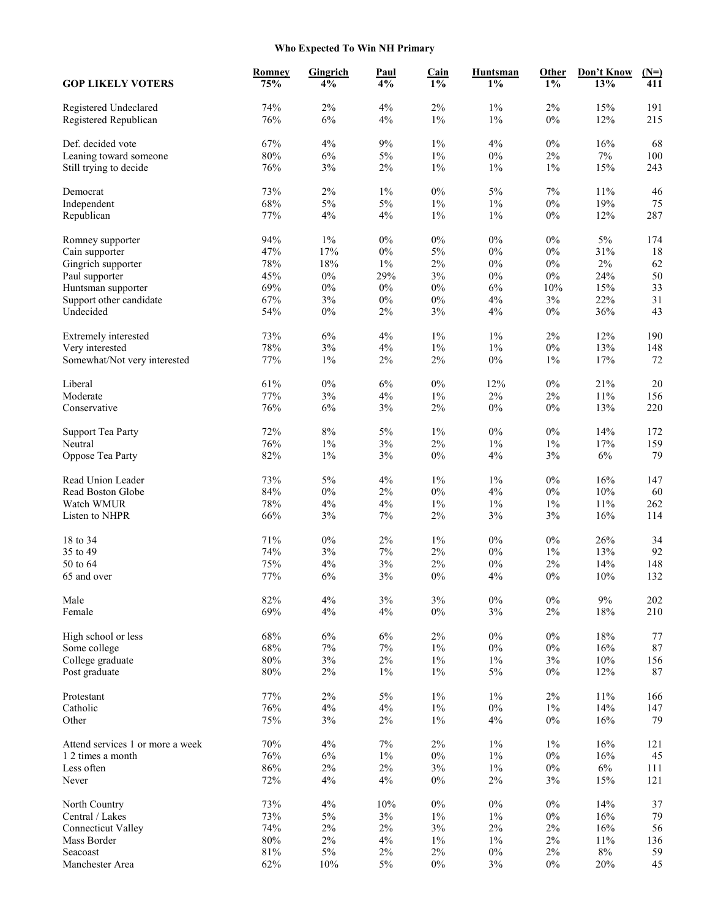**Who Expected To Win NH Primary**

| GOP LIKELY VOTERS | Romney 75% | Gingrich 4% | Paul 4% | Cain 1% | Huntsman 1% | Other 1% | Don't Know 13% | (N=) 411 |
|---|---|---|---|---|---|---|---|---|
| Registered Undeclared | 74% | 2% | 4% | 2% | 1% | 2% | 15% | 191 |
| Registered Republican | 76% | 6% | 4% | 1% | 1% | 0% | 12% | 215 |
| Def. decided vote | 67% | 4% | 9% | 1% | 4% | 0% | 16% | 68 |
| Leaning toward someone | 80% | 6% | 5% | 1% | 0% | 2% | 7% | 100 |
| Still trying to decide | 76% | 3% | 2% | 1% | 1% | 1% | 15% | 243 |
| Democrat | 73% | 2% | 1% | 0% | 5% | 7% | 11% | 46 |
| Independent | 68% | 5% | 5% | 1% | 1% | 0% | 19% | 75 |
| Republican | 77% | 4% | 4% | 1% | 1% | 0% | 12% | 287 |
| Romney supporter | 94% | 1% | 0% | 0% | 0% | 0% | 5% | 174 |
| Cain supporter | 47% | 17% | 0% | 5% | 0% | 0% | 31% | 18 |
| Gingrich supporter | 78% | 18% | 1% | 2% | 0% | 0% | 2% | 62 |
| Paul supporter | 45% | 0% | 29% | 3% | 0% | 0% | 24% | 50 |
| Huntsman supporter | 69% | 0% | 0% | 0% | 6% | 10% | 15% | 33 |
| Support other candidate | 67% | 3% | 0% | 0% | 4% | 3% | 22% | 31 |
| Undecided | 54% | 0% | 2% | 3% | 4% | 0% | 36% | 43 |
| Extremely interested | 73% | 6% | 4% | 1% | 1% | 2% | 12% | 190 |
| Very interested | 78% | 3% | 4% | 1% | 1% | 0% | 13% | 148 |
| Somewhat/Not very interested | 77% | 1% | 2% | 2% | 0% | 1% | 17% | 72 |
| Liberal | 61% | 0% | 6% | 0% | 12% | 0% | 21% | 20 |
| Moderate | 77% | 3% | 4% | 1% | 2% | 2% | 11% | 156 |
| Conservative | 76% | 6% | 3% | 2% | 0% | 0% | 13% | 220 |
| Support Tea Party | 72% | 8% | 5% | 1% | 0% | 0% | 14% | 172 |
| Neutral | 76% | 1% | 3% | 2% | 1% | 1% | 17% | 159 |
| Oppose Tea Party | 82% | 1% | 3% | 0% | 4% | 3% | 6% | 79 |
| Read Union Leader | 73% | 5% | 4% | 1% | 1% | 0% | 16% | 147 |
| Read Boston Globe | 84% | 0% | 2% | 0% | 4% | 0% | 10% | 60 |
| Watch WMUR | 78% | 4% | 4% | 1% | 1% | 1% | 11% | 262 |
| Listen to NHPR | 66% | 3% | 7% | 2% | 3% | 3% | 16% | 114 |
| 18 to 34 | 71% | 0% | 2% | 1% | 0% | 0% | 26% | 34 |
| 35 to 49 | 74% | 3% | 7% | 2% | 0% | 1% | 13% | 92 |
| 50 to 64 | 75% | 4% | 3% | 2% | 0% | 2% | 14% | 148 |
| 65 and over | 77% | 6% | 3% | 0% | 4% | 0% | 10% | 132 |
| Male | 82% | 4% | 3% | 3% | 0% | 0% | 9% | 202 |
| Female | 69% | 4% | 4% | 0% | 3% | 2% | 18% | 210 |
| High school or less | 68% | 6% | 6% | 2% | 0% | 0% | 18% | 77 |
| Some college | 68% | 7% | 7% | 1% | 0% | 0% | 16% | 87 |
| College graduate | 80% | 3% | 2% | 1% | 1% | 3% | 10% | 156 |
| Post graduate | 80% | 2% | 1% | 1% | 5% | 0% | 12% | 87 |
| Protestant | 77% | 2% | 5% | 1% | 1% | 2% | 11% | 166 |
| Catholic | 76% | 4% | 4% | 1% | 0% | 1% | 14% | 147 |
| Other | 75% | 3% | 2% | 1% | 4% | 0% | 16% | 79 |
| Attend services 1 or more a week | 70% | 4% | 7% | 2% | 1% | 1% | 16% | 121 |
| 1 2 times a month | 76% | 6% | 1% | 0% | 1% | 0% | 16% | 45 |
| Less often | 86% | 2% | 2% | 3% | 1% | 0% | 6% | 111 |
| Never | 72% | 4% | 4% | 0% | 2% | 3% | 15% | 121 |
| North Country | 73% | 4% | 10% | 0% | 0% | 0% | 14% | 37 |
| Central / Lakes | 73% | 5% | 3% | 1% | 1% | 0% | 16% | 79 |
| Connecticut Valley | 74% | 2% | 2% | 3% | 2% | 2% | 16% | 56 |
| Mass Border | 80% | 2% | 4% | 1% | 1% | 2% | 11% | 136 |
| Seacoast | 81% | 5% | 2% | 2% | 0% | 2% | 8% | 59 |
| Manchester Area | 62% | 10% | 5% | 0% | 3% | 0% | 20% | 45 |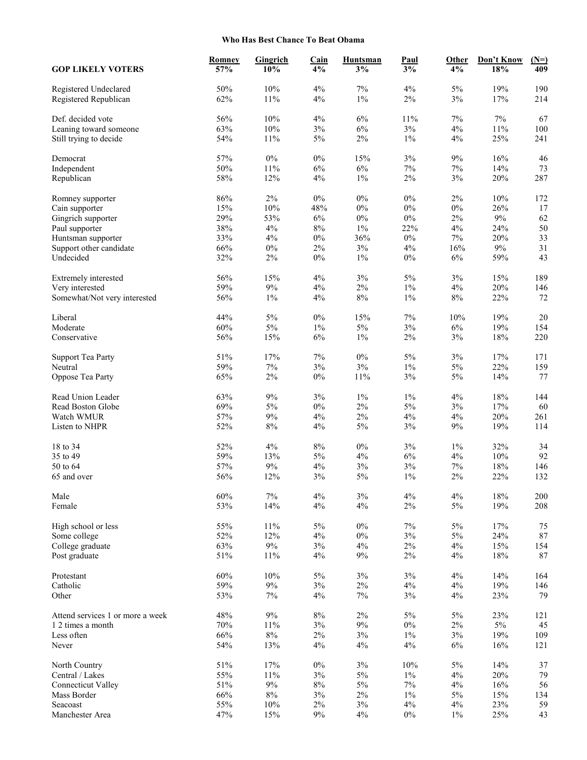**Who Has Best Chance To Beat Obama**

| GOP LIKELY VOTERS | Romney 57% | Gingrich 10% | Cain 4% | Huntsman 3% | Paul 3% | Other 4% | Don't Know 18% | (N=) 409 |
|---|---|---|---|---|---|---|---|---|
| Registered Undeclared | 50% | 10% | 4% | 7% | 4% | 5% | 19% | 190 |
| Registered Republican | 62% | 11% | 4% | 1% | 2% | 3% | 17% | 214 |
| Def. decided vote | 56% | 10% | 4% | 6% | 11% | 7% | 7% | 67 |
| Leaning toward someone | 63% | 10% | 3% | 6% | 3% | 4% | 11% | 100 |
| Still trying to decide | 54% | 11% | 5% | 2% | 1% | 4% | 25% | 241 |
| Democrat | 57% | 0% | 0% | 15% | 3% | 9% | 16% | 46 |
| Independent | 50% | 11% | 6% | 6% | 7% | 7% | 14% | 73 |
| Republican | 58% | 12% | 4% | 1% | 2% | 3% | 20% | 287 |
| Romney supporter | 86% | 2% | 0% | 0% | 0% | 2% | 10% | 172 |
| Cain supporter | 15% | 10% | 48% | 0% | 0% | 0% | 26% | 17 |
| Gingrich supporter | 29% | 53% | 6% | 0% | 0% | 2% | 9% | 62 |
| Paul supporter | 38% | 4% | 8% | 1% | 22% | 4% | 24% | 50 |
| Huntsman supporter | 33% | 4% | 0% | 36% | 0% | 7% | 20% | 33 |
| Support other candidate | 66% | 0% | 2% | 3% | 4% | 16% | 9% | 31 |
| Undecided | 32% | 2% | 0% | 1% | 0% | 6% | 59% | 43 |
| Extremely interested | 56% | 15% | 4% | 3% | 5% | 3% | 15% | 189 |
| Very interested | 59% | 9% | 4% | 2% | 1% | 4% | 20% | 146 |
| Somewhat/Not very interested | 56% | 1% | 4% | 8% | 1% | 8% | 22% | 72 |
| Liberal | 44% | 5% | 0% | 15% | 7% | 10% | 19% | 20 |
| Moderate | 60% | 5% | 1% | 5% | 3% | 6% | 19% | 154 |
| Conservative | 56% | 15% | 6% | 1% | 2% | 3% | 18% | 220 |
| Support Tea Party | 51% | 17% | 7% | 0% | 5% | 3% | 17% | 171 |
| Neutral | 59% | 7% | 3% | 3% | 1% | 5% | 22% | 159 |
| Oppose Tea Party | 65% | 2% | 0% | 11% | 3% | 5% | 14% | 77 |
| Read Union Leader | 63% | 9% | 3% | 1% | 1% | 4% | 18% | 144 |
| Read Boston Globe | 69% | 5% | 0% | 2% | 5% | 3% | 17% | 60 |
| Watch WMUR | 57% | 9% | 4% | 2% | 4% | 4% | 20% | 261 |
| Listen to NHPR | 52% | 8% | 4% | 5% | 3% | 9% | 19% | 114 |
| 18 to 34 | 52% | 4% | 8% | 0% | 3% | 1% | 32% | 34 |
| 35 to 49 | 59% | 13% | 5% | 4% | 6% | 4% | 10% | 92 |
| 50 to 64 | 57% | 9% | 4% | 3% | 3% | 7% | 18% | 146 |
| 65 and over | 56% | 12% | 3% | 5% | 1% | 2% | 22% | 132 |
| Male | 60% | 7% | 4% | 3% | 4% | 4% | 18% | 200 |
| Female | 53% | 14% | 4% | 4% | 2% | 5% | 19% | 208 |
| High school or less | 55% | 11% | 5% | 0% | 7% | 5% | 17% | 75 |
| Some college | 52% | 12% | 4% | 0% | 3% | 5% | 24% | 87 |
| College graduate | 63% | 9% | 3% | 4% | 2% | 4% | 15% | 154 |
| Post graduate | 51% | 11% | 4% | 9% | 2% | 4% | 18% | 87 |
| Protestant | 60% | 10% | 5% | 3% | 3% | 4% | 14% | 164 |
| Catholic | 59% | 9% | 3% | 2% | 4% | 4% | 19% | 146 |
| Other | 53% | 7% | 4% | 7% | 3% | 4% | 23% | 79 |
| Attend services 1 or more a week | 48% | 9% | 8% | 2% | 5% | 5% | 23% | 121 |
| 1 2 times a month | 70% | 11% | 3% | 9% | 0% | 2% | 5% | 45 |
| Less often | 66% | 8% | 2% | 3% | 1% | 3% | 19% | 109 |
| Never | 54% | 13% | 4% | 4% | 4% | 6% | 16% | 121 |
| North Country | 51% | 17% | 0% | 3% | 10% | 5% | 14% | 37 |
| Central / Lakes | 55% | 11% | 3% | 5% | 1% | 4% | 20% | 79 |
| Connecticut Valley | 51% | 9% | 8% | 5% | 7% | 4% | 16% | 56 |
| Mass Border | 66% | 8% | 3% | 2% | 1% | 5% | 15% | 134 |
| Seacoast | 55% | 10% | 2% | 3% | 4% | 4% | 23% | 59 |
| Manchester Area | 47% | 15% | 9% | 4% | 0% | 1% | 25% | 43 |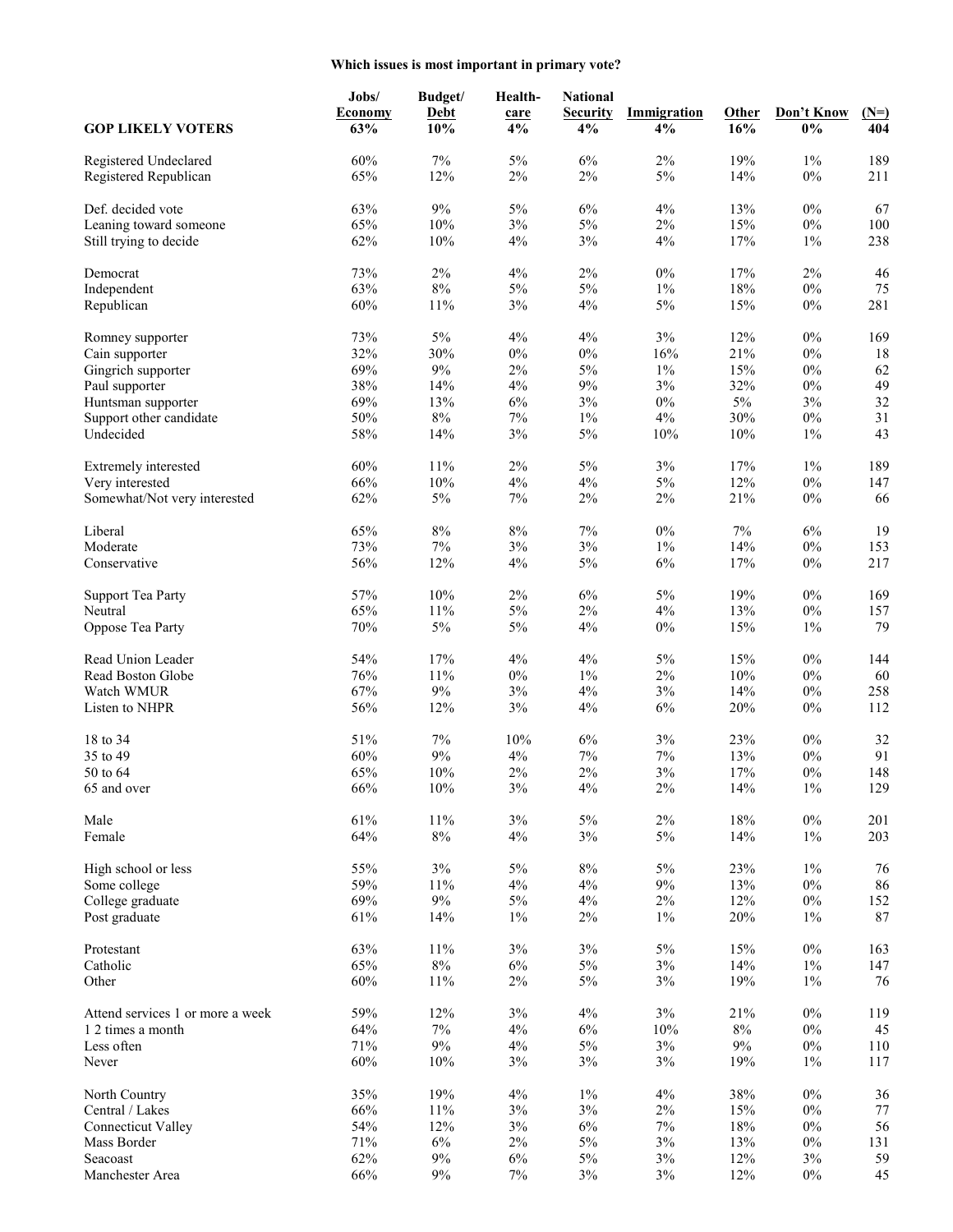### Which issues is most important in primary vote?

| GOP LIKELY VOTERS | Jobs/ Economy 63% | Budget/ Debt 10% | Health-care 4% | National Security 4% | Immigration 4% | Other 16% | Don't Know 0% | (N=) 404 |
|---|---|---|---|---|---|---|---|---|
| Registered Undeclared | 60% | 7% | 5% | 6% | 2% | 19% | 1% | 189 |
| Registered Republican | 65% | 12% | 2% | 2% | 5% | 14% | 0% | 211 |
| Def. decided vote | 63% | 9% | 5% | 6% | 4% | 13% | 0% | 67 |
| Leaning toward someone | 65% | 10% | 3% | 5% | 2% | 15% | 0% | 100 |
| Still trying to decide | 62% | 10% | 4% | 3% | 4% | 17% | 1% | 238 |
| Democrat | 73% | 2% | 4% | 2% | 0% | 17% | 2% | 46 |
| Independent | 63% | 8% | 5% | 5% | 1% | 18% | 0% | 75 |
| Republican | 60% | 11% | 3% | 4% | 5% | 15% | 0% | 281 |
| Romney supporter | 73% | 5% | 4% | 4% | 3% | 12% | 0% | 169 |
| Cain supporter | 32% | 30% | 0% | 0% | 16% | 21% | 0% | 18 |
| Gingrich supporter | 69% | 9% | 2% | 5% | 1% | 15% | 0% | 62 |
| Paul supporter | 38% | 14% | 4% | 9% | 3% | 32% | 0% | 49 |
| Huntsman supporter | 69% | 13% | 6% | 3% | 0% | 5% | 3% | 32 |
| Support other candidate | 50% | 8% | 7% | 1% | 4% | 30% | 0% | 31 |
| Undecided | 58% | 14% | 3% | 5% | 10% | 10% | 1% | 43 |
| Extremely interested | 60% | 11% | 2% | 5% | 3% | 17% | 1% | 189 |
| Very interested | 66% | 10% | 4% | 4% | 5% | 12% | 0% | 147 |
| Somewhat/Not very interested | 62% | 5% | 7% | 2% | 2% | 21% | 0% | 66 |
| Liberal | 65% | 8% | 8% | 7% | 0% | 7% | 6% | 19 |
| Moderate | 73% | 7% | 3% | 3% | 1% | 14% | 0% | 153 |
| Conservative | 56% | 12% | 4% | 5% | 6% | 17% | 0% | 217 |
| Support Tea Party | 57% | 10% | 2% | 6% | 5% | 19% | 0% | 169 |
| Neutral | 65% | 11% | 5% | 2% | 4% | 13% | 0% | 157 |
| Oppose Tea Party | 70% | 5% | 5% | 4% | 0% | 15% | 1% | 79 |
| Read Union Leader | 54% | 17% | 4% | 4% | 5% | 15% | 0% | 144 |
| Read Boston Globe | 76% | 11% | 0% | 1% | 2% | 10% | 0% | 60 |
| Watch WMUR | 67% | 9% | 3% | 4% | 3% | 14% | 0% | 258 |
| Listen to NHPR | 56% | 12% | 3% | 4% | 6% | 20% | 0% | 112 |
| 18 to 34 | 51% | 7% | 10% | 6% | 3% | 23% | 0% | 32 |
| 35 to 49 | 60% | 9% | 4% | 7% | 7% | 13% | 0% | 91 |
| 50 to 64 | 65% | 10% | 2% | 2% | 3% | 17% | 0% | 148 |
| 65 and over | 66% | 10% | 3% | 4% | 2% | 14% | 1% | 129 |
| Male | 61% | 11% | 3% | 5% | 2% | 18% | 0% | 201 |
| Female | 64% | 8% | 4% | 3% | 5% | 14% | 1% | 203 |
| High school or less | 55% | 3% | 5% | 8% | 5% | 23% | 1% | 76 |
| Some college | 59% | 11% | 4% | 4% | 9% | 13% | 0% | 86 |
| College graduate | 69% | 9% | 5% | 4% | 2% | 12% | 0% | 152 |
| Post graduate | 61% | 14% | 1% | 2% | 1% | 20% | 1% | 87 |
| Protestant | 63% | 11% | 3% | 3% | 5% | 15% | 0% | 163 |
| Catholic | 65% | 8% | 6% | 5% | 3% | 14% | 1% | 147 |
| Other | 60% | 11% | 2% | 5% | 3% | 19% | 1% | 76 |
| Attend services 1 or more a week | 59% | 12% | 3% | 4% | 3% | 21% | 0% | 119 |
| 1 2 times a month | 64% | 7% | 4% | 6% | 10% | 8% | 0% | 45 |
| Less often | 71% | 9% | 4% | 5% | 3% | 9% | 0% | 110 |
| Never | 60% | 10% | 3% | 3% | 3% | 19% | 1% | 117 |
| North Country | 35% | 19% | 4% | 1% | 4% | 38% | 0% | 36 |
| Central / Lakes | 66% | 11% | 3% | 3% | 2% | 15% | 0% | 77 |
| Connecticut Valley | 54% | 12% | 3% | 6% | 7% | 18% | 0% | 56 |
| Mass Border | 71% | 6% | 2% | 5% | 3% | 13% | 0% | 131 |
| Seacoast | 62% | 9% | 6% | 5% | 3% | 12% | 3% | 59 |
| Manchester Area | 66% | 9% | 7% | 3% | 3% | 12% | 0% | 45 |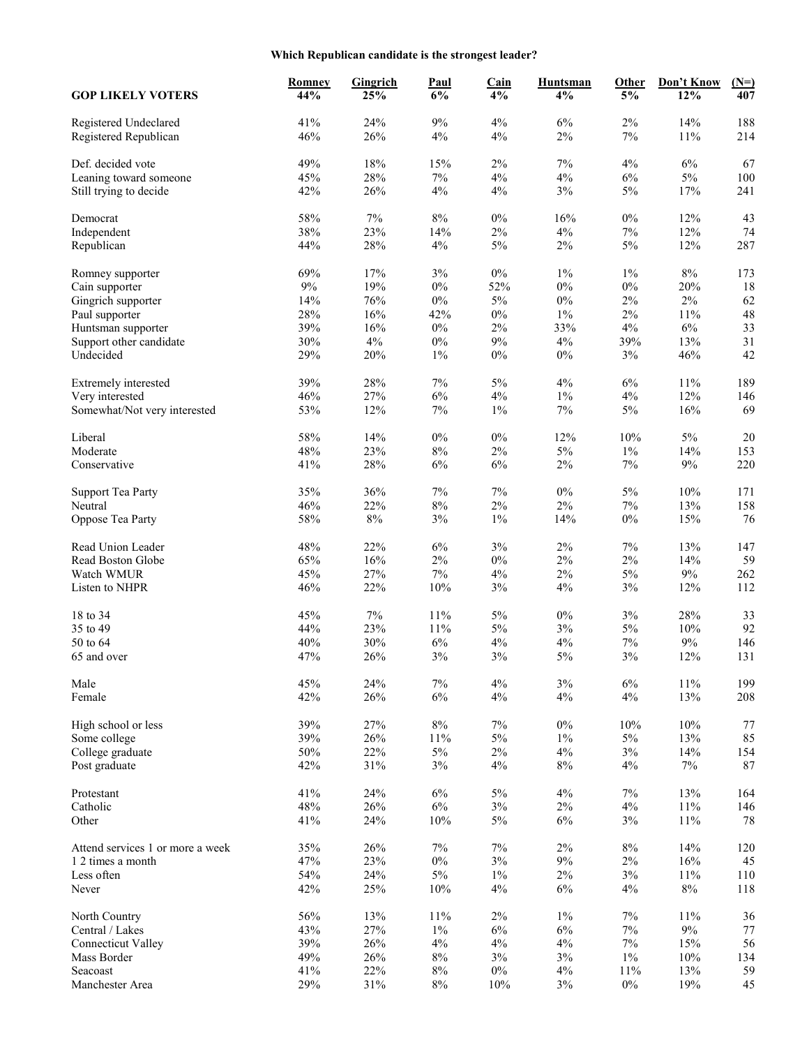**Which Republican candidate is the strongest leader?**

| GOP LIKELY VOTERS | Romney 44% | Gingrich 25% | Paul 6% | Cain 4% | Huntsman 4% | Other 5% | Don't Know 12% | (N=) 407 |
|---|---|---|---|---|---|---|---|---|
| Registered Undeclared | 41% | 24% | 9% | 4% | 6% | 2% | 14% | 188 |
| Registered Republican | 46% | 26% | 4% | 4% | 2% | 7% | 11% | 214 |
| | | | | | | | | |
| Def. decided vote | 49% | 18% | 15% | 2% | 7% | 4% | 6% | 67 |
| Leaning toward someone | 45% | 28% | 7% | 4% | 4% | 6% | 5% | 100 |
| Still trying to decide | 42% | 26% | 4% | 4% | 3% | 5% | 17% | 241 |
| | | | | | | | | |
| Democrat | 58% | 7% | 8% | 0% | 16% | 0% | 12% | 43 |
| Independent | 38% | 23% | 14% | 2% | 4% | 7% | 12% | 74 |
| Republican | 44% | 28% | 4% | 5% | 2% | 5% | 12% | 287 |
| | | | | | | | | |
| Romney supporter | 69% | 17% | 3% | 0% | 1% | 1% | 8% | 173 |
| Cain supporter | 9% | 19% | 0% | 52% | 0% | 0% | 20% | 18 |
| Gingrich supporter | 14% | 76% | 0% | 5% | 0% | 2% | 2% | 62 |
| Paul supporter | 28% | 16% | 42% | 0% | 1% | 2% | 11% | 48 |
| Huntsman supporter | 39% | 16% | 0% | 2% | 33% | 4% | 6% | 33 |
| Support other candidate | 30% | 4% | 0% | 9% | 4% | 39% | 13% | 31 |
| Undecided | 29% | 20% | 1% | 0% | 0% | 3% | 46% | 42 |
| | | | | | | | | |
| Extremely interested | 39% | 28% | 7% | 5% | 4% | 6% | 11% | 189 |
| Very interested | 46% | 27% | 6% | 4% | 1% | 4% | 12% | 146 |
| Somewhat/Not very interested | 53% | 12% | 7% | 1% | 7% | 5% | 16% | 69 |
| | | | | | | | | |
| Liberal | 58% | 14% | 0% | 0% | 12% | 10% | 5% | 20 |
| Moderate | 48% | 23% | 8% | 2% | 5% | 1% | 14% | 153 |
| Conservative | 41% | 28% | 6% | 6% | 2% | 7% | 9% | 220 |
| | | | | | | | | |
| Support Tea Party | 35% | 36% | 7% | 7% | 0% | 5% | 10% | 171 |
| Neutral | 46% | 22% | 8% | 2% | 2% | 7% | 13% | 158 |
| Oppose Tea Party | 58% | 8% | 3% | 1% | 14% | 0% | 15% | 76 |
| | | | | | | | | |
| Read Union Leader | 48% | 22% | 6% | 3% | 2% | 7% | 13% | 147 |
| Read Boston Globe | 65% | 16% | 2% | 0% | 2% | 2% | 14% | 59 |
| Watch WMUR | 45% | 27% | 7% | 4% | 2% | 5% | 9% | 262 |
| Listen to NHPR | 46% | 22% | 10% | 3% | 4% | 3% | 12% | 112 |
| | | | | | | | | |
| 18 to 34 | 45% | 7% | 11% | 5% | 0% | 3% | 28% | 33 |
| 35 to 49 | 44% | 23% | 11% | 5% | 3% | 5% | 10% | 92 |
| 50 to 64 | 40% | 30% | 6% | 4% | 4% | 7% | 9% | 146 |
| 65 and over | 47% | 26% | 3% | 3% | 5% | 3% | 12% | 131 |
| | | | | | | | | |
| Male | 45% | 24% | 7% | 4% | 3% | 6% | 11% | 199 |
| Female | 42% | 26% | 6% | 4% | 4% | 4% | 13% | 208 |
| | | | | | | | | |
| High school or less | 39% | 27% | 8% | 7% | 0% | 10% | 10% | 77 |
| Some college | 39% | 26% | 11% | 5% | 1% | 5% | 13% | 85 |
| College graduate | 50% | 22% | 5% | 2% | 4% | 3% | 14% | 154 |
| Post graduate | 42% | 31% | 3% | 4% | 8% | 4% | 7% | 87 |
| | | | | | | | | |
| Protestant | 41% | 24% | 6% | 5% | 4% | 7% | 13% | 164 |
| Catholic | 48% | 26% | 6% | 3% | 2% | 4% | 11% | 146 |
| Other | 41% | 24% | 10% | 5% | 6% | 3% | 11% | 78 |
| | | | | | | | | |
| Attend services 1 or more a week | 35% | 26% | 7% | 7% | 2% | 8% | 14% | 120 |
| 1 2 times a month | 47% | 23% | 0% | 3% | 9% | 2% | 16% | 45 |
| Less often | 54% | 24% | 5% | 1% | 2% | 3% | 11% | 110 |
| Never | 42% | 25% | 10% | 4% | 6% | 4% | 8% | 118 |
| | | | | | | | | |
| North Country | 56% | 13% | 11% | 2% | 1% | 7% | 11% | 36 |
| Central / Lakes | 43% | 27% | 1% | 6% | 6% | 7% | 9% | 77 |
| Connecticut Valley | 39% | 26% | 4% | 4% | 4% | 7% | 15% | 56 |
| Mass Border | 49% | 26% | 8% | 3% | 3% | 1% | 10% | 134 |
| Seacoast | 41% | 22% | 8% | 0% | 4% | 11% | 13% | 59 |
| Manchester Area | 29% | 31% | 8% | 10% | 3% | 0% | 19% | 45 |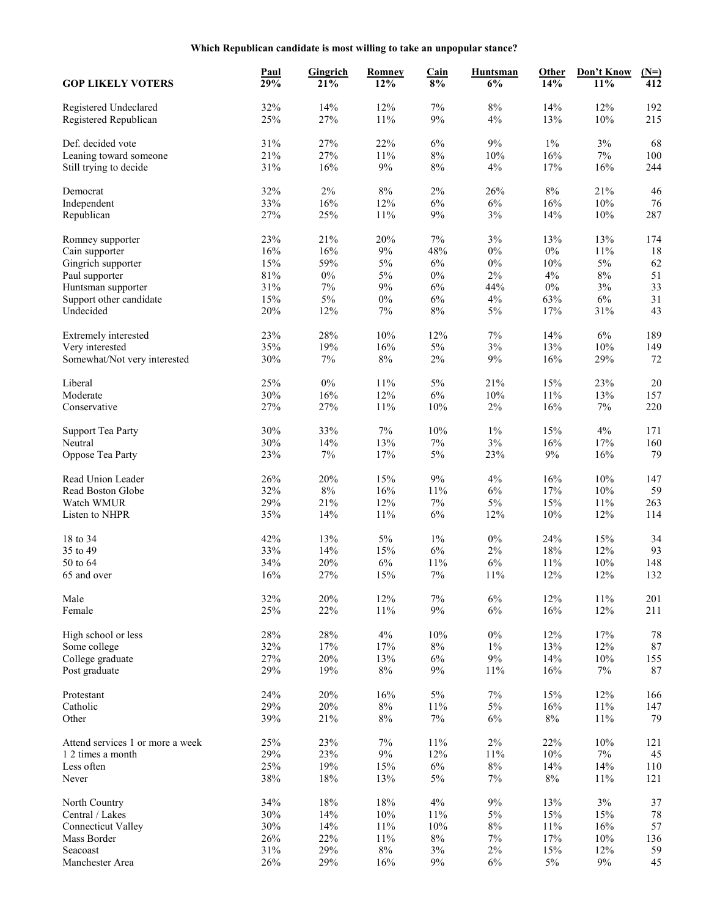**Which Republican candidate is most willing to take an unpopular stance?**

| GOP LIKELY VOTERS | Paul 29% | Gingrich 21% | Romney 12% | Cain 8% | Huntsman 6% | Other 14% | Don't Know 11% | (N=) 412 |
|---|---|---|---|---|---|---|---|---|
| Registered Undeclared | 32% | 14% | 12% | 7% | 8% | 14% | 12% | 192 |
| Registered Republican | 25% | 27% | 11% | 9% | 4% | 13% | 10% | 215 |
| Def. decided vote | 31% | 27% | 22% | 6% | 9% | 1% | 3% | 68 |
| Leaning toward someone | 21% | 27% | 11% | 8% | 10% | 16% | 7% | 100 |
| Still trying to decide | 31% | 16% | 9% | 8% | 4% | 17% | 16% | 244 |
| Democrat | 32% | 2% | 8% | 2% | 26% | 8% | 21% | 46 |
| Independent | 33% | 16% | 12% | 6% | 6% | 16% | 10% | 76 |
| Republican | 27% | 25% | 11% | 9% | 3% | 14% | 10% | 287 |
| Romney supporter | 23% | 21% | 20% | 7% | 3% | 13% | 13% | 174 |
| Cain supporter | 16% | 16% | 9% | 48% | 0% | 0% | 11% | 18 |
| Gingrich supporter | 15% | 59% | 5% | 6% | 0% | 10% | 5% | 62 |
| Paul supporter | 81% | 0% | 5% | 0% | 2% | 4% | 8% | 51 |
| Huntsman supporter | 31% | 7% | 9% | 6% | 44% | 0% | 3% | 33 |
| Support other candidate | 15% | 5% | 0% | 6% | 4% | 63% | 6% | 31 |
| Undecided | 20% | 12% | 7% | 8% | 5% | 17% | 31% | 43 |
| Extremely interested | 23% | 28% | 10% | 12% | 7% | 14% | 6% | 189 |
| Very interested | 35% | 19% | 16% | 5% | 3% | 13% | 10% | 149 |
| Somewhat/Not very interested | 30% | 7% | 8% | 2% | 9% | 16% | 29% | 72 |
| Liberal | 25% | 0% | 11% | 5% | 21% | 15% | 23% | 20 |
| Moderate | 30% | 16% | 12% | 6% | 10% | 11% | 13% | 157 |
| Conservative | 27% | 27% | 11% | 10% | 2% | 16% | 7% | 220 |
| Support Tea Party | 30% | 33% | 7% | 10% | 1% | 15% | 4% | 171 |
| Neutral | 30% | 14% | 13% | 7% | 3% | 16% | 17% | 160 |
| Oppose Tea Party | 23% | 7% | 17% | 5% | 23% | 9% | 16% | 79 |
| Read Union Leader | 26% | 20% | 15% | 9% | 4% | 16% | 10% | 147 |
| Read Boston Globe | 32% | 8% | 16% | 11% | 6% | 17% | 10% | 59 |
| Watch WMUR | 29% | 21% | 12% | 7% | 5% | 15% | 11% | 263 |
| Listen to NHPR | 35% | 14% | 11% | 6% | 12% | 10% | 12% | 114 |
| 18 to 34 | 42% | 13% | 5% | 1% | 0% | 24% | 15% | 34 |
| 35 to 49 | 33% | 14% | 15% | 6% | 2% | 18% | 12% | 93 |
| 50 to 64 | 34% | 20% | 6% | 11% | 6% | 11% | 10% | 148 |
| 65 and over | 16% | 27% | 15% | 7% | 11% | 12% | 12% | 132 |
| Male | 32% | 20% | 12% | 7% | 6% | 12% | 11% | 201 |
| Female | 25% | 22% | 11% | 9% | 6% | 16% | 12% | 211 |
| High school or less | 28% | 28% | 4% | 10% | 0% | 12% | 17% | 78 |
| Some college | 32% | 17% | 17% | 8% | 1% | 13% | 12% | 87 |
| College graduate | 27% | 20% | 13% | 6% | 9% | 14% | 10% | 155 |
| Post graduate | 29% | 19% | 8% | 9% | 11% | 16% | 7% | 87 |
| Protestant | 24% | 20% | 16% | 5% | 7% | 15% | 12% | 166 |
| Catholic | 29% | 20% | 8% | 11% | 5% | 16% | 11% | 147 |
| Other | 39% | 21% | 8% | 7% | 6% | 8% | 11% | 79 |
| Attend services 1 or more a week | 25% | 23% | 7% | 11% | 2% | 22% | 10% | 121 |
| 1 2 times a month | 29% | 23% | 9% | 12% | 11% | 10% | 7% | 45 |
| Less often | 25% | 19% | 15% | 6% | 8% | 14% | 14% | 110 |
| Never | 38% | 18% | 13% | 5% | 7% | 8% | 11% | 121 |
| North Country | 34% | 18% | 18% | 4% | 9% | 13% | 3% | 37 |
| Central / Lakes | 30% | 14% | 10% | 11% | 5% | 15% | 15% | 78 |
| Connecticut Valley | 30% | 14% | 11% | 10% | 8% | 11% | 16% | 57 |
| Mass Border | 26% | 22% | 11% | 8% | 7% | 17% | 10% | 136 |
| Seacoast | 31% | 29% | 8% | 3% | 2% | 15% | 12% | 59 |
| Manchester Area | 26% | 29% | 16% | 9% | 6% | 5% | 9% | 45 |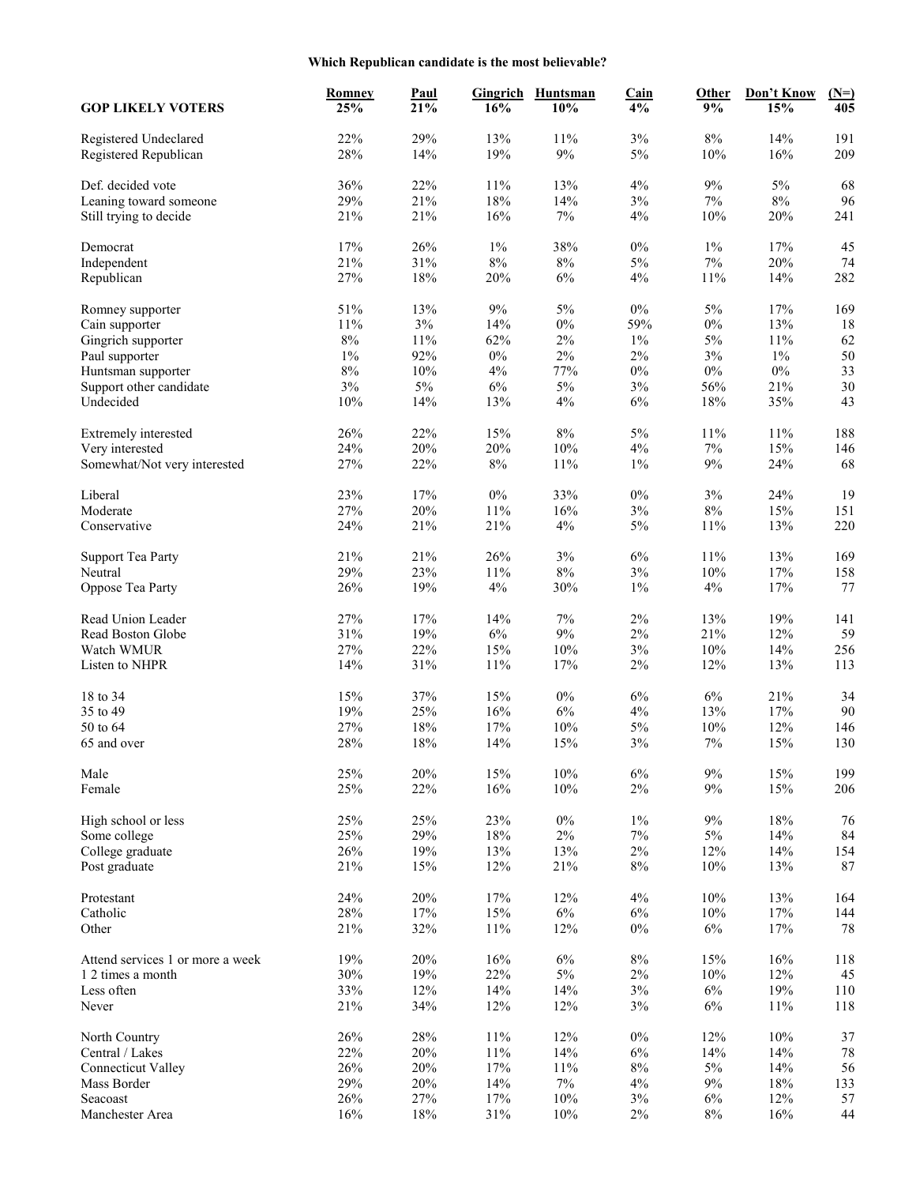**Which Republican candidate is the most believable?**

| GOP LIKELY VOTERS | Romney 25% | Paul 21% | Gingrich 16% | Huntsman 10% | Cain 4% | Other 9% | Don't Know 15% | (N=) 405 |
|---|---|---|---|---|---|---|---|---|
| Registered Undeclared | 22% | 29% | 13% | 11% | 3% | 8% | 14% | 191 |
| Registered Republican | 28% | 14% | 19% | 9% | 5% | 10% | 16% | 209 |
| | | | | | | | | |
| Def. decided vote | 36% | 22% | 11% | 13% | 4% | 9% | 5% | 68 |
| Leaning toward someone | 29% | 21% | 18% | 14% | 3% | 7% | 8% | 96 |
| Still trying to decide | 21% | 21% | 16% | 7% | 4% | 10% | 20% | 241 |
| | | | | | | | | |
| Democrat | 17% | 26% | 1% | 38% | 0% | 1% | 17% | 45 |
| Independent | 21% | 31% | 8% | 8% | 5% | 7% | 20% | 74 |
| Republican | 27% | 18% | 20% | 6% | 4% | 11% | 14% | 282 |
| | | | | | | | | |
| Romney supporter | 51% | 13% | 9% | 5% | 0% | 5% | 17% | 169 |
| Cain supporter | 11% | 3% | 14% | 0% | 59% | 0% | 13% | 18 |
| Gingrich supporter | 8% | 11% | 62% | 2% | 1% | 5% | 11% | 62 |
| Paul supporter | 1% | 92% | 0% | 2% | 2% | 3% | 1% | 50 |
| Huntsman supporter | 8% | 10% | 4% | 77% | 0% | 0% | 0% | 33 |
| Support other candidate | 3% | 5% | 6% | 5% | 3% | 56% | 21% | 30 |
| Undecided | 10% | 14% | 13% | 4% | 6% | 18% | 35% | 43 |
| | | | | | | | | |
| Extremely interested | 26% | 22% | 15% | 8% | 5% | 11% | 11% | 188 |
| Very interested | 24% | 20% | 20% | 10% | 4% | 7% | 15% | 146 |
| Somewhat/Not very interested | 27% | 22% | 8% | 11% | 1% | 9% | 24% | 68 |
| | | | | | | | | |
| Liberal | 23% | 17% | 0% | 33% | 0% | 3% | 24% | 19 |
| Moderate | 27% | 20% | 11% | 16% | 3% | 8% | 15% | 151 |
| Conservative | 24% | 21% | 21% | 4% | 5% | 11% | 13% | 220 |
| | | | | | | | | |
| Support Tea Party | 21% | 21% | 26% | 3% | 6% | 11% | 13% | 169 |
| Neutral | 29% | 23% | 11% | 8% | 3% | 10% | 17% | 158 |
| Oppose Tea Party | 26% | 19% | 4% | 30% | 1% | 4% | 17% | 77 |
| | | | | | | | | |
| Read Union Leader | 27% | 17% | 14% | 7% | 2% | 13% | 19% | 141 |
| Read Boston Globe | 31% | 19% | 6% | 9% | 2% | 21% | 12% | 59 |
| Watch WMUR | 27% | 22% | 15% | 10% | 3% | 10% | 14% | 256 |
| Listen to NHPR | 14% | 31% | 11% | 17% | 2% | 12% | 13% | 113 |
| | | | | | | | | |
| 18 to 34 | 15% | 37% | 15% | 0% | 6% | 6% | 21% | 34 |
| 35 to 49 | 19% | 25% | 16% | 6% | 4% | 13% | 17% | 90 |
| 50 to 64 | 27% | 18% | 17% | 10% | 5% | 10% | 12% | 146 |
| 65 and over | 28% | 18% | 14% | 15% | 3% | 7% | 15% | 130 |
| | | | | | | | | |
| Male | 25% | 20% | 15% | 10% | 6% | 9% | 15% | 199 |
| Female | 25% | 22% | 16% | 10% | 2% | 9% | 15% | 206 |
| | | | | | | | | |
| High school or less | 25% | 25% | 23% | 0% | 1% | 9% | 18% | 76 |
| Some college | 25% | 29% | 18% | 2% | 7% | 5% | 14% | 84 |
| College graduate | 26% | 19% | 13% | 13% | 2% | 12% | 14% | 154 |
| Post graduate | 21% | 15% | 12% | 21% | 8% | 10% | 13% | 87 |
| | | | | | | | | |
| Protestant | 24% | 20% | 17% | 12% | 4% | 10% | 13% | 164 |
| Catholic | 28% | 17% | 15% | 6% | 6% | 10% | 17% | 144 |
| Other | 21% | 32% | 11% | 12% | 0% | 6% | 17% | 78 |
| | | | | | | | | |
| Attend services 1 or more a week | 19% | 20% | 16% | 6% | 8% | 15% | 16% | 118 |
| 1 2 times a month | 30% | 19% | 22% | 5% | 2% | 10% | 12% | 45 |
| Less often | 33% | 12% | 14% | 14% | 3% | 6% | 19% | 110 |
| Never | 21% | 34% | 12% | 12% | 3% | 6% | 11% | 118 |
| | | | | | | | | |
| North Country | 26% | 28% | 11% | 12% | 0% | 12% | 10% | 37 |
| Central / Lakes | 22% | 20% | 11% | 14% | 6% | 14% | 14% | 78 |
| Connecticut Valley | 26% | 20% | 17% | 11% | 8% | 5% | 14% | 56 |
| Mass Border | 29% | 20% | 14% | 7% | 4% | 9% | 18% | 133 |
| Seacoast | 26% | 27% | 17% | 10% | 3% | 6% | 12% | 57 |
| Manchester Area | 16% | 18% | 31% | 10% | 2% | 8% | 16% | 44 |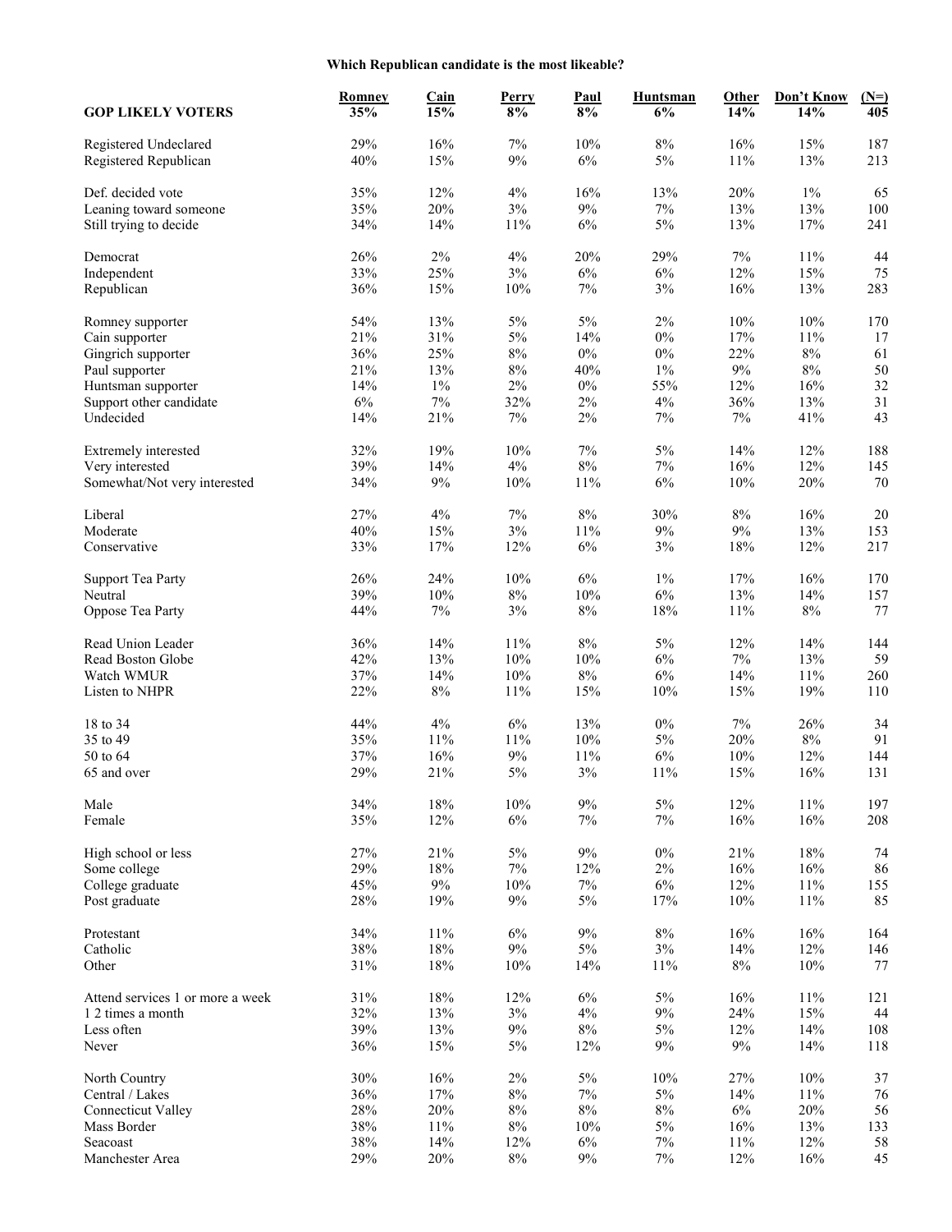**Which Republican candidate is the most likeable?**

| GOP LIKELY VOTERS | Romney 35% | Cain 15% | Perry 8% | Paul 8% | Huntsman 6% | Other 14% | Don't Know 14% | (N=) 405 |
|---|---|---|---|---|---|---|---|---|
| Registered Undeclared | 29% | 16% | 7% | 10% | 8% | 16% | 15% | 187 |
| Registered Republican | 40% | 15% | 9% | 6% | 5% | 11% | 13% | 213 |
| | | | | | | | | |
| Def. decided vote | 35% | 12% | 4% | 16% | 13% | 20% | 1% | 65 |
| Leaning toward someone | 35% | 20% | 3% | 9% | 7% | 13% | 13% | 100 |
| Still trying to decide | 34% | 14% | 11% | 6% | 5% | 13% | 17% | 241 |
| | | | | | | | | |
| Democrat | 26% | 2% | 4% | 20% | 29% | 7% | 11% | 44 |
| Independent | 33% | 25% | 3% | 6% | 6% | 12% | 15% | 75 |
| Republican | 36% | 15% | 10% | 7% | 3% | 16% | 13% | 283 |
| | | | | | | | | |
| Romney supporter | 54% | 13% | 5% | 5% | 2% | 10% | 10% | 170 |
| Cain supporter | 21% | 31% | 5% | 14% | 0% | 17% | 11% | 17 |
| Gingrich supporter | 36% | 25% | 8% | 0% | 0% | 22% | 8% | 61 |
| Paul supporter | 21% | 13% | 8% | 40% | 1% | 9% | 8% | 50 |
| Huntsman supporter | 14% | 1% | 2% | 0% | 55% | 12% | 16% | 32 |
| Support other candidate | 6% | 7% | 32% | 2% | 4% | 36% | 13% | 31 |
| Undecided | 14% | 21% | 7% | 2% | 7% | 7% | 41% | 43 |
| | | | | | | | | |
| Extremely interested | 32% | 19% | 10% | 7% | 5% | 14% | 12% | 188 |
| Very interested | 39% | 14% | 4% | 8% | 7% | 16% | 12% | 145 |
| Somewhat/Not very interested | 34% | 9% | 10% | 11% | 6% | 10% | 20% | 70 |
| | | | | | | | | |
| Liberal | 27% | 4% | 7% | 8% | 30% | 8% | 16% | 20 |
| Moderate | 40% | 15% | 3% | 11% | 9% | 9% | 13% | 153 |
| Conservative | 33% | 17% | 12% | 6% | 3% | 18% | 12% | 217 |
| | | | | | | | | |
| Support Tea Party | 26% | 24% | 10% | 6% | 1% | 17% | 16% | 170 |
| Neutral | 39% | 10% | 8% | 10% | 6% | 13% | 14% | 157 |
| Oppose Tea Party | 44% | 7% | 3% | 8% | 18% | 11% | 8% | 77 |
| | | | | | | | | |
| Read Union Leader | 36% | 14% | 11% | 8% | 5% | 12% | 14% | 144 |
| Read Boston Globe | 42% | 13% | 10% | 10% | 6% | 7% | 13% | 59 |
| Watch WMUR | 37% | 14% | 10% | 8% | 6% | 14% | 11% | 260 |
| Listen to NHPR | 22% | 8% | 11% | 15% | 10% | 15% | 19% | 110 |
| | | | | | | | | |
| 18 to 34 | 44% | 4% | 6% | 13% | 0% | 7% | 26% | 34 |
| 35 to 49 | 35% | 11% | 11% | 10% | 5% | 20% | 8% | 91 |
| 50 to 64 | 37% | 16% | 9% | 11% | 6% | 10% | 12% | 144 |
| 65 and over | 29% | 21% | 5% | 3% | 11% | 15% | 16% | 131 |
| | | | | | | | | |
| Male | 34% | 18% | 10% | 9% | 5% | 12% | 11% | 197 |
| Female | 35% | 12% | 6% | 7% | 7% | 16% | 16% | 208 |
| | | | | | | | | |
| High school or less | 27% | 21% | 5% | 9% | 0% | 21% | 18% | 74 |
| Some college | 29% | 18% | 7% | 12% | 2% | 16% | 16% | 86 |
| College graduate | 45% | 9% | 10% | 7% | 6% | 12% | 11% | 155 |
| Post graduate | 28% | 19% | 9% | 5% | 17% | 10% | 11% | 85 |
| | | | | | | | | |
| Protestant | 34% | 11% | 6% | 9% | 8% | 16% | 16% | 164 |
| Catholic | 38% | 18% | 9% | 5% | 3% | 14% | 12% | 146 |
| Other | 31% | 18% | 10% | 14% | 11% | 8% | 10% | 77 |
| | | | | | | | | |
| Attend services 1 or more a week | 31% | 18% | 12% | 6% | 5% | 16% | 11% | 121 |
| 1 2 times a month | 32% | 13% | 3% | 4% | 9% | 24% | 15% | 44 |
| Less often | 39% | 13% | 9% | 8% | 5% | 12% | 14% | 108 |
| Never | 36% | 15% | 5% | 12% | 9% | 9% | 14% | 118 |
| | | | | | | | | |
| North Country | 30% | 16% | 2% | 5% | 10% | 27% | 10% | 37 |
| Central / Lakes | 36% | 17% | 8% | 7% | 5% | 14% | 11% | 76 |
| Connecticut Valley | 28% | 20% | 8% | 8% | 8% | 6% | 20% | 56 |
| Mass Border | 38% | 11% | 8% | 10% | 5% | 16% | 13% | 133 |
| Seacoast | 38% | 14% | 12% | 6% | 7% | 11% | 12% | 58 |
| Manchester Area | 29% | 20% | 8% | 9% | 7% | 12% | 16% | 45 |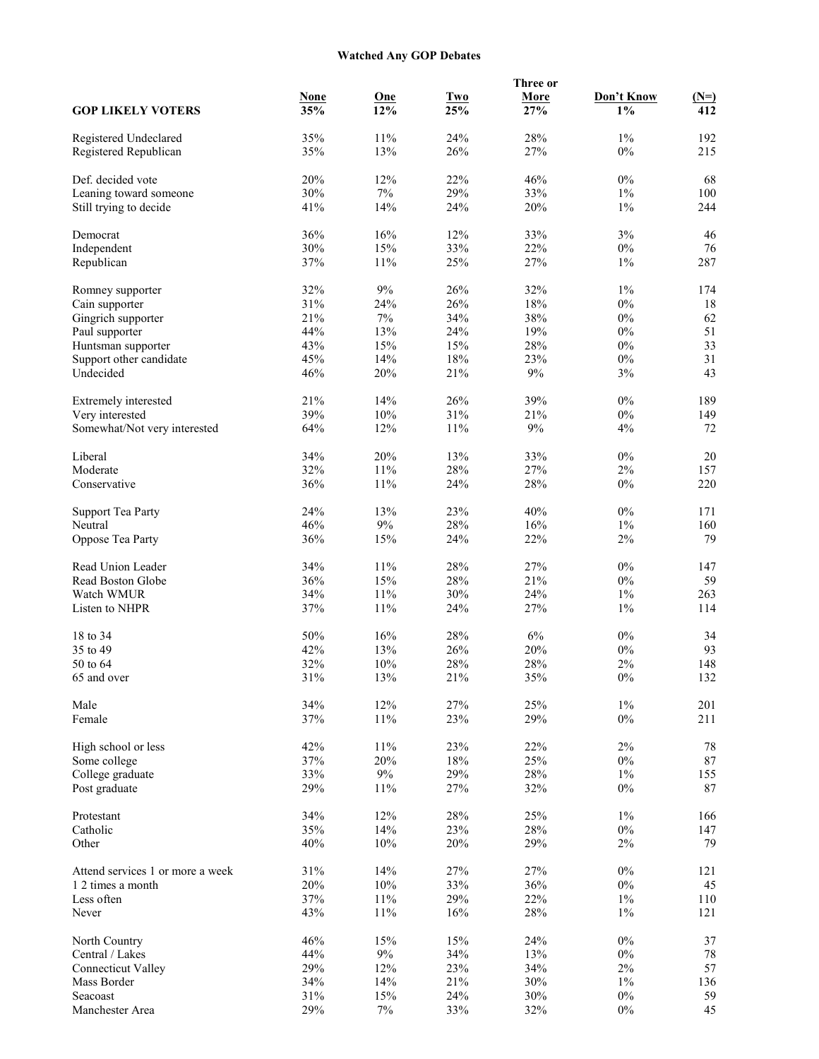### Watched Any GOP Debates

| GOP LIKELY VOTERS | None 35% | One 12% | Two 25% | Three or More 27% | Don't Know 1% | (N=) 412 |
|---|---|---|---|---|---|---|
| Registered Undeclared | 35% | 11% | 24% | 28% | 1% | 192 |
| Registered Republican | 35% | 13% | 26% | 27% | 0% | 215 |
| | | | | | | |
| Def. decided vote | 20% | 12% | 22% | 46% | 0% | 68 |
| Leaning toward someone | 30% | 7% | 29% | 33% | 1% | 100 |
| Still trying to decide | 41% | 14% | 24% | 20% | 1% | 244 |
| | | | | | | |
| Democrat | 36% | 16% | 12% | 33% | 3% | 46 |
| Independent | 30% | 15% | 33% | 22% | 0% | 76 |
| Republican | 37% | 11% | 25% | 27% | 1% | 287 |
| | | | | | | |
| Romney supporter | 32% | 9% | 26% | 32% | 1% | 174 |
| Cain supporter | 31% | 24% | 26% | 18% | 0% | 18 |
| Gingrich supporter | 21% | 7% | 34% | 38% | 0% | 62 |
| Paul supporter | 44% | 13% | 24% | 19% | 0% | 51 |
| Huntsman supporter | 43% | 15% | 15% | 28% | 0% | 33 |
| Support other candidate | 45% | 14% | 18% | 23% | 0% | 31 |
| Undecided | 46% | 20% | 21% | 9% | 3% | 43 |
| | | | | | | |
| Extremely interested | 21% | 14% | 26% | 39% | 0% | 189 |
| Very interested | 39% | 10% | 31% | 21% | 0% | 149 |
| Somewhat/Not very interested | 64% | 12% | 11% | 9% | 4% | 72 |
| | | | | | | |
| Liberal | 34% | 20% | 13% | 33% | 0% | 20 |
| Moderate | 32% | 11% | 28% | 27% | 2% | 157 |
| Conservative | 36% | 11% | 24% | 28% | 0% | 220 |
| | | | | | | |
| Support Tea Party | 24% | 13% | 23% | 40% | 0% | 171 |
| Neutral | 46% | 9% | 28% | 16% | 1% | 160 |
| Oppose Tea Party | 36% | 15% | 24% | 22% | 2% | 79 |
| | | | | | | |
| Read Union Leader | 34% | 11% | 28% | 27% | 0% | 147 |
| Read Boston Globe | 36% | 15% | 28% | 21% | 0% | 59 |
| Watch WMUR | 34% | 11% | 30% | 24% | 1% | 263 |
| Listen to NHPR | 37% | 11% | 24% | 27% | 1% | 114 |
| | | | | | | |
| 18 to 34 | 50% | 16% | 28% | 6% | 0% | 34 |
| 35 to 49 | 42% | 13% | 26% | 20% | 0% | 93 |
| 50 to 64 | 32% | 10% | 28% | 28% | 2% | 148 |
| 65 and over | 31% | 13% | 21% | 35% | 0% | 132 |
| | | | | | | |
| Male | 34% | 12% | 27% | 25% | 1% | 201 |
| Female | 37% | 11% | 23% | 29% | 0% | 211 |
| | | | | | | |
| High school or less | 42% | 11% | 23% | 22% | 2% | 78 |
| Some college | 37% | 20% | 18% | 25% | 0% | 87 |
| College graduate | 33% | 9% | 29% | 28% | 1% | 155 |
| Post graduate | 29% | 11% | 27% | 32% | 0% | 87 |
| | | | | | | |
| Protestant | 34% | 12% | 28% | 25% | 1% | 166 |
| Catholic | 35% | 14% | 23% | 28% | 0% | 147 |
| Other | 40% | 10% | 20% | 29% | 2% | 79 |
| | | | | | | |
| Attend services 1 or more a week | 31% | 14% | 27% | 27% | 0% | 121 |
| 1 2 times a month | 20% | 10% | 33% | 36% | 0% | 45 |
| Less often | 37% | 11% | 29% | 22% | 1% | 110 |
| Never | 43% | 11% | 16% | 28% | 1% | 121 |
| | | | | | | |
| North Country | 46% | 15% | 15% | 24% | 0% | 37 |
| Central / Lakes | 44% | 9% | 34% | 13% | 0% | 78 |
| Connecticut Valley | 29% | 12% | 23% | 34% | 2% | 57 |
| Mass Border | 34% | 14% | 21% | 30% | 1% | 136 |
| Seacoast | 31% | 15% | 24% | 30% | 0% | 59 |
| Manchester Area | 29% | 7% | 33% | 32% | 0% | 45 |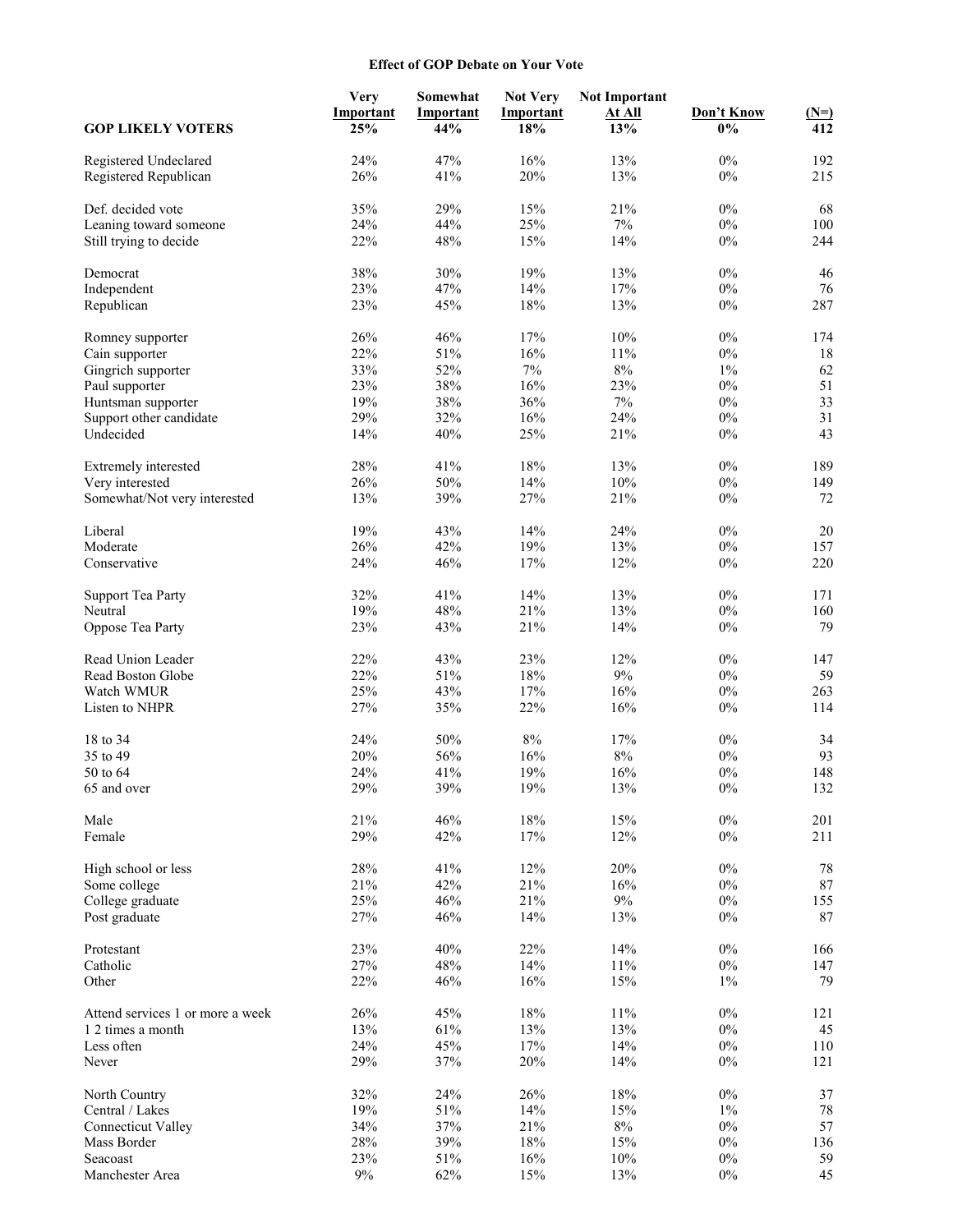**Effect of GOP Debate on Your Vote**

| GOP LIKELY VOTERS | Very Important 25% | Somewhat Important 44% | Not Very Important 18% | Not Important At All 13% | Don't Know 0% | (N=) 412 |
|---|---|---|---|---|---|---|
| Registered Undeclared | 24% | 47% | 16% | 13% | 0% | 192 |
| Registered Republican | 26% | 41% | 20% | 13% | 0% | 215 |
| Def. decided vote | 35% | 29% | 15% | 21% | 0% | 68 |
| Leaning toward someone | 24% | 44% | 25% | 7% | 0% | 100 |
| Still trying to decide | 22% | 48% | 15% | 14% | 0% | 244 |
| Democrat | 38% | 30% | 19% | 13% | 0% | 46 |
| Independent | 23% | 47% | 14% | 17% | 0% | 76 |
| Republican | 23% | 45% | 18% | 13% | 0% | 287 |
| Romney supporter | 26% | 46% | 17% | 10% | 0% | 174 |
| Cain supporter | 22% | 51% | 16% | 11% | 0% | 18 |
| Gingrich supporter | 33% | 52% | 7% | 8% | 1% | 62 |
| Paul supporter | 23% | 38% | 16% | 23% | 0% | 51 |
| Huntsman supporter | 19% | 38% | 36% | 7% | 0% | 33 |
| Support other candidate | 29% | 32% | 16% | 24% | 0% | 31 |
| Undecided | 14% | 40% | 25% | 21% | 0% | 43 |
| Extremely interested | 28% | 41% | 18% | 13% | 0% | 189 |
| Very interested | 26% | 50% | 14% | 10% | 0% | 149 |
| Somewhat/Not very interested | 13% | 39% | 27% | 21% | 0% | 72 |
| Liberal | 19% | 43% | 14% | 24% | 0% | 20 |
| Moderate | 26% | 42% | 19% | 13% | 0% | 157 |
| Conservative | 24% | 46% | 17% | 12% | 0% | 220 |
| Support Tea Party | 32% | 41% | 14% | 13% | 0% | 171 |
| Neutral | 19% | 48% | 21% | 13% | 0% | 160 |
| Oppose Tea Party | 23% | 43% | 21% | 14% | 0% | 79 |
| Read Union Leader | 22% | 43% | 23% | 12% | 0% | 147 |
| Read Boston Globe | 22% | 51% | 18% | 9% | 0% | 59 |
| Watch WMUR | 25% | 43% | 17% | 16% | 0% | 263 |
| Listen to NHPR | 27% | 35% | 22% | 16% | 0% | 114 |
| 18 to 34 | 24% | 50% | 8% | 17% | 0% | 34 |
| 35 to 49 | 20% | 56% | 16% | 8% | 0% | 93 |
| 50 to 64 | 24% | 41% | 19% | 16% | 0% | 148 |
| 65 and over | 29% | 39% | 19% | 13% | 0% | 132 |
| Male | 21% | 46% | 18% | 15% | 0% | 201 |
| Female | 29% | 42% | 17% | 12% | 0% | 211 |
| High school or less | 28% | 41% | 12% | 20% | 0% | 78 |
| Some college | 21% | 42% | 21% | 16% | 0% | 87 |
| College graduate | 25% | 46% | 21% | 9% | 0% | 155 |
| Post graduate | 27% | 46% | 14% | 13% | 0% | 87 |
| Protestant | 23% | 40% | 22% | 14% | 0% | 166 |
| Catholic | 27% | 48% | 14% | 11% | 0% | 147 |
| Other | 22% | 46% | 16% | 15% | 1% | 79 |
| Attend services 1 or more a week | 26% | 45% | 18% | 11% | 0% | 121 |
| 1 2 times a month | 13% | 61% | 13% | 13% | 0% | 45 |
| Less often | 24% | 45% | 17% | 14% | 0% | 110 |
| Never | 29% | 37% | 20% | 14% | 0% | 121 |
| North Country | 32% | 24% | 26% | 18% | 0% | 37 |
| Central / Lakes | 19% | 51% | 14% | 15% | 1% | 78 |
| Connecticut Valley | 34% | 37% | 21% | 8% | 0% | 57 |
| Mass Border | 28% | 39% | 18% | 15% | 0% | 136 |
| Seacoast | 23% | 51% | 16% | 10% | 0% | 59 |
| Manchester Area | 9% | 62% | 15% | 13% | 0% | 45 |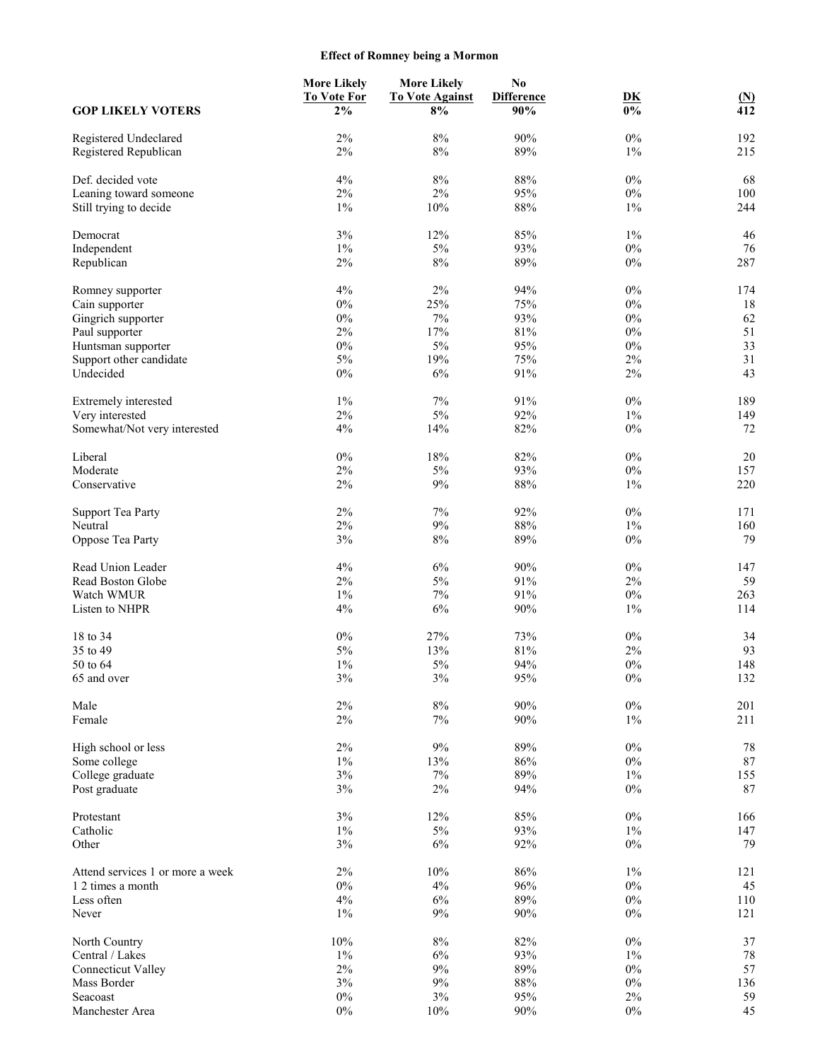**Effect of Romney being a Mormon**

| GOP LIKELY VOTERS | More Likely To Vote For 2% | More Likely To Vote Against 8% | No Difference 90% | DK 0% | (N) 412 |
|---|---|---|---|---|---|
| Registered Undeclared | 2% | 8% | 90% | 0% | 192 |
| Registered Republican | 2% | 8% | 89% | 1% | 215 |
| Def. decided vote | 4% | 8% | 88% | 0% | 68 |
| Leaning toward someone | 2% | 2% | 95% | 0% | 100 |
| Still trying to decide | 1% | 10% | 88% | 1% | 244 |
| Democrat | 3% | 12% | 85% | 1% | 46 |
| Independent | 1% | 5% | 93% | 0% | 76 |
| Republican | 2% | 8% | 89% | 0% | 287 |
| Romney supporter | 4% | 2% | 94% | 0% | 174 |
| Cain supporter | 0% | 25% | 75% | 0% | 18 |
| Gingrich supporter | 0% | 7% | 93% | 0% | 62 |
| Paul supporter | 2% | 17% | 81% | 0% | 51 |
| Huntsman supporter | 0% | 5% | 95% | 0% | 33 |
| Support other candidate | 5% | 19% | 75% | 2% | 31 |
| Undecided | 0% | 6% | 91% | 2% | 43 |
| Extremely interested | 1% | 7% | 91% | 0% | 189 |
| Very interested | 2% | 5% | 92% | 1% | 149 |
| Somewhat/Not very interested | 4% | 14% | 82% | 0% | 72 |
| Liberal | 0% | 18% | 82% | 0% | 20 |
| Moderate | 2% | 5% | 93% | 0% | 157 |
| Conservative | 2% | 9% | 88% | 1% | 220 |
| Support Tea Party | 2% | 7% | 92% | 0% | 171 |
| Neutral | 2% | 9% | 88% | 1% | 160 |
| Oppose Tea Party | 3% | 8% | 89% | 0% | 79 |
| Read Union Leader | 4% | 6% | 90% | 0% | 147 |
| Read Boston Globe | 2% | 5% | 91% | 2% | 59 |
| Watch WMUR | 1% | 7% | 91% | 0% | 263 |
| Listen to NHPR | 4% | 6% | 90% | 1% | 114 |
| 18 to 34 | 0% | 27% | 73% | 0% | 34 |
| 35 to 49 | 5% | 13% | 81% | 2% | 93 |
| 50 to 64 | 1% | 5% | 94% | 0% | 148 |
| 65 and over | 3% | 3% | 95% | 0% | 132 |
| Male | 2% | 8% | 90% | 0% | 201 |
| Female | 2% | 7% | 90% | 1% | 211 |
| High school or less | 2% | 9% | 89% | 0% | 78 |
| Some college | 1% | 13% | 86% | 0% | 87 |
| College graduate | 3% | 7% | 89% | 1% | 155 |
| Post graduate | 3% | 2% | 94% | 0% | 87 |
| Protestant | 3% | 12% | 85% | 0% | 166 |
| Catholic | 1% | 5% | 93% | 1% | 147 |
| Other | 3% | 6% | 92% | 0% | 79 |
| Attend services 1 or more a week | 2% | 10% | 86% | 1% | 121 |
| 1 2 times a month | 0% | 4% | 96% | 0% | 45 |
| Less often | 4% | 6% | 89% | 0% | 110 |
| Never | 1% | 9% | 90% | 0% | 121 |
| North Country | 10% | 8% | 82% | 0% | 37 |
| Central / Lakes | 1% | 6% | 93% | 1% | 78 |
| Connecticut Valley | 2% | 9% | 89% | 0% | 57 |
| Mass Border | 3% | 9% | 88% | 0% | 136 |
| Seacoast | 0% | 3% | 95% | 2% | 59 |
| Manchester Area | 0% | 10% | 90% | 0% | 45 |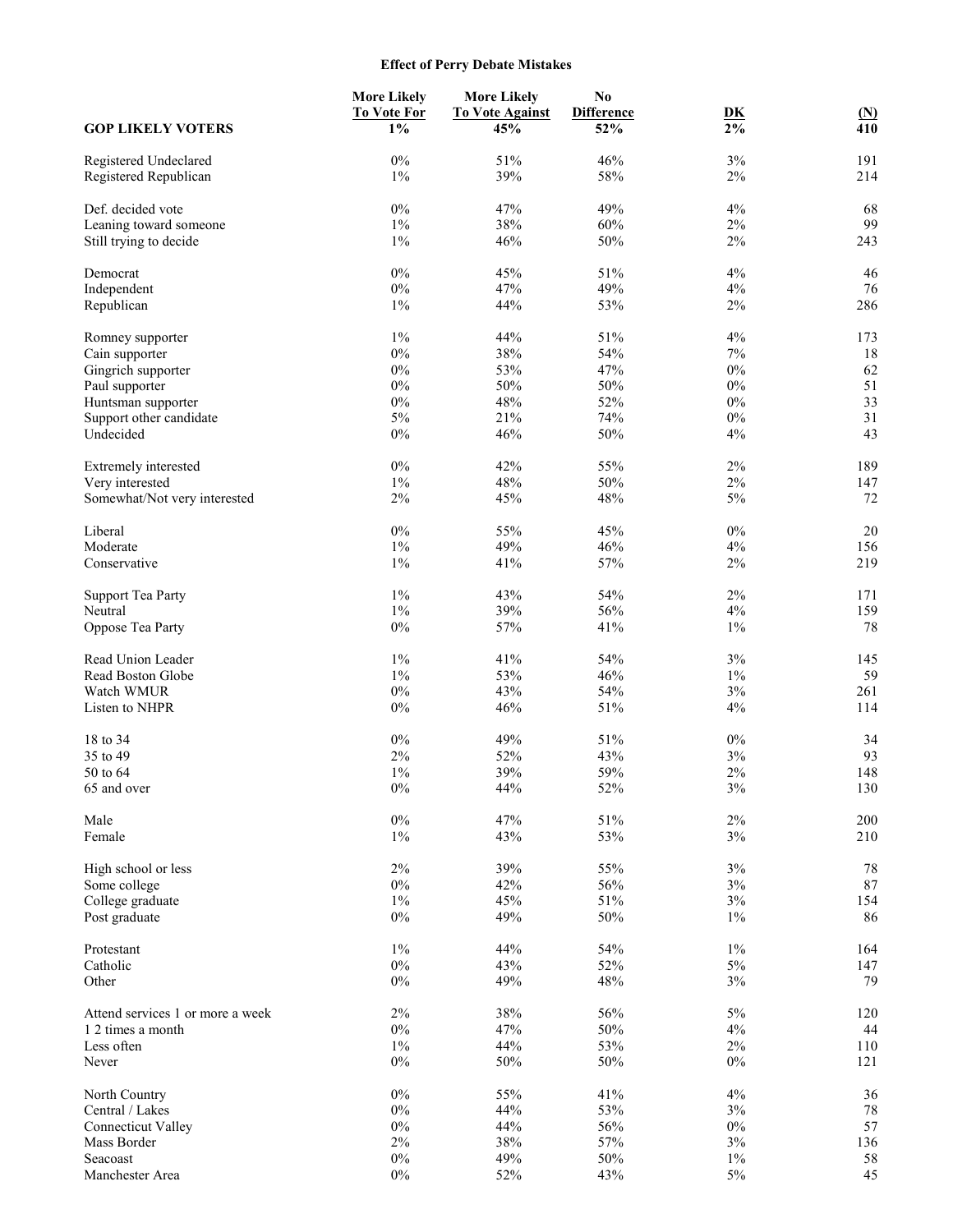**Effect of Perry Debate Mistakes**

| GOP LIKELY VOTERS | More Likely To Vote For 1% | More Likely To Vote Against 45% | No Difference 52% | DK 2% | (N) 410 |
|---|---|---|---|---|---|
| Registered Undeclared | 0% | 51% | 46% | 3% | 191 |
| Registered Republican | 1% | 39% | 58% | 2% | 214 |
| | | | | | |
| Def. decided vote | 0% | 47% | 49% | 4% | 68 |
| Leaning toward someone | 1% | 38% | 60% | 2% | 99 |
| Still trying to decide | 1% | 46% | 50% | 2% | 243 |
| | | | | | |
| Democrat | 0% | 45% | 51% | 4% | 46 |
| Independent | 0% | 47% | 49% | 4% | 76 |
| Republican | 1% | 44% | 53% | 2% | 286 |
| | | | | | |
| Romney supporter | 1% | 44% | 51% | 4% | 173 |
| Cain supporter | 0% | 38% | 54% | 7% | 18 |
| Gingrich supporter | 0% | 53% | 47% | 0% | 62 |
| Paul supporter | 0% | 50% | 50% | 0% | 51 |
| Huntsman supporter | 0% | 48% | 52% | 0% | 33 |
| Support other candidate | 5% | 21% | 74% | 0% | 31 |
| Undecided | 0% | 46% | 50% | 4% | 43 |
| | | | | | |
| Extremely interested | 0% | 42% | 55% | 2% | 189 |
| Very interested | 1% | 48% | 50% | 2% | 147 |
| Somewhat/Not very interested | 2% | 45% | 48% | 5% | 72 |
| | | | | | |
| Liberal | 0% | 55% | 45% | 0% | 20 |
| Moderate | 1% | 49% | 46% | 4% | 156 |
| Conservative | 1% | 41% | 57% | 2% | 219 |
| | | | | | |
| Support Tea Party | 1% | 43% | 54% | 2% | 171 |
| Neutral | 1% | 39% | 56% | 4% | 159 |
| Oppose Tea Party | 0% | 57% | 41% | 1% | 78 |
| | | | | | |
| Read Union Leader | 1% | 41% | 54% | 3% | 145 |
| Read Boston Globe | 1% | 53% | 46% | 1% | 59 |
| Watch WMUR | 0% | 43% | 54% | 3% | 261 |
| Listen to NHPR | 0% | 46% | 51% | 4% | 114 |
| | | | | | |
| 18 to 34 | 0% | 49% | 51% | 0% | 34 |
| 35 to 49 | 2% | 52% | 43% | 3% | 93 |
| 50 to 64 | 1% | 39% | 59% | 2% | 148 |
| 65 and over | 0% | 44% | 52% | 3% | 130 |
| | | | | | |
| Male | 0% | 47% | 51% | 2% | 200 |
| Female | 1% | 43% | 53% | 3% | 210 |
| | | | | | |
| High school or less | 2% | 39% | 55% | 3% | 78 |
| Some college | 0% | 42% | 56% | 3% | 87 |
| College graduate | 1% | 45% | 51% | 3% | 154 |
| Post graduate | 0% | 49% | 50% | 1% | 86 |
| | | | | | |
| Protestant | 1% | 44% | 54% | 1% | 164 |
| Catholic | 0% | 43% | 52% | 5% | 147 |
| Other | 0% | 49% | 48% | 3% | 79 |
| | | | | | |
| Attend services 1 or more a week | 2% | 38% | 56% | 5% | 120 |
| 1 2 times a month | 0% | 47% | 50% | 4% | 44 |
| Less often | 1% | 44% | 53% | 2% | 110 |
| Never | 0% | 50% | 50% | 0% | 121 |
| | | | | | |
| North Country | 0% | 55% | 41% | 4% | 36 |
| Central / Lakes | 0% | 44% | 53% | 3% | 78 |
| Connecticut Valley | 0% | 44% | 56% | 0% | 57 |
| Mass Border | 2% | 38% | 57% | 3% | 136 |
| Seacoast | 0% | 49% | 50% | 1% | 58 |
| Manchester Area | 0% | 52% | 43% | 5% | 45 |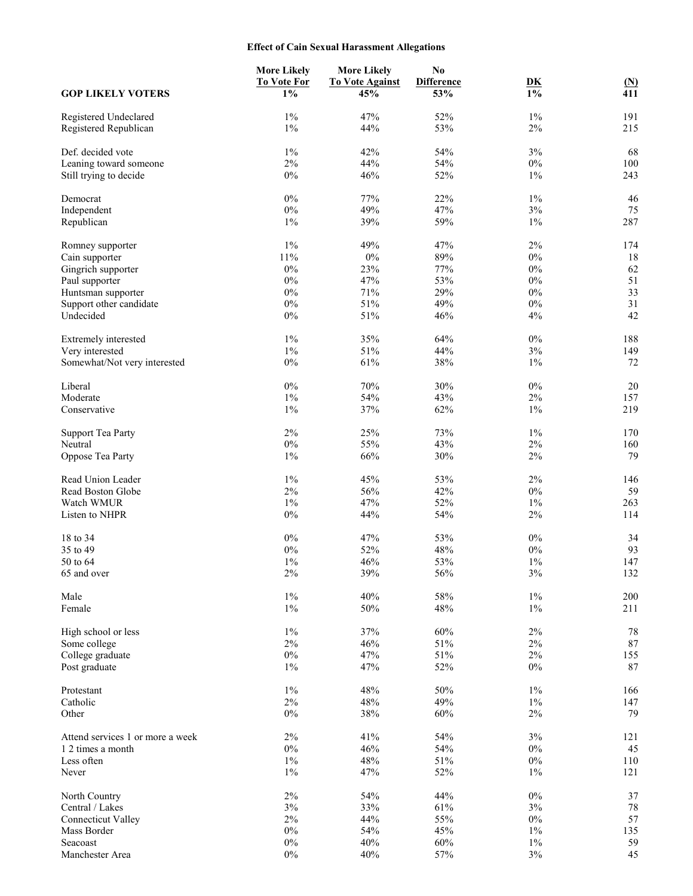### Effect of Cain Sexual Harassment Allegations

| GOP LIKELY VOTERS | More Likely To Vote For 1% | More Likely To Vote Against 45% | No Difference 53% | DK 1% | (N) 411 |
|---|---|---|---|---|---|
| Registered Undeclared | 1% | 47% | 52% | 1% | 191 |
| Registered Republican | 1% | 44% | 53% | 2% | 215 |
| Def. decided vote | 1% | 42% | 54% | 3% | 68 |
| Leaning toward someone | 2% | 44% | 54% | 0% | 100 |
| Still trying to decide | 0% | 46% | 52% | 1% | 243 |
| Democrat | 0% | 77% | 22% | 1% | 46 |
| Independent | 0% | 49% | 47% | 3% | 75 |
| Republican | 1% | 39% | 59% | 1% | 287 |
| Romney supporter | 1% | 49% | 47% | 2% | 174 |
| Cain supporter | 11% | 0% | 89% | 0% | 18 |
| Gingrich supporter | 0% | 23% | 77% | 0% | 62 |
| Paul supporter | 0% | 47% | 53% | 0% | 51 |
| Huntsman supporter | 0% | 71% | 29% | 0% | 33 |
| Support other candidate | 0% | 51% | 49% | 0% | 31 |
| Undecided | 0% | 51% | 46% | 4% | 42 |
| Extremely interested | 1% | 35% | 64% | 0% | 188 |
| Very interested | 1% | 51% | 44% | 3% | 149 |
| Somewhat/Not very interested | 0% | 61% | 38% | 1% | 72 |
| Liberal | 0% | 70% | 30% | 0% | 20 |
| Moderate | 1% | 54% | 43% | 2% | 157 |
| Conservative | 1% | 37% | 62% | 1% | 219 |
| Support Tea Party | 2% | 25% | 73% | 1% | 170 |
| Neutral | 0% | 55% | 43% | 2% | 160 |
| Oppose Tea Party | 1% | 66% | 30% | 2% | 79 |
| Read Union Leader | 1% | 45% | 53% | 2% | 146 |
| Read Boston Globe | 2% | 56% | 42% | 0% | 59 |
| Watch WMUR | 1% | 47% | 52% | 1% | 263 |
| Listen to NHPR | 0% | 44% | 54% | 2% | 114 |
| 18 to 34 | 0% | 47% | 53% | 0% | 34 |
| 35 to 49 | 0% | 52% | 48% | 0% | 93 |
| 50 to 64 | 1% | 46% | 53% | 1% | 147 |
| 65 and over | 2% | 39% | 56% | 3% | 132 |
| Male | 1% | 40% | 58% | 1% | 200 |
| Female | 1% | 50% | 48% | 1% | 211 |
| High school or less | 1% | 37% | 60% | 2% | 78 |
| Some college | 2% | 46% | 51% | 2% | 87 |
| College graduate | 0% | 47% | 51% | 2% | 155 |
| Post graduate | 1% | 47% | 52% | 0% | 87 |
| Protestant | 1% | 48% | 50% | 1% | 166 |
| Catholic | 2% | 48% | 49% | 1% | 147 |
| Other | 0% | 38% | 60% | 2% | 79 |
| Attend services 1 or more a week | 2% | 41% | 54% | 3% | 121 |
| 1 2 times a month | 0% | 46% | 54% | 0% | 45 |
| Less often | 1% | 48% | 51% | 0% | 110 |
| Never | 1% | 47% | 52% | 1% | 121 |
| North Country | 2% | 54% | 44% | 0% | 37 |
| Central / Lakes | 3% | 33% | 61% | 3% | 78 |
| Connecticut Valley | 2% | 44% | 55% | 0% | 57 |
| Mass Border | 0% | 54% | 45% | 1% | 135 |
| Seacoast | 0% | 40% | 60% | 1% | 59 |
| Manchester Area | 0% | 40% | 57% | 3% | 45 |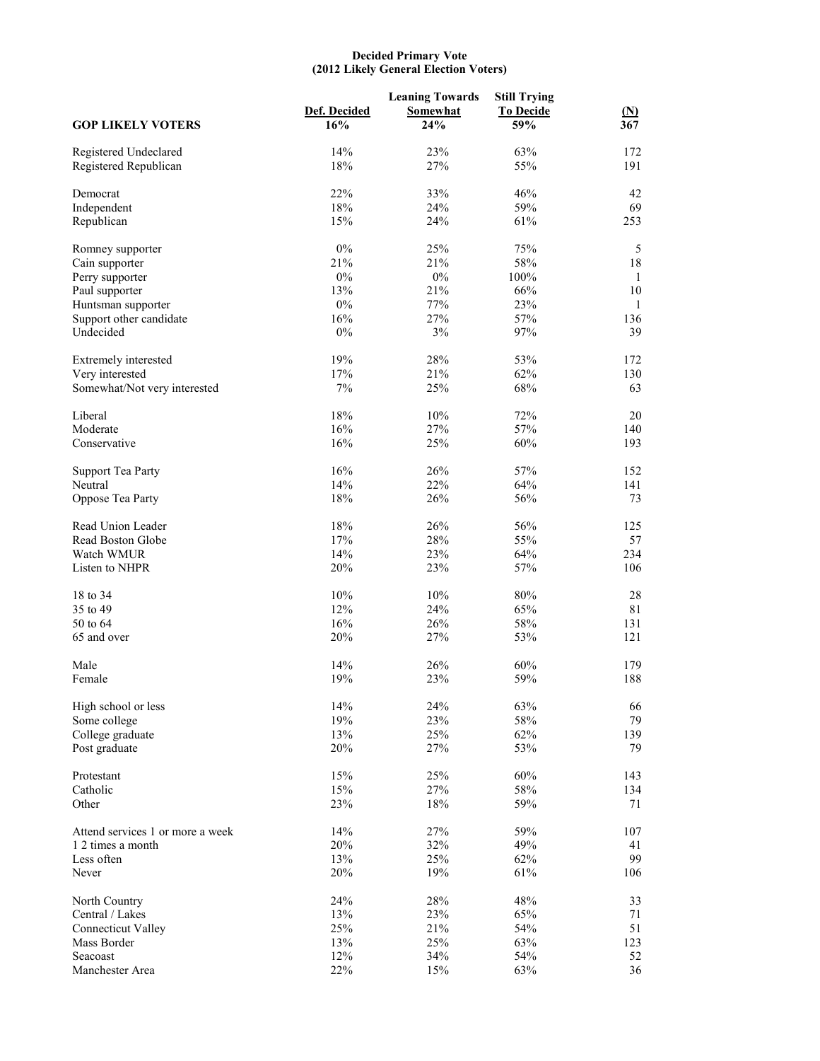**Decided Primary Vote**
**(2012 Likely General Election Voters)**

| GOP LIKELY VOTERS | Def. Decided 16% | Leaning Towards Somewhat 24% | Still Trying To Decide 59% | (N) 367 |
|---|---|---|---|---|
| Registered Undeclared | 14% | 23% | 63% | 172 |
| Registered Republican | 18% | 27% | 55% | 191 |
| | | | | |
| Democrat | 22% | 33% | 46% | 42 |
| Independent | 18% | 24% | 59% | 69 |
| Republican | 15% | 24% | 61% | 253 |
| | | | | |
| Romney supporter | 0% | 25% | 75% | 5 |
| Cain supporter | 21% | 21% | 58% | 18 |
| Perry supporter | 0% | 0% | 100% | 1 |
| Paul supporter | 13% | 21% | 66% | 10 |
| Huntsman supporter | 0% | 77% | 23% | 1 |
| Support other candidate | 16% | 27% | 57% | 136 |
| Undecided | 0% | 3% | 97% | 39 |
| | | | | |
| Extremely interested | 19% | 28% | 53% | 172 |
| Very interested | 17% | 21% | 62% | 130 |
| Somewhat/Not very interested | 7% | 25% | 68% | 63 |
| | | | | |
| Liberal | 18% | 10% | 72% | 20 |
| Moderate | 16% | 27% | 57% | 140 |
| Conservative | 16% | 25% | 60% | 193 |
| | | | | |
| Support Tea Party | 16% | 26% | 57% | 152 |
| Neutral | 14% | 22% | 64% | 141 |
| Oppose Tea Party | 18% | 26% | 56% | 73 |
| | | | | |
| Read Union Leader | 18% | 26% | 56% | 125 |
| Read Boston Globe | 17% | 28% | 55% | 57 |
| Watch WMUR | 14% | 23% | 64% | 234 |
| Listen to NHPR | 20% | 23% | 57% | 106 |
| | | | | |
| 18 to 34 | 10% | 10% | 80% | 28 |
| 35 to 49 | 12% | 24% | 65% | 81 |
| 50 to 64 | 16% | 26% | 58% | 131 |
| 65 and over | 20% | 27% | 53% | 121 |
| | | | | |
| Male | 14% | 26% | 60% | 179 |
| Female | 19% | 23% | 59% | 188 |
| | | | | |
| High school or less | 14% | 24% | 63% | 66 |
| Some college | 19% | 23% | 58% | 79 |
| College graduate | 13% | 25% | 62% | 139 |
| Post graduate | 20% | 27% | 53% | 79 |
| | | | | |
| Protestant | 15% | 25% | 60% | 143 |
| Catholic | 15% | 27% | 58% | 134 |
| Other | 23% | 18% | 59% | 71 |
| | | | | |
| Attend services 1 or more a week | 14% | 27% | 59% | 107 |
| 1 2 times a month | 20% | 32% | 49% | 41 |
| Less often | 13% | 25% | 62% | 99 |
| Never | 20% | 19% | 61% | 106 |
| | | | | |
| North Country | 24% | 28% | 48% | 33 |
| Central / Lakes | 13% | 23% | 65% | 71 |
| Connecticut Valley | 25% | 21% | 54% | 51 |
| Mass Border | 13% | 25% | 63% | 123 |
| Seacoast | 12% | 34% | 54% | 52 |
| Manchester Area | 22% | 15% | 63% | 36 |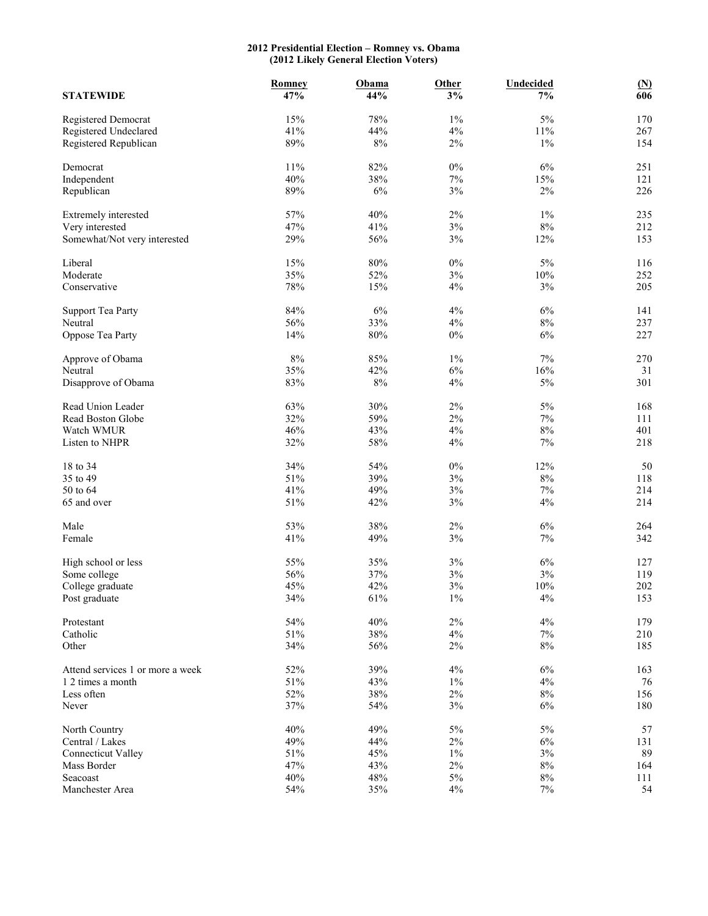**2012 Presidential Election – Romney vs. Obama**
**(2012 Likely General Election Voters)**

| STATEWIDE | Romney<br>**47%** | Obama<br>**44%** | Other<br>**3%** | Undecided<br>**7%** | (N)<br>**606** |
|---|---|---|---|---|---|
| Registered Democrat | 15% | 78% | 1% | 5% | 170 |
| Registered Undeclared | 41% | 44% | 4% | 11% | 267 |
| Registered Republican | 89% | 8% | 2% | 1% | 154 |
| | | | | | |
| Democrat | 11% | 82% | 0% | 6% | 251 |
| Independent | 40% | 38% | 7% | 15% | 121 |
| Republican | 89% | 6% | 3% | 2% | 226 |
| | | | | | |
| Extremely interested | 57% | 40% | 2% | 1% | 235 |
| Very interested | 47% | 41% | 3% | 8% | 212 |
| Somewhat/Not very interested | 29% | 56% | 3% | 12% | 153 |
| | | | | | |
| Liberal | 15% | 80% | 0% | 5% | 116 |
| Moderate | 35% | 52% | 3% | 10% | 252 |
| Conservative | 78% | 15% | 4% | 3% | 205 |
| | | | | | |
| Support Tea Party | 84% | 6% | 4% | 6% | 141 |
| Neutral | 56% | 33% | 4% | 8% | 237 |
| Oppose Tea Party | 14% | 80% | 0% | 6% | 227 |
| | | | | | |
| Approve of Obama | 8% | 85% | 1% | 7% | 270 |
| Neutral | 35% | 42% | 6% | 16% | 31 |
| Disapprove of Obama | 83% | 8% | 4% | 5% | 301 |
| | | | | | |
| Read Union Leader | 63% | 30% | 2% | 5% | 168 |
| Read Boston Globe | 32% | 59% | 2% | 7% | 111 |
| Watch WMUR | 46% | 43% | 4% | 8% | 401 |
| Listen to NHPR | 32% | 58% | 4% | 7% | 218 |
| | | | | | |
| 18 to 34 | 34% | 54% | 0% | 12% | 50 |
| 35 to 49 | 51% | 39% | 3% | 8% | 118 |
| 50 to 64 | 41% | 49% | 3% | 7% | 214 |
| 65 and over | 51% | 42% | 3% | 4% | 214 |
| | | | | | |
| Male | 53% | 38% | 2% | 6% | 264 |
| Female | 41% | 49% | 3% | 7% | 342 |
| | | | | | |
| High school or less | 55% | 35% | 3% | 6% | 127 |
| Some college | 56% | 37% | 3% | 3% | 119 |
| College graduate | 45% | 42% | 3% | 10% | 202 |
| Post graduate | 34% | 61% | 1% | 4% | 153 |
| | | | | | |
| Protestant | 54% | 40% | 2% | 4% | 179 |
| Catholic | 51% | 38% | 4% | 7% | 210 |
| Other | 34% | 56% | 2% | 8% | 185 |
| | | | | | |
| Attend services 1 or more a week | 52% | 39% | 4% | 6% | 163 |
| 1 2 times a month | 51% | 43% | 1% | 4% | 76 |
| Less often | 52% | 38% | 2% | 8% | 156 |
| Never | 37% | 54% | 3% | 6% | 180 |
| | | | | | |
| North Country | 40% | 49% | 5% | 5% | 57 |
| Central / Lakes | 49% | 44% | 2% | 6% | 131 |
| Connecticut Valley | 51% | 45% | 1% | 3% | 89 |
| Mass Border | 47% | 43% | 2% | 8% | 164 |
| Seacoast | 40% | 48% | 5% | 8% | 111 |
| Manchester Area | 54% | 35% | 4% | 7% | 54 |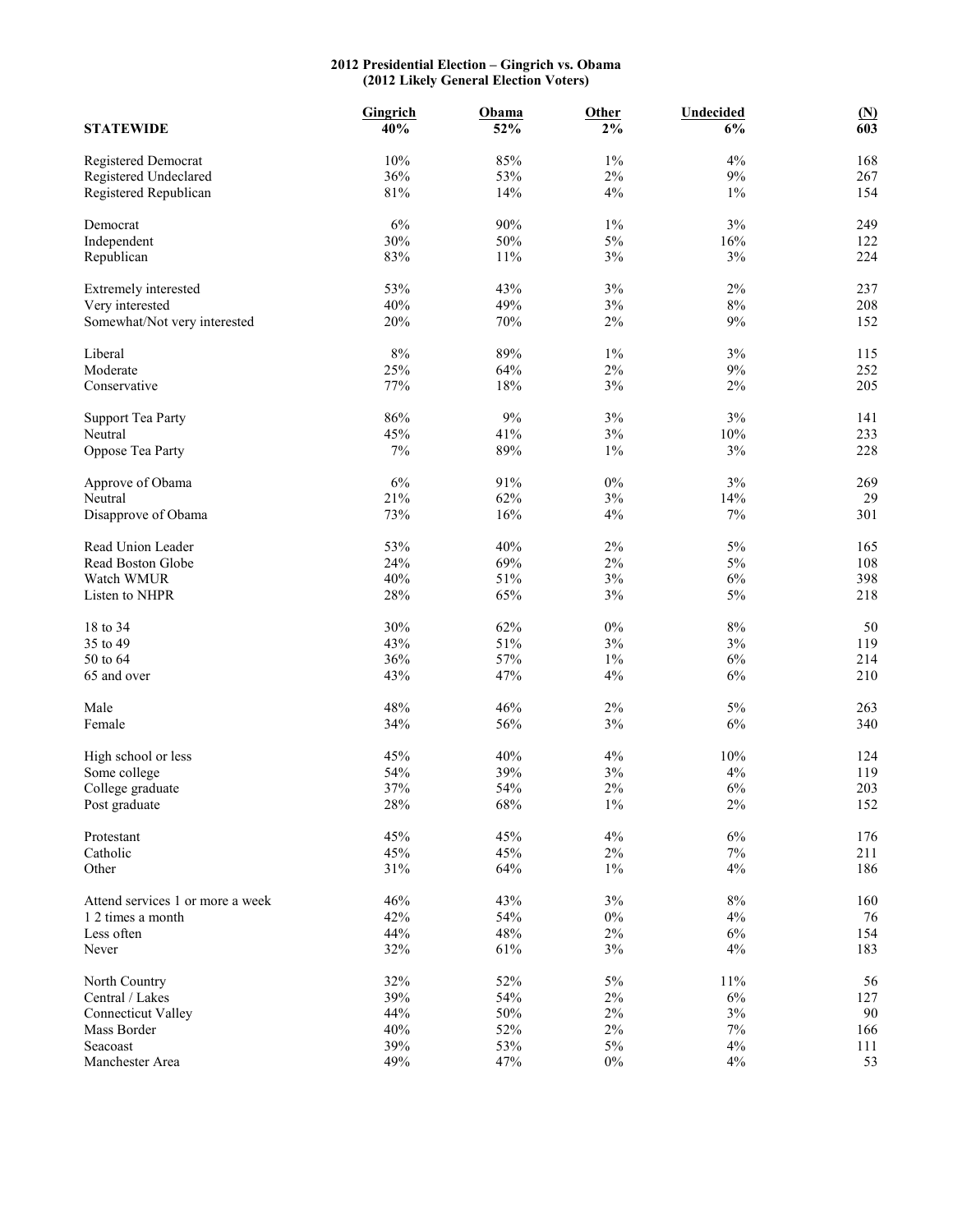**2012 Presidential Election – Gingrich vs. Obama**
**(2012 Likely General Election Voters)**

| STATEWIDE | Gingrich 40% | Obama 52% | Other 2% | Undecided 6% | (N) 603 |
|---|---|---|---|---|---|
| Registered Democrat | 10% | 85% | 1% | 4% | 168 |
| Registered Undeclared | 36% | 53% | 2% | 9% | 267 |
| Registered Republican | 81% | 14% | 4% | 1% | 154 |
| | | | | | |
| Democrat | 6% | 90% | 1% | 3% | 249 |
| Independent | 30% | 50% | 5% | 16% | 122 |
| Republican | 83% | 11% | 3% | 3% | 224 |
| | | | | | |
| Extremely interested | 53% | 43% | 3% | 2% | 237 |
| Very interested | 40% | 49% | 3% | 8% | 208 |
| Somewhat/Not very interested | 20% | 70% | 2% | 9% | 152 |
| | | | | | |
| Liberal | 8% | 89% | 1% | 3% | 115 |
| Moderate | 25% | 64% | 2% | 9% | 252 |
| Conservative | 77% | 18% | 3% | 2% | 205 |
| | | | | | |
| Support Tea Party | 86% | 9% | 3% | 3% | 141 |
| Neutral | 45% | 41% | 3% | 10% | 233 |
| Oppose Tea Party | 7% | 89% | 1% | 3% | 228 |
| | | | | | |
| Approve of Obama | 6% | 91% | 0% | 3% | 269 |
| Neutral | 21% | 62% | 3% | 14% | 29 |
| Disapprove of Obama | 73% | 16% | 4% | 7% | 301 |
| | | | | | |
| Read Union Leader | 53% | 40% | 2% | 5% | 165 |
| Read Boston Globe | 24% | 69% | 2% | 5% | 108 |
| Watch WMUR | 40% | 51% | 3% | 6% | 398 |
| Listen to NHPR | 28% | 65% | 3% | 5% | 218 |
| | | | | | |
| 18 to 34 | 30% | 62% | 0% | 8% | 50 |
| 35 to 49 | 43% | 51% | 3% | 3% | 119 |
| 50 to 64 | 36% | 57% | 1% | 6% | 214 |
| 65 and over | 43% | 47% | 4% | 6% | 210 |
| | | | | | |
| Male | 48% | 46% | 2% | 5% | 263 |
| Female | 34% | 56% | 3% | 6% | 340 |
| | | | | | |
| High school or less | 45% | 40% | 4% | 10% | 124 |
| Some college | 54% | 39% | 3% | 4% | 119 |
| College graduate | 37% | 54% | 2% | 6% | 203 |
| Post graduate | 28% | 68% | 1% | 2% | 152 |
| | | | | | |
| Protestant | 45% | 45% | 4% | 6% | 176 |
| Catholic | 45% | 45% | 2% | 7% | 211 |
| Other | 31% | 64% | 1% | 4% | 186 |
| | | | | | |
| Attend services 1 or more a week | 46% | 43% | 3% | 8% | 160 |
| 1 2 times a month | 42% | 54% | 0% | 4% | 76 |
| Less often | 44% | 48% | 2% | 6% | 154 |
| Never | 32% | 61% | 3% | 4% | 183 |
| | | | | | |
| North Country | 32% | 52% | 5% | 11% | 56 |
| Central / Lakes | 39% | 54% | 2% | 6% | 127 |
| Connecticut Valley | 44% | 50% | 2% | 3% | 90 |
| Mass Border | 40% | 52% | 2% | 7% | 166 |
| Seacoast | 39% | 53% | 5% | 4% | 111 |
| Manchester Area | 49% | 47% | 0% | 4% | 53 |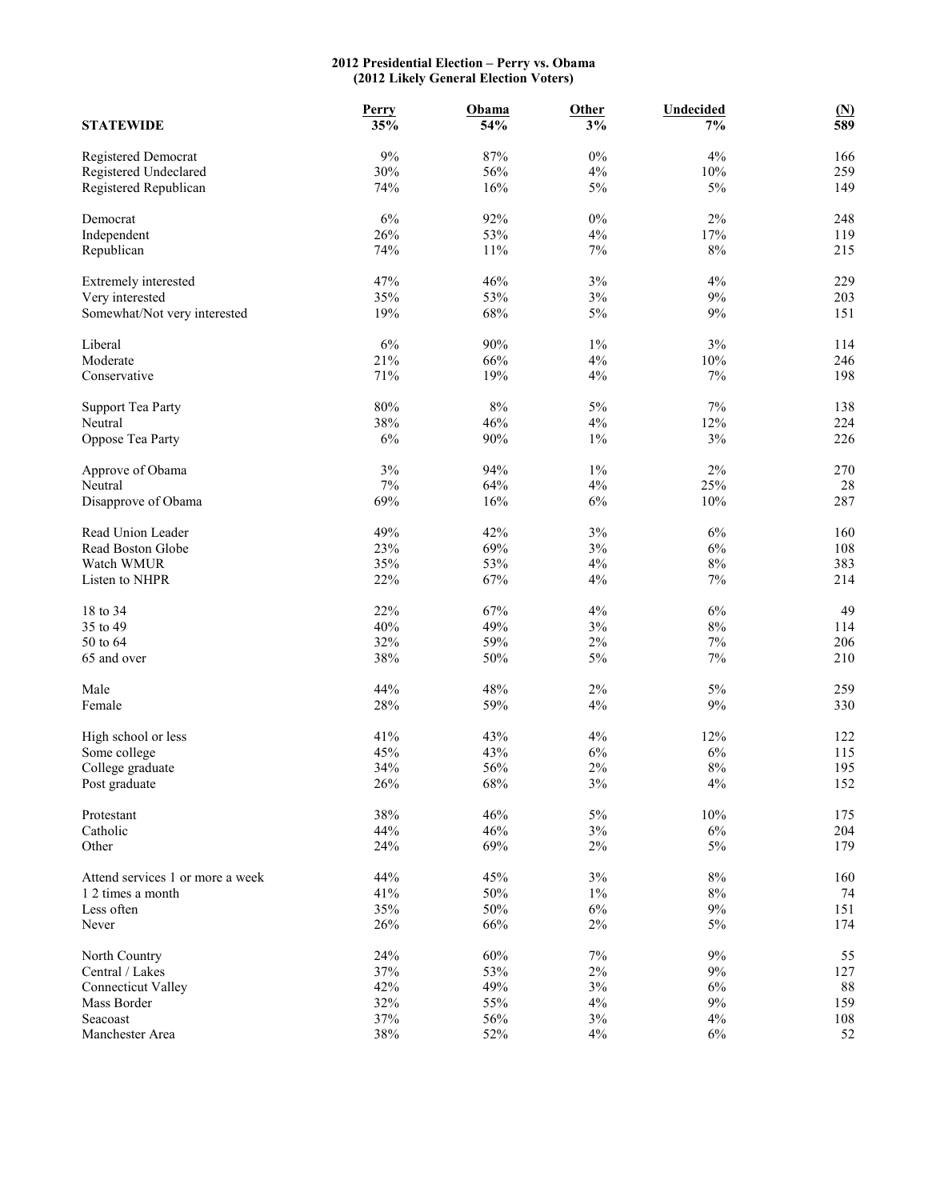**2012 Presidential Election – Perry vs. Obama**
**(2012 Likely General Election Voters)**

| | Perry | Obama | Other | Undecided | (N) |
|---|---|---|---|---|---|
| **STATEWIDE** | **35%** | **54%** | **3%** | **7%** | **589** |
| Registered Democrat | 9% | 87% | 0% | 4% | 166 |
| Registered Undeclared | 30% | 56% | 4% | 10% | 259 |
| Registered Republican | 74% | 16% | 5% | 5% | 149 |
| Democrat | 6% | 92% | 0% | 2% | 248 |
| Independent | 26% | 53% | 4% | 17% | 119 |
| Republican | 74% | 11% | 7% | 8% | 215 |
| Extremely interested | 47% | 46% | 3% | 4% | 229 |
| Very interested | 35% | 53% | 3% | 9% | 203 |
| Somewhat/Not very interested | 19% | 68% | 5% | 9% | 151 |
| Liberal | 6% | 90% | 1% | 3% | 114 |
| Moderate | 21% | 66% | 4% | 10% | 246 |
| Conservative | 71% | 19% | 4% | 7% | 198 |
| Support Tea Party | 80% | 8% | 5% | 7% | 138 |
| Neutral | 38% | 46% | 4% | 12% | 224 |
| Oppose Tea Party | 6% | 90% | 1% | 3% | 226 |
| Approve of Obama | 3% | 94% | 1% | 2% | 270 |
| Neutral | 7% | 64% | 4% | 25% | 28 |
| Disapprove of Obama | 69% | 16% | 6% | 10% | 287 |
| Read Union Leader | 49% | 42% | 3% | 6% | 160 |
| Read Boston Globe | 23% | 69% | 3% | 6% | 108 |
| Watch WMUR | 35% | 53% | 4% | 8% | 383 |
| Listen to NHPR | 22% | 67% | 4% | 7% | 214 |
| 18 to 34 | 22% | 67% | 4% | 6% | 49 |
| 35 to 49 | 40% | 49% | 3% | 8% | 114 |
| 50 to 64 | 32% | 59% | 2% | 7% | 206 |
| 65 and over | 38% | 50% | 5% | 7% | 210 |
| Male | 44% | 48% | 2% | 5% | 259 |
| Female | 28% | 59% | 4% | 9% | 330 |
| High school or less | 41% | 43% | 4% | 12% | 122 |
| Some college | 45% | 43% | 6% | 6% | 115 |
| College graduate | 34% | 56% | 2% | 8% | 195 |
| Post graduate | 26% | 68% | 3% | 4% | 152 |
| Protestant | 38% | 46% | 5% | 10% | 175 |
| Catholic | 44% | 46% | 3% | 6% | 204 |
| Other | 24% | 69% | 2% | 5% | 179 |
| Attend services 1 or more a week | 44% | 45% | 3% | 8% | 160 |
| 1 2 times a month | 41% | 50% | 1% | 8% | 74 |
| Less often | 35% | 50% | 6% | 9% | 151 |
| Never | 26% | 66% | 2% | 5% | 174 |
| North Country | 24% | 60% | 7% | 9% | 55 |
| Central / Lakes | 37% | 53% | 2% | 9% | 127 |
| Connecticut Valley | 42% | 49% | 3% | 6% | 88 |
| Mass Border | 32% | 55% | 4% | 9% | 159 |
| Seacoast | 37% | 56% | 3% | 4% | 108 |
| Manchester Area | 38% | 52% | 4% | 6% | 52 |